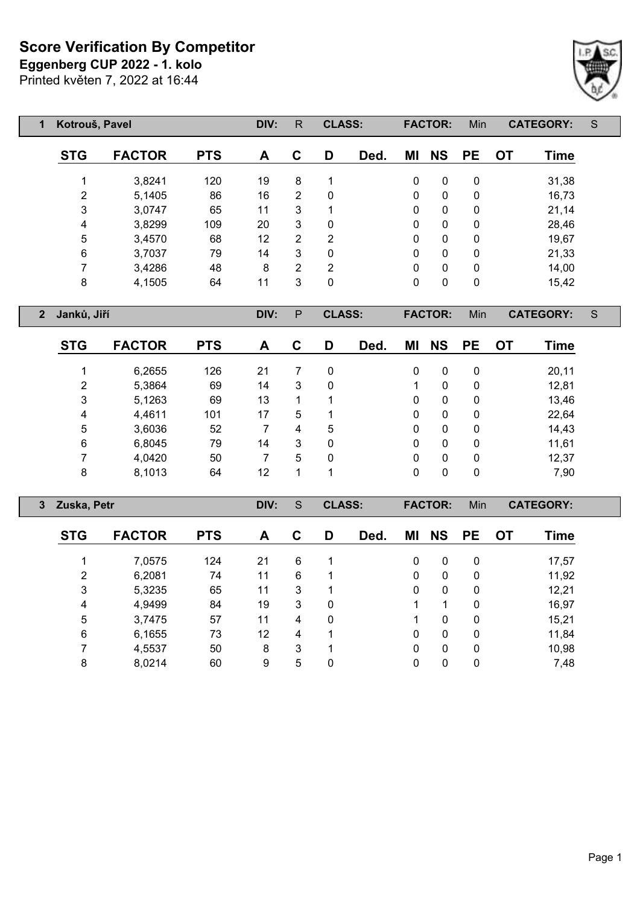# Score Verification By Competitor

**Eggenberg CUP 2022 - 1. kolo**

Printed květen 7, 2022 at 16:44

| 1 | Kotrouš, Pavel | | DIV: | R | CLASS: | | FACTOR: | Min | CATEGORY: | S |
|---|---|---|---|---|---|---|---|---|---|---|

| STG | FACTOR | PTS | A | C | D | Ded. | MI | NS | PE | OT | Time |
|---|---|---|---|---|---|---|---|---|---|---|---|
| 1 | 3,8241 | 120 | 19 | 8 | 1 | | 0 | 0 | 0 | | 31,38 |
| 2 | 5,1405 | 86 | 16 | 2 | 0 | | 0 | 0 | 0 | | 16,73 |
| 3 | 3,0747 | 65 | 11 | 3 | 1 | | 0 | 0 | 0 | | 21,14 |
| 4 | 3,8299 | 109 | 20 | 3 | 0 | | 0 | 0 | 0 | | 28,46 |
| 5 | 3,4570 | 68 | 12 | 2 | 2 | | 0 | 0 | 0 | | 19,67 |
| 6 | 3,7037 | 79 | 14 | 3 | 0 | | 0 | 0 | 0 | | 21,33 |
| 7 | 3,4286 | 48 | 8 | 2 | 2 | | 0 | 0 | 0 | | 14,00 |
| 8 | 4,1505 | 64 | 11 | 3 | 0 | | 0 | 0 | 0 | | 15,42 |

| 2 | Janků, Jiří | | DIV: | P | CLASS: | | FACTOR: | Min | CATEGORY: | S |
|---|---|---|---|---|---|---|---|---|---|---|

| STG | FACTOR | PTS | A | C | D | Ded. | MI | NS | PE | OT | Time |
|---|---|---|---|---|---|---|---|---|---|---|---|
| 1 | 6,2655 | 126 | 21 | 7 | 0 | | 0 | 0 | 0 | | 20,11 |
| 2 | 5,3864 | 69 | 14 | 3 | 0 | | 1 | 0 | 0 | | 12,81 |
| 3 | 5,1263 | 69 | 13 | 1 | 1 | | 0 | 0 | 0 | | 13,46 |
| 4 | 4,4611 | 101 | 17 | 5 | 1 | | 0 | 0 | 0 | | 22,64 |
| 5 | 3,6036 | 52 | 7 | 4 | 5 | | 0 | 0 | 0 | | 14,43 |
| 6 | 6,8045 | 79 | 14 | 3 | 0 | | 0 | 0 | 0 | | 11,61 |
| 7 | 4,0420 | 50 | 7 | 5 | 0 | | 0 | 0 | 0 | | 12,37 |
| 8 | 8,1013 | 64 | 12 | 1 | 1 | | 0 | 0 | 0 | | 7,90 |

| 3 | Zuska, Petr | | DIV: | S | CLASS: | | FACTOR: | Min | CATEGORY: | |
|---|---|---|---|---|---|---|---|---|---|---|

| STG | FACTOR | PTS | A | C | D | Ded. | MI | NS | PE | OT | Time |
|---|---|---|---|---|---|---|---|---|---|---|---|
| 1 | 7,0575 | 124 | 21 | 6 | 1 | | 0 | 0 | 0 | | 17,57 |
| 2 | 6,2081 | 74 | 11 | 6 | 1 | | 0 | 0 | 0 | | 11,92 |
| 3 | 5,3235 | 65 | 11 | 3 | 1 | | 0 | 0 | 0 | | 12,21 |
| 4 | 4,9499 | 84 | 19 | 3 | 0 | | 1 | 1 | 0 | | 16,97 |
| 5 | 3,7475 | 57 | 11 | 4 | 0 | | 1 | 0 | 0 | | 15,21 |
| 6 | 6,1655 | 73 | 12 | 4 | 1 | | 0 | 0 | 0 | | 11,84 |
| 7 | 4,5537 | 50 | 8 | 3 | 1 | | 0 | 0 | 0 | | 10,98 |
| 8 | 8,0214 | 60 | 9 | 5 | 0 | | 0 | 0 | 0 | | 7,48 |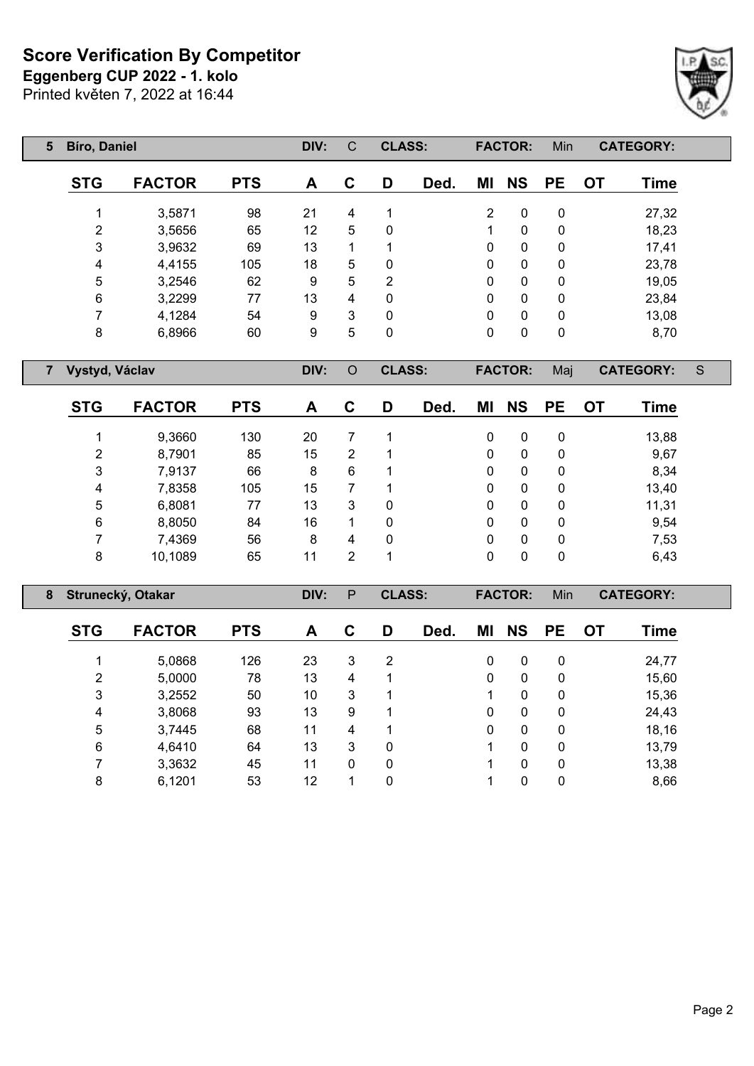# Score Verification By Competitor

**Eggenberg CUP 2022 - 1. kolo**

Printed květen 7, 2022 at 16:44

| 5 | Bíro, Daniel | | DIV: | C | CLASS: | | FACTOR: | Min | | CATEGORY: | |
|---|---|---|---|---|---|---|---|---|---|---|---|

| STG | FACTOR | PTS | A | C | D | Ded. | MI | NS | PE | OT | Time |
|---|---|---|---|---|---|---|---|---|---|---|---|
| 1 | 3,5871 | 98 | 21 | 4 | 1 | | 2 | 0 | 0 | | 27,32 |
| 2 | 3,5656 | 65 | 12 | 5 | 0 | | 1 | 0 | 0 | | 18,23 |
| 3 | 3,9632 | 69 | 13 | 1 | 1 | | 0 | 0 | 0 | | 17,41 |
| 4 | 4,4155 | 105 | 18 | 5 | 0 | | 0 | 0 | 0 | | 23,78 |
| 5 | 3,2546 | 62 | 9 | 5 | 2 | | 0 | 0 | 0 | | 19,05 |
| 6 | 3,2299 | 77 | 13 | 4 | 0 | | 0 | 0 | 0 | | 23,84 |
| 7 | 4,1284 | 54 | 9 | 3 | 0 | | 0 | 0 | 0 | | 13,08 |
| 8 | 6,8966 | 60 | 9 | 5 | 0 | | 0 | 0 | 0 | | 8,70 |

| 7 | Vystyd, Václav | | DIV: | O | CLASS: | | FACTOR: | Maj | | CATEGORY: | S |
|---|---|---|---|---|---|---|---|---|---|---|---|

| STG | FACTOR | PTS | A | C | D | Ded. | MI | NS | PE | OT | Time |
|---|---|---|---|---|---|---|---|---|---|---|---|
| 1 | 9,3660 | 130 | 20 | 7 | 1 | | 0 | 0 | 0 | | 13,88 |
| 2 | 8,7901 | 85 | 15 | 2 | 1 | | 0 | 0 | 0 | | 9,67 |
| 3 | 7,9137 | 66 | 8 | 6 | 1 | | 0 | 0 | 0 | | 8,34 |
| 4 | 7,8358 | 105 | 15 | 7 | 1 | | 0 | 0 | 0 | | 13,40 |
| 5 | 6,8081 | 77 | 13 | 3 | 0 | | 0 | 0 | 0 | | 11,31 |
| 6 | 8,8050 | 84 | 16 | 1 | 0 | | 0 | 0 | 0 | | 9,54 |
| 7 | 7,4369 | 56 | 8 | 4 | 0 | | 0 | 0 | 0 | | 7,53 |
| 8 | 10,1089 | 65 | 11 | 2 | 1 | | 0 | 0 | 0 | | 6,43 |

| 8 | Strunecký, Otakar | | DIV: | P | CLASS: | | FACTOR: | Min | | CATEGORY: | |
|---|---|---|---|---|---|---|---|---|---|---|---|

| STG | FACTOR | PTS | A | C | D | Ded. | MI | NS | PE | OT | Time |
|---|---|---|---|---|---|---|---|---|---|---|---|
| 1 | 5,0868 | 126 | 23 | 3 | 2 | | 0 | 0 | 0 | | 24,77 |
| 2 | 5,0000 | 78 | 13 | 4 | 1 | | 0 | 0 | 0 | | 15,60 |
| 3 | 3,2552 | 50 | 10 | 3 | 1 | | 1 | 0 | 0 | | 15,36 |
| 4 | 3,8068 | 93 | 13 | 9 | 1 | | 0 | 0 | 0 | | 24,43 |
| 5 | 3,7445 | 68 | 11 | 4 | 1 | | 0 | 0 | 0 | | 18,16 |
| 6 | 4,6410 | 64 | 13 | 3 | 0 | | 1 | 0 | 0 | | 13,79 |
| 7 | 3,3632 | 45 | 11 | 0 | 0 | | 1 | 0 | 0 | | 13,38 |
| 8 | 6,1201 | 53 | 12 | 1 | 0 | | 1 | 0 | 0 | | 8,66 |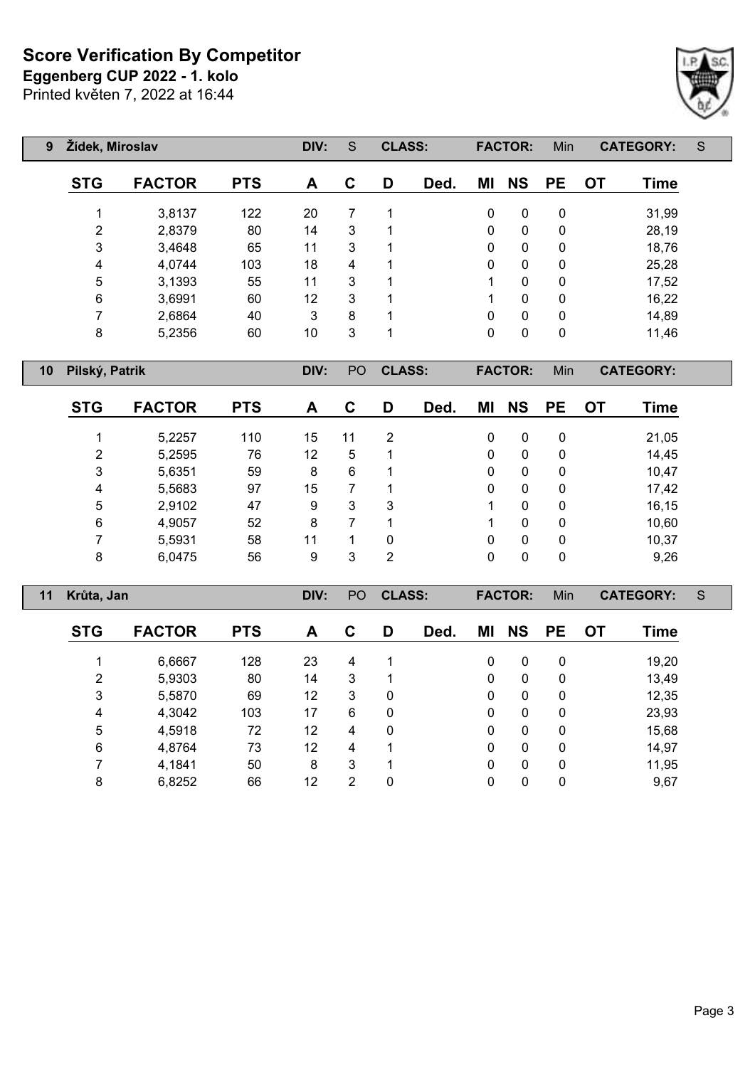# Score Verification By Competitor

**Eggenberg CUP 2022 - 1. kolo**

Printed květen 7, 2022 at 16:44

**9 Žídek, Miroslav** — DIV: S — CLASS: — FACTOR: Min — CATEGORY: S

| STG | FACTOR | PTS | A | C | D | Ded. | MI | NS | PE | OT | Time |
|---|---|---|---|---|---|---|---|---|---|---|---|
| 1 | 3,8137 | 122 | 20 | 7 | 1 | | 0 | 0 | 0 | | 31,99 |
| 2 | 2,8379 | 80 | 14 | 3 | 1 | | 0 | 0 | 0 | | 28,19 |
| 3 | 3,4648 | 65 | 11 | 3 | 1 | | 0 | 0 | 0 | | 18,76 |
| 4 | 4,0744 | 103 | 18 | 4 | 1 | | 0 | 0 | 0 | | 25,28 |
| 5 | 3,1393 | 55 | 11 | 3 | 1 | | 1 | 0 | 0 | | 17,52 |
| 6 | 3,6991 | 60 | 12 | 3 | 1 | | 1 | 0 | 0 | | 16,22 |
| 7 | 2,6864 | 40 | 3 | 8 | 1 | | 0 | 0 | 0 | | 14,89 |
| 8 | 5,2356 | 60 | 10 | 3 | 1 | | 0 | 0 | 0 | | 11,46 |

**10 Pilský, Patrik** — DIV: PO — CLASS: — FACTOR: Min — CATEGORY:

| STG | FACTOR | PTS | A | C | D | Ded. | MI | NS | PE | OT | Time |
|---|---|---|---|---|---|---|---|---|---|---|---|
| 1 | 5,2257 | 110 | 15 | 11 | 2 | | 0 | 0 | 0 | | 21,05 |
| 2 | 5,2595 | 76 | 12 | 5 | 1 | | 0 | 0 | 0 | | 14,45 |
| 3 | 5,6351 | 59 | 8 | 6 | 1 | | 0 | 0 | 0 | | 10,47 |
| 4 | 5,5683 | 97 | 15 | 7 | 1 | | 0 | 0 | 0 | | 17,42 |
| 5 | 2,9102 | 47 | 9 | 3 | 3 | | 1 | 0 | 0 | | 16,15 |
| 6 | 4,9057 | 52 | 8 | 7 | 1 | | 1 | 0 | 0 | | 10,60 |
| 7 | 5,5931 | 58 | 11 | 1 | 0 | | 0 | 0 | 0 | | 10,37 |
| 8 | 6,0475 | 56 | 9 | 3 | 2 | | 0 | 0 | 0 | | 9,26 |

**11 Krůta, Jan** — DIV: PO — CLASS: — FACTOR: Min — CATEGORY: S

| STG | FACTOR | PTS | A | C | D | Ded. | MI | NS | PE | OT | Time |
|---|---|---|---|---|---|---|---|---|---|---|---|
| 1 | 6,6667 | 128 | 23 | 4 | 1 | | 0 | 0 | 0 | | 19,20 |
| 2 | 5,9303 | 80 | 14 | 3 | 1 | | 0 | 0 | 0 | | 13,49 |
| 3 | 5,5870 | 69 | 12 | 3 | 0 | | 0 | 0 | 0 | | 12,35 |
| 4 | 4,3042 | 103 | 17 | 6 | 0 | | 0 | 0 | 0 | | 23,93 |
| 5 | 4,5918 | 72 | 12 | 4 | 0 | | 0 | 0 | 0 | | 15,68 |
| 6 | 4,8764 | 73 | 12 | 4 | 1 | | 0 | 0 | 0 | | 14,97 |
| 7 | 4,1841 | 50 | 8 | 3 | 1 | | 0 | 0 | 0 | | 11,95 |
| 8 | 6,8252 | 66 | 12 | 2 | 0 | | 0 | 0 | 0 | | 9,67 |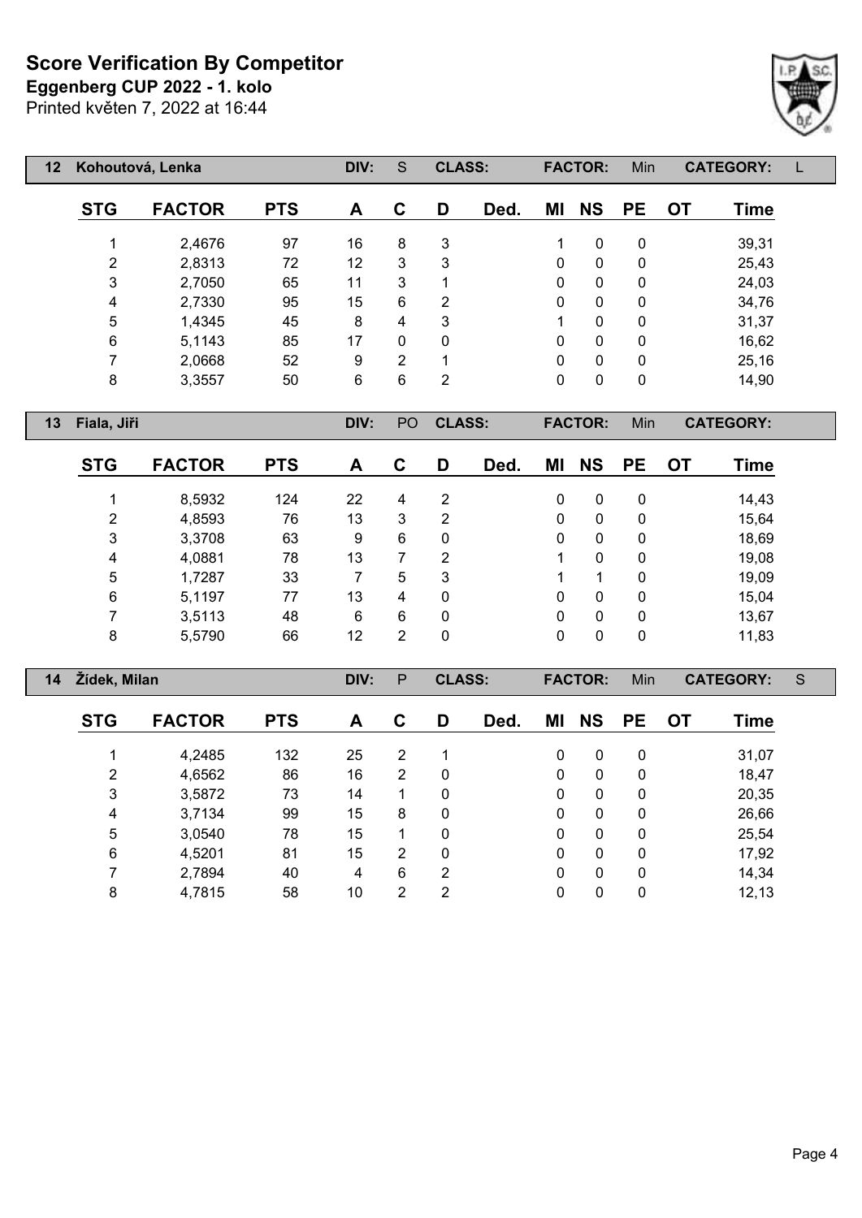# Score Verification By Competitor

**Eggenberg CUP 2022 - 1. kolo**

Printed květen 7, 2022 at 16:44

| 12 | Kohoutová, Lenka | | DIV: | S | CLASS: | | FACTOR: | Min | CATEGORY: | L |
|---|---|---|---|---|---|---|---|---|---|---|

| STG | FACTOR | PTS | A | C | D | Ded. | MI | NS | PE | OT | Time |
|---|---|---|---|---|---|---|---|---|---|---|---|
| 1 | 2,4676 | 97 | 16 | 8 | 3 | | 1 | 0 | 0 | | 39,31 |
| 2 | 2,8313 | 72 | 12 | 3 | 3 | | 0 | 0 | 0 | | 25,43 |
| 3 | 2,7050 | 65 | 11 | 3 | 1 | | 0 | 0 | 0 | | 24,03 |
| 4 | 2,7330 | 95 | 15 | 6 | 2 | | 0 | 0 | 0 | | 34,76 |
| 5 | 1,4345 | 45 | 8 | 4 | 3 | | 1 | 0 | 0 | | 31,37 |
| 6 | 5,1143 | 85 | 17 | 0 | 0 | | 0 | 0 | 0 | | 16,62 |
| 7 | 2,0668 | 52 | 9 | 2 | 1 | | 0 | 0 | 0 | | 25,16 |
| 8 | 3,3557 | 50 | 6 | 6 | 2 | | 0 | 0 | 0 | | 14,90 |

| 13 | Fiala, Jiři | | DIV: | PO | CLASS: | | FACTOR: | Min | CATEGORY: | |
|---|---|---|---|---|---|---|---|---|---|---|

| STG | FACTOR | PTS | A | C | D | Ded. | MI | NS | PE | OT | Time |
|---|---|---|---|---|---|---|---|---|---|---|---|
| 1 | 8,5932 | 124 | 22 | 4 | 2 | | 0 | 0 | 0 | | 14,43 |
| 2 | 4,8593 | 76 | 13 | 3 | 2 | | 0 | 0 | 0 | | 15,64 |
| 3 | 3,3708 | 63 | 9 | 6 | 0 | | 0 | 0 | 0 | | 18,69 |
| 4 | 4,0881 | 78 | 13 | 7 | 2 | | 1 | 0 | 0 | | 19,08 |
| 5 | 1,7287 | 33 | 7 | 5 | 3 | | 1 | 1 | 0 | | 19,09 |
| 6 | 5,1197 | 77 | 13 | 4 | 0 | | 0 | 0 | 0 | | 15,04 |
| 7 | 3,5113 | 48 | 6 | 6 | 0 | | 0 | 0 | 0 | | 13,67 |
| 8 | 5,5790 | 66 | 12 | 2 | 0 | | 0 | 0 | 0 | | 11,83 |

| 14 | Žídek, Milan | | DIV: | P | CLASS: | | FACTOR: | Min | CATEGORY: | S |
|---|---|---|---|---|---|---|---|---|---|---|

| STG | FACTOR | PTS | A | C | D | Ded. | MI | NS | PE | OT | Time |
|---|---|---|---|---|---|---|---|---|---|---|---|
| 1 | 4,2485 | 132 | 25 | 2 | 1 | | 0 | 0 | 0 | | 31,07 |
| 2 | 4,6562 | 86 | 16 | 2 | 0 | | 0 | 0 | 0 | | 18,47 |
| 3 | 3,5872 | 73 | 14 | 1 | 0 | | 0 | 0 | 0 | | 20,35 |
| 4 | 3,7134 | 99 | 15 | 8 | 0 | | 0 | 0 | 0 | | 26,66 |
| 5 | 3,0540 | 78 | 15 | 1 | 0 | | 0 | 0 | 0 | | 25,54 |
| 6 | 4,5201 | 81 | 15 | 2 | 0 | | 0 | 0 | 0 | | 17,92 |
| 7 | 2,7894 | 40 | 4 | 6 | 2 | | 0 | 0 | 0 | | 14,34 |
| 8 | 4,7815 | 58 | 10 | 2 | 2 | | 0 | 0 | 0 | | 12,13 |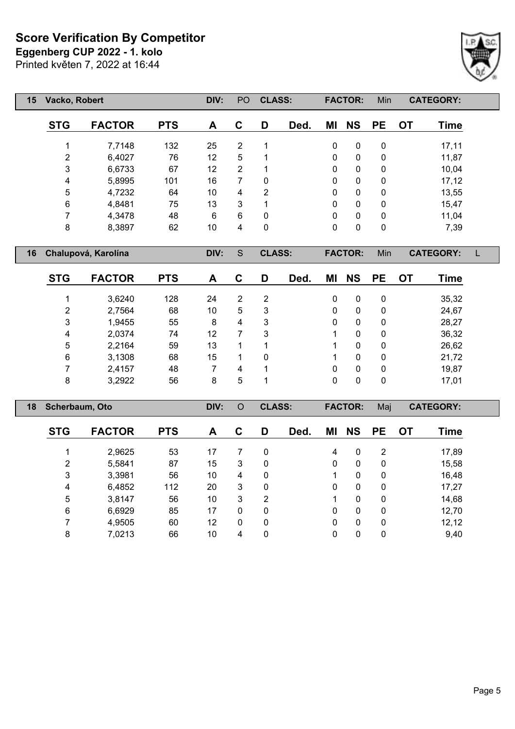# Score Verification By Competitor

**Eggenberg CUP 2022 - 1. kolo**

Printed květen 7, 2022 at 16:44

| 15 | Vacko, Robert | DIV: | PO | CLASS: | | FACTOR: | Min | CATEGORY: |
|---|---|---|---|---|---|---|---|---|

| STG | FACTOR | PTS | A | C | D | Ded. | MI | NS | PE | OT | Time |
|---|---|---|---|---|---|---|---|---|---|---|---|
| 1 | 7,7148 | 132 | 25 | 2 | 1 | | 0 | 0 | 0 | | 17,11 |
| 2 | 6,4027 | 76 | 12 | 5 | 1 | | 0 | 0 | 0 | | 11,87 |
| 3 | 6,6733 | 67 | 12 | 2 | 1 | | 0 | 0 | 0 | | 10,04 |
| 4 | 5,8995 | 101 | 16 | 7 | 0 | | 0 | 0 | 0 | | 17,12 |
| 5 | 4,7232 | 64 | 10 | 4 | 2 | | 0 | 0 | 0 | | 13,55 |
| 6 | 4,8481 | 75 | 13 | 3 | 1 | | 0 | 0 | 0 | | 15,47 |
| 7 | 4,3478 | 48 | 6 | 6 | 0 | | 0 | 0 | 0 | | 11,04 |
| 8 | 8,3897 | 62 | 10 | 4 | 0 | | 0 | 0 | 0 | | 7,39 |

| 16 | Chalupová, Karolína | DIV: | S | CLASS: | | FACTOR: | Min | CATEGORY: | L |
|---|---|---|---|---|---|---|---|---|---|

| STG | FACTOR | PTS | A | C | D | Ded. | MI | NS | PE | OT | Time |
|---|---|---|---|---|---|---|---|---|---|---|---|
| 1 | 3,6240 | 128 | 24 | 2 | 2 | | 0 | 0 | 0 | | 35,32 |
| 2 | 2,7564 | 68 | 10 | 5 | 3 | | 0 | 0 | 0 | | 24,67 |
| 3 | 1,9455 | 55 | 8 | 4 | 3 | | 0 | 0 | 0 | | 28,27 |
| 4 | 2,0374 | 74 | 12 | 7 | 3 | | 1 | 0 | 0 | | 36,32 |
| 5 | 2,2164 | 59 | 13 | 1 | 1 | | 1 | 0 | 0 | | 26,62 |
| 6 | 3,1308 | 68 | 15 | 1 | 0 | | 1 | 0 | 0 | | 21,72 |
| 7 | 2,4157 | 48 | 7 | 4 | 1 | | 0 | 0 | 0 | | 19,87 |
| 8 | 3,2922 | 56 | 8 | 5 | 1 | | 0 | 0 | 0 | | 17,01 |

| 18 | Scherbaum, Oto | DIV: | O | CLASS: | | FACTOR: | Maj | CATEGORY: |
|---|---|---|---|---|---|---|---|---|

| STG | FACTOR | PTS | A | C | D | Ded. | MI | NS | PE | OT | Time |
|---|---|---|---|---|---|---|---|---|---|---|---|
| 1 | 2,9625 | 53 | 17 | 7 | 0 | | 4 | 0 | 2 | | 17,89 |
| 2 | 5,5841 | 87 | 15 | 3 | 0 | | 0 | 0 | 0 | | 15,58 |
| 3 | 3,3981 | 56 | 10 | 4 | 0 | | 1 | 0 | 0 | | 16,48 |
| 4 | 6,4852 | 112 | 20 | 3 | 0 | | 0 | 0 | 0 | | 17,27 |
| 5 | 3,8147 | 56 | 10 | 3 | 2 | | 1 | 0 | 0 | | 14,68 |
| 6 | 6,6929 | 85 | 17 | 0 | 0 | | 0 | 0 | 0 | | 12,70 |
| 7 | 4,9505 | 60 | 12 | 0 | 0 | | 0 | 0 | 0 | | 12,12 |
| 8 | 7,0213 | 66 | 10 | 4 | 0 | | 0 | 0 | 0 | | 9,40 |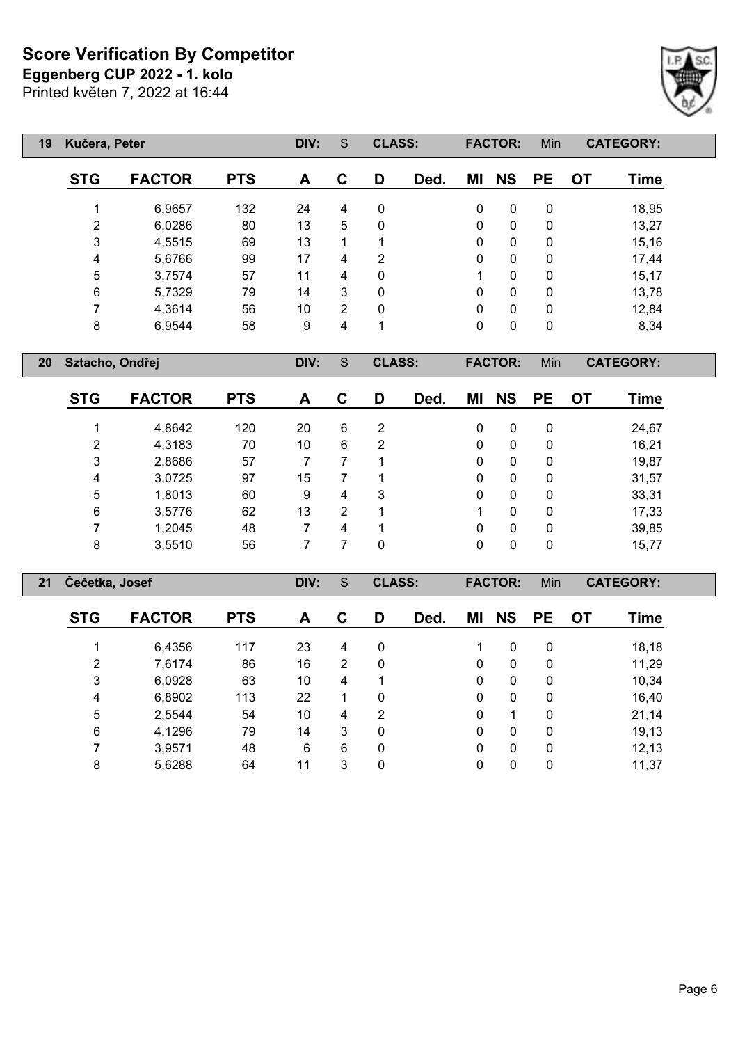# Score Verification By Competitor

**Eggenberg CUP 2022 - 1. kolo**

Printed květen 7, 2022 at 16:44

| 19 | Kučera, Peter | | DIV: | S | CLASS: | | FACTOR: | | Min | | CATEGORY: |
|---|---|---|---|---|---|---|---|---|---|---|---|
| **STG** | **FACTOR** | **PTS** | **A** | **C** | **D** | **Ded.** | **MI** | **NS** | **PE** | **OT** | **Time** |
| 1 | 6,9657 | 132 | 24 | 4 | 0 | | 0 | 0 | 0 | | 18,95 |
| 2 | 6,0286 | 80 | 13 | 5 | 0 | | 0 | 0 | 0 | | 13,27 |
| 3 | 4,5515 | 69 | 13 | 1 | 1 | | 0 | 0 | 0 | | 15,16 |
| 4 | 5,6766 | 99 | 17 | 4 | 2 | | 0 | 0 | 0 | | 17,44 |
| 5 | 3,7574 | 57 | 11 | 4 | 0 | | 1 | 0 | 0 | | 15,17 |
| 6 | 5,7329 | 79 | 14 | 3 | 0 | | 0 | 0 | 0 | | 13,78 |
| 7 | 4,3614 | 56 | 10 | 2 | 0 | | 0 | 0 | 0 | | 12,84 |
| 8 | 6,9544 | 58 | 9 | 4 | 1 | | 0 | 0 | 0 | | 8,34 |

| 20 | Sztacho, Ondřej | | DIV: | S | CLASS: | | FACTOR: | | Min | | CATEGORY: |
|---|---|---|---|---|---|---|---|---|---|---|---|
| **STG** | **FACTOR** | **PTS** | **A** | **C** | **D** | **Ded.** | **MI** | **NS** | **PE** | **OT** | **Time** |
| 1 | 4,8642 | 120 | 20 | 6 | 2 | | 0 | 0 | 0 | | 24,67 |
| 2 | 4,3183 | 70 | 10 | 6 | 2 | | 0 | 0 | 0 | | 16,21 |
| 3 | 2,8686 | 57 | 7 | 7 | 1 | | 0 | 0 | 0 | | 19,87 |
| 4 | 3,0725 | 97 | 15 | 7 | 1 | | 0 | 0 | 0 | | 31,57 |
| 5 | 1,8013 | 60 | 9 | 4 | 3 | | 0 | 0 | 0 | | 33,31 |
| 6 | 3,5776 | 62 | 13 | 2 | 1 | | 1 | 0 | 0 | | 17,33 |
| 7 | 1,2045 | 48 | 7 | 4 | 1 | | 0 | 0 | 0 | | 39,85 |
| 8 | 3,5510 | 56 | 7 | 7 | 0 | | 0 | 0 | 0 | | 15,77 |

| 21 | Čečetka, Josef | | DIV: | S | CLASS: | | FACTOR: | | Min | | CATEGORY: |
|---|---|---|---|---|---|---|---|---|---|---|---|
| **STG** | **FACTOR** | **PTS** | **A** | **C** | **D** | **Ded.** | **MI** | **NS** | **PE** | **OT** | **Time** |
| 1 | 6,4356 | 117 | 23 | 4 | 0 | | 1 | 0 | 0 | | 18,18 |
| 2 | 7,6174 | 86 | 16 | 2 | 0 | | 0 | 0 | 0 | | 11,29 |
| 3 | 6,0928 | 63 | 10 | 4 | 1 | | 0 | 0 | 0 | | 10,34 |
| 4 | 6,8902 | 113 | 22 | 1 | 0 | | 0 | 0 | 0 | | 16,40 |
| 5 | 2,5544 | 54 | 10 | 4 | 2 | | 0 | 1 | 0 | | 21,14 |
| 6 | 4,1296 | 79 | 14 | 3 | 0 | | 0 | 0 | 0 | | 19,13 |
| 7 | 3,9571 | 48 | 6 | 6 | 0 | | 0 | 0 | 0 | | 12,13 |
| 8 | 5,6288 | 64 | 11 | 3 | 0 | | 0 | 0 | 0 | | 11,37 |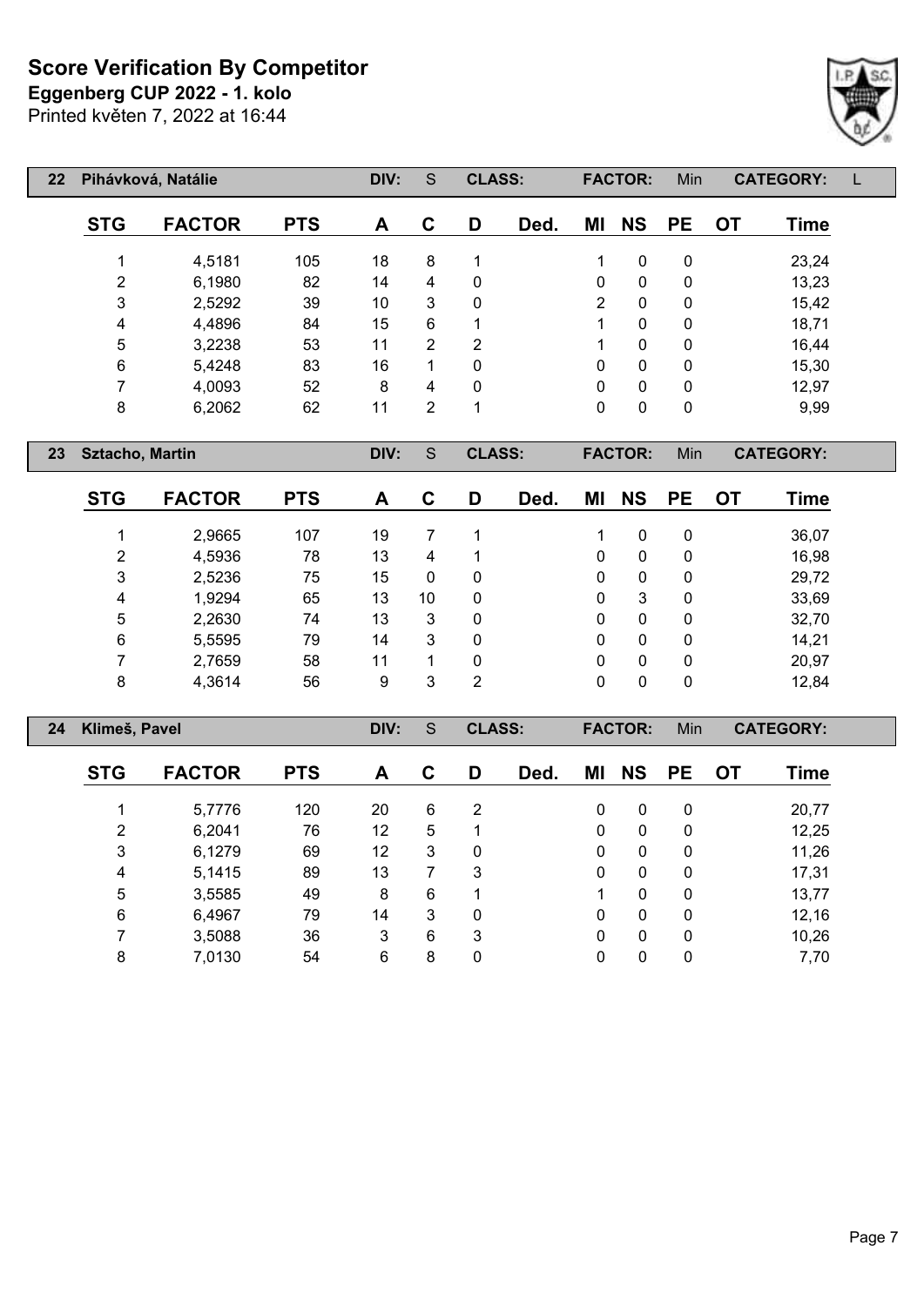# Score Verification By Competitor

**Eggenberg CUP 2022 - 1. kolo**

Printed květen 7, 2022 at 16:44

| 22 | Pihávková, Natálie | | DIV: | S | CLASS: | | FACTOR: | Min | | CATEGORY: | L |
|---|---|---|---|---|---|---|---|---|---|---|---|

| STG | FACTOR | PTS | A | C | D | Ded. | MI | NS | PE | OT | Time |
|---|---|---|---|---|---|---|---|---|---|---|---|
| 1 | 4,5181 | 105 | 18 | 8 | 1 | | 1 | 0 | 0 | | 23,24 |
| 2 | 6,1980 | 82 | 14 | 4 | 0 | | 0 | 0 | 0 | | 13,23 |
| 3 | 2,5292 | 39 | 10 | 3 | 0 | | 2 | 0 | 0 | | 15,42 |
| 4 | 4,4896 | 84 | 15 | 6 | 1 | | 1 | 0 | 0 | | 18,71 |
| 5 | 3,2238 | 53 | 11 | 2 | 2 | | 1 | 0 | 0 | | 16,44 |
| 6 | 5,4248 | 83 | 16 | 1 | 0 | | 0 | 0 | 0 | | 15,30 |
| 7 | 4,0093 | 52 | 8 | 4 | 0 | | 0 | 0 | 0 | | 12,97 |
| 8 | 6,2062 | 62 | 11 | 2 | 1 | | 0 | 0 | 0 | | 9,99 |

| 23 | Sztacho, Martin | | DIV: | S | CLASS: | | FACTOR: | Min | | CATEGORY: | |
|---|---|---|---|---|---|---|---|---|---|---|---|

| STG | FACTOR | PTS | A | C | D | Ded. | MI | NS | PE | OT | Time |
|---|---|---|---|---|---|---|---|---|---|---|---|
| 1 | 2,9665 | 107 | 19 | 7 | 1 | | 1 | 0 | 0 | | 36,07 |
| 2 | 4,5936 | 78 | 13 | 4 | 1 | | 0 | 0 | 0 | | 16,98 |
| 3 | 2,5236 | 75 | 15 | 0 | 0 | | 0 | 0 | 0 | | 29,72 |
| 4 | 1,9294 | 65 | 13 | 10 | 0 | | 0 | 3 | 0 | | 33,69 |
| 5 | 2,2630 | 74 | 13 | 3 | 0 | | 0 | 0 | 0 | | 32,70 |
| 6 | 5,5595 | 79 | 14 | 3 | 0 | | 0 | 0 | 0 | | 14,21 |
| 7 | 2,7659 | 58 | 11 | 1 | 0 | | 0 | 0 | 0 | | 20,97 |
| 8 | 4,3614 | 56 | 9 | 3 | 2 | | 0 | 0 | 0 | | 12,84 |

| 24 | Klimeš, Pavel | | DIV: | S | CLASS: | | FACTOR: | Min | | CATEGORY: | |
|---|---|---|---|---|---|---|---|---|---|---|---|

| STG | FACTOR | PTS | A | C | D | Ded. | MI | NS | PE | OT | Time |
|---|---|---|---|---|---|---|---|---|---|---|---|
| 1 | 5,7776 | 120 | 20 | 6 | 2 | | 0 | 0 | 0 | | 20,77 |
| 2 | 6,2041 | 76 | 12 | 5 | 1 | | 0 | 0 | 0 | | 12,25 |
| 3 | 6,1279 | 69 | 12 | 3 | 0 | | 0 | 0 | 0 | | 11,26 |
| 4 | 5,1415 | 89 | 13 | 7 | 3 | | 0 | 0 | 0 | | 17,31 |
| 5 | 3,5585 | 49 | 8 | 6 | 1 | | 1 | 0 | 0 | | 13,77 |
| 6 | 6,4967 | 79 | 14 | 3 | 0 | | 0 | 0 | 0 | | 12,16 |
| 7 | 3,5088 | 36 | 3 | 6 | 3 | | 0 | 0 | 0 | | 10,26 |
| 8 | 7,0130 | 54 | 6 | 8 | 0 | | 0 | 0 | 0 | | 7,70 |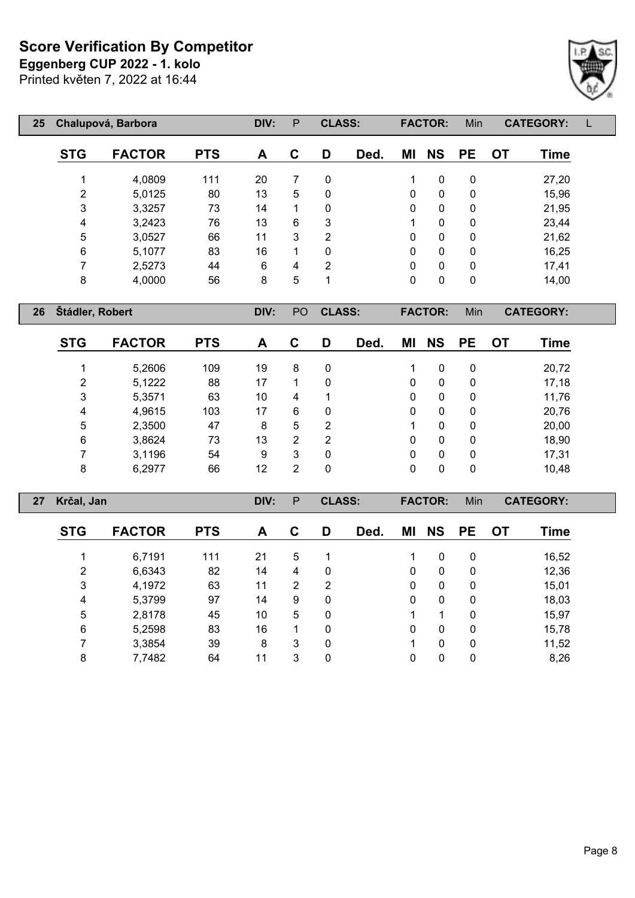# Score Verification By Competitor

**Eggenberg CUP 2022 - 1. kolo**

Printed květen 7, 2022 at 16:44

| 25 | Chalupová, Barbora | | DIV: | P | CLASS: | | FACTOR: | Min | CATEGORY: | L |
|---|---|---|---|---|---|---|---|---|---|---|

| STG | FACTOR | PTS | A | C | D | Ded. | MI | NS | PE | OT | Time |
|---|---|---|---|---|---|---|---|---|---|---|---|
| 1 | 4,0809 | 111 | 20 | 7 | 0 | | 1 | 0 | 0 | | 27,20 |
| 2 | 5,0125 | 80 | 13 | 5 | 0 | | 0 | 0 | 0 | | 15,96 |
| 3 | 3,3257 | 73 | 14 | 1 | 0 | | 0 | 0 | 0 | | 21,95 |
| 4 | 3,2423 | 76 | 13 | 6 | 3 | | 1 | 0 | 0 | | 23,44 |
| 5 | 3,0527 | 66 | 11 | 3 | 2 | | 0 | 0 | 0 | | 21,62 |
| 6 | 5,1077 | 83 | 16 | 1 | 0 | | 0 | 0 | 0 | | 16,25 |
| 7 | 2,5273 | 44 | 6 | 4 | 2 | | 0 | 0 | 0 | | 17,41 |
| 8 | 4,0000 | 56 | 8 | 5 | 1 | | 0 | 0 | 0 | | 14,00 |

| 26 | Štádler, Robert | | DIV: | PO | CLASS: | | FACTOR: | Min | CATEGORY: | |
|---|---|---|---|---|---|---|---|---|---|---|

| STG | FACTOR | PTS | A | C | D | Ded. | MI | NS | PE | OT | Time |
|---|---|---|---|---|---|---|---|---|---|---|---|
| 1 | 5,2606 | 109 | 19 | 8 | 0 | | 1 | 0 | 0 | | 20,72 |
| 2 | 5,1222 | 88 | 17 | 1 | 0 | | 0 | 0 | 0 | | 17,18 |
| 3 | 5,3571 | 63 | 10 | 4 | 1 | | 0 | 0 | 0 | | 11,76 |
| 4 | 4,9615 | 103 | 17 | 6 | 0 | | 0 | 0 | 0 | | 20,76 |
| 5 | 2,3500 | 47 | 8 | 5 | 2 | | 1 | 0 | 0 | | 20,00 |
| 6 | 3,8624 | 73 | 13 | 2 | 2 | | 0 | 0 | 0 | | 18,90 |
| 7 | 3,1196 | 54 | 9 | 3 | 0 | | 0 | 0 | 0 | | 17,31 |
| 8 | 6,2977 | 66 | 12 | 2 | 0 | | 0 | 0 | 0 | | 10,48 |

| 27 | Krčal, Jan | | DIV: | P | CLASS: | | FACTOR: | Min | CATEGORY: | |
|---|---|---|---|---|---|---|---|---|---|---|

| STG | FACTOR | PTS | A | C | D | Ded. | MI | NS | PE | OT | Time |
|---|---|---|---|---|---|---|---|---|---|---|---|
| 1 | 6,7191 | 111 | 21 | 5 | 1 | | 1 | 0 | 0 | | 16,52 |
| 2 | 6,6343 | 82 | 14 | 4 | 0 | | 0 | 0 | 0 | | 12,36 |
| 3 | 4,1972 | 63 | 11 | 2 | 2 | | 0 | 0 | 0 | | 15,01 |
| 4 | 5,3799 | 97 | 14 | 9 | 0 | | 0 | 0 | 0 | | 18,03 |
| 5 | 2,8178 | 45 | 10 | 5 | 0 | | 1 | 1 | 0 | | 15,97 |
| 6 | 5,2598 | 83 | 16 | 1 | 0 | | 0 | 0 | 0 | | 15,78 |
| 7 | 3,3854 | 39 | 8 | 3 | 0 | | 1 | 0 | 0 | | 11,52 |
| 8 | 7,7482 | 64 | 11 | 3 | 0 | | 0 | 0 | 0 | | 8,26 |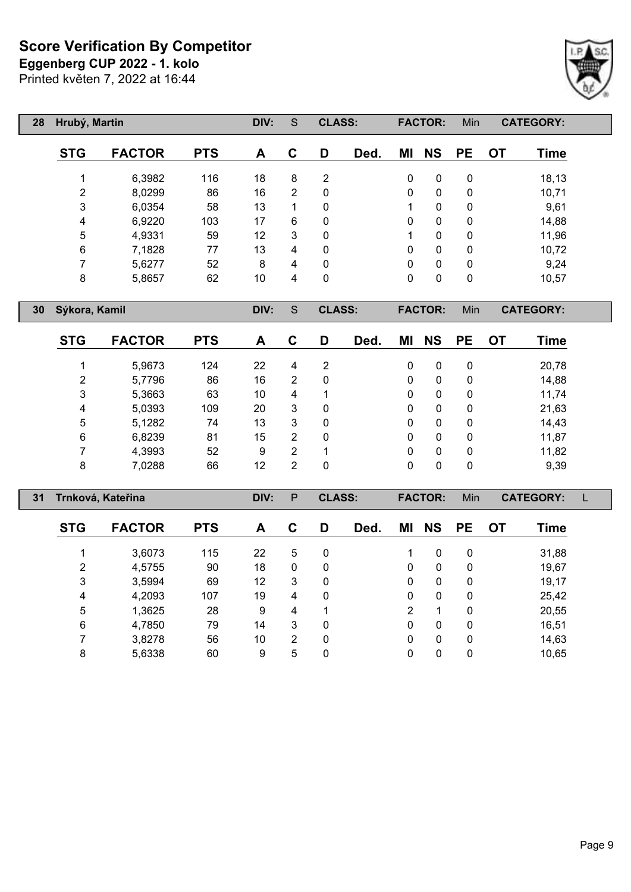# Score Verification By Competitor

**Eggenberg CUP 2022 - 1. kolo**

Printed květen 7, 2022 at 16:44

| 28 | Hrubý, Martin | | DIV: | S | CLASS: | | FACTOR: | Min | CATEGORY: | |
|---|---|---|---|---|---|---|---|---|---|---|

| STG | FACTOR | PTS | A | C | D | Ded. | MI | NS | PE | OT | Time |
|---|---|---|---|---|---|---|---|---|---|---|---|
| 1 | 6,3982 | 116 | 18 | 8 | 2 | | 0 | 0 | 0 | | 18,13 |
| 2 | 8,0299 | 86 | 16 | 2 | 0 | | 0 | 0 | 0 | | 10,71 |
| 3 | 6,0354 | 58 | 13 | 1 | 0 | | 1 | 0 | 0 | | 9,61 |
| 4 | 6,9220 | 103 | 17 | 6 | 0 | | 0 | 0 | 0 | | 14,88 |
| 5 | 4,9331 | 59 | 12 | 3 | 0 | | 1 | 0 | 0 | | 11,96 |
| 6 | 7,1828 | 77 | 13 | 4 | 0 | | 0 | 0 | 0 | | 10,72 |
| 7 | 5,6277 | 52 | 8 | 4 | 0 | | 0 | 0 | 0 | | 9,24 |
| 8 | 5,8657 | 62 | 10 | 4 | 0 | | 0 | 0 | 0 | | 10,57 |

| 30 | Sýkora, Kamil | | DIV: | S | CLASS: | | FACTOR: | Min | CATEGORY: | |
|---|---|---|---|---|---|---|---|---|---|---|

| STG | FACTOR | PTS | A | C | D | Ded. | MI | NS | PE | OT | Time |
|---|---|---|---|---|---|---|---|---|---|---|---|
| 1 | 5,9673 | 124 | 22 | 4 | 2 | | 0 | 0 | 0 | | 20,78 |
| 2 | 5,7796 | 86 | 16 | 2 | 0 | | 0 | 0 | 0 | | 14,88 |
| 3 | 5,3663 | 63 | 10 | 4 | 1 | | 0 | 0 | 0 | | 11,74 |
| 4 | 5,0393 | 109 | 20 | 3 | 0 | | 0 | 0 | 0 | | 21,63 |
| 5 | 5,1282 | 74 | 13 | 3 | 0 | | 0 | 0 | 0 | | 14,43 |
| 6 | 6,8239 | 81 | 15 | 2 | 0 | | 0 | 0 | 0 | | 11,87 |
| 7 | 4,3993 | 52 | 9 | 2 | 1 | | 0 | 0 | 0 | | 11,82 |
| 8 | 7,0288 | 66 | 12 | 2 | 0 | | 0 | 0 | 0 | | 9,39 |

| 31 | Trnková, Kateřina | | DIV: | P | CLASS: | | FACTOR: | Min | CATEGORY: | L |
|---|---|---|---|---|---|---|---|---|---|---|

| STG | FACTOR | PTS | A | C | D | Ded. | MI | NS | PE | OT | Time |
|---|---|---|---|---|---|---|---|---|---|---|---|
| 1 | 3,6073 | 115 | 22 | 5 | 0 | | 1 | 0 | 0 | | 31,88 |
| 2 | 4,5755 | 90 | 18 | 0 | 0 | | 0 | 0 | 0 | | 19,67 |
| 3 | 3,5994 | 69 | 12 | 3 | 0 | | 0 | 0 | 0 | | 19,17 |
| 4 | 4,2093 | 107 | 19 | 4 | 0 | | 0 | 0 | 0 | | 25,42 |
| 5 | 1,3625 | 28 | 9 | 4 | 1 | | 2 | 1 | 0 | | 20,55 |
| 6 | 4,7850 | 79 | 14 | 3 | 0 | | 0 | 0 | 0 | | 16,51 |
| 7 | 3,8278 | 56 | 10 | 2 | 0 | | 0 | 0 | 0 | | 14,63 |
| 8 | 5,6338 | 60 | 9 | 5 | 0 | | 0 | 0 | 0 | | 10,65 |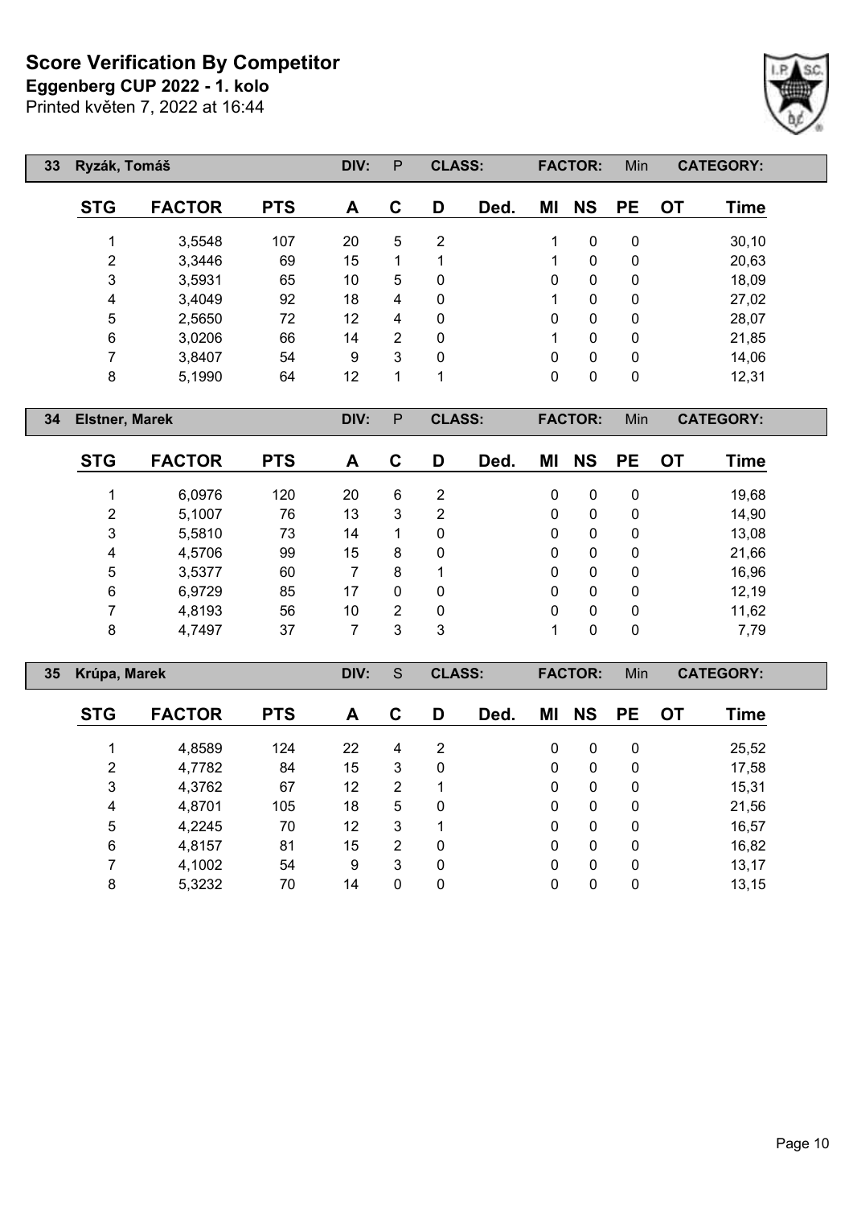# Score Verification By Competitor

**Eggenberg CUP 2022 - 1. kolo**

Printed květen 7, 2022 at 16:44

| 33 | Ryzák, Tomáš | | DIV: | P | CLASS: | | FACTOR: | Min | | CATEGORY: | | |
|---|---|---|---|---|---|---|---|---|---|---|---|---|

| STG | FACTOR | PTS | A | C | D | Ded. | MI | NS | PE | OT | Time |
|---|---|---|---|---|---|---|---|---|---|---|---|
| 1 | 3,5548 | 107 | 20 | 5 | 2 | | 1 | 0 | 0 | | 30,10 |
| 2 | 3,3446 | 69 | 15 | 1 | 1 | | 1 | 0 | 0 | | 20,63 |
| 3 | 3,5931 | 65 | 10 | 5 | 0 | | 0 | 0 | 0 | | 18,09 |
| 4 | 3,4049 | 92 | 18 | 4 | 0 | | 1 | 0 | 0 | | 27,02 |
| 5 | 2,5650 | 72 | 12 | 4 | 0 | | 0 | 0 | 0 | | 28,07 |
| 6 | 3,0206 | 66 | 14 | 2 | 0 | | 1 | 0 | 0 | | 21,85 |
| 7 | 3,8407 | 54 | 9 | 3 | 0 | | 0 | 0 | 0 | | 14,06 |
| 8 | 5,1990 | 64 | 12 | 1 | 1 | | 0 | 0 | 0 | | 12,31 |

| 34 | Elstner, Marek | | DIV: | P | CLASS: | | FACTOR: | Min | | CATEGORY: | | |
|---|---|---|---|---|---|---|---|---|---|---|---|---|

| STG | FACTOR | PTS | A | C | D | Ded. | MI | NS | PE | OT | Time |
|---|---|---|---|---|---|---|---|---|---|---|---|
| 1 | 6,0976 | 120 | 20 | 6 | 2 | | 0 | 0 | 0 | | 19,68 |
| 2 | 5,1007 | 76 | 13 | 3 | 2 | | 0 | 0 | 0 | | 14,90 |
| 3 | 5,5810 | 73 | 14 | 1 | 0 | | 0 | 0 | 0 | | 13,08 |
| 4 | 4,5706 | 99 | 15 | 8 | 0 | | 0 | 0 | 0 | | 21,66 |
| 5 | 3,5377 | 60 | 7 | 8 | 1 | | 0 | 0 | 0 | | 16,96 |
| 6 | 6,9729 | 85 | 17 | 0 | 0 | | 0 | 0 | 0 | | 12,19 |
| 7 | 4,8193 | 56 | 10 | 2 | 0 | | 0 | 0 | 0 | | 11,62 |
| 8 | 4,7497 | 37 | 7 | 3 | 3 | | 1 | 0 | 0 | | 7,79 |

| 35 | Krúpa, Marek | | DIV: | S | CLASS: | | FACTOR: | Min | | CATEGORY: | | |
|---|---|---|---|---|---|---|---|---|---|---|---|---|

| STG | FACTOR | PTS | A | C | D | Ded. | MI | NS | PE | OT | Time |
|---|---|---|---|---|---|---|---|---|---|---|---|
| 1 | 4,8589 | 124 | 22 | 4 | 2 | | 0 | 0 | 0 | | 25,52 |
| 2 | 4,7782 | 84 | 15 | 3 | 0 | | 0 | 0 | 0 | | 17,58 |
| 3 | 4,3762 | 67 | 12 | 2 | 1 | | 0 | 0 | 0 | | 15,31 |
| 4 | 4,8701 | 105 | 18 | 5 | 0 | | 0 | 0 | 0 | | 21,56 |
| 5 | 4,2245 | 70 | 12 | 3 | 1 | | 0 | 0 | 0 | | 16,57 |
| 6 | 4,8157 | 81 | 15 | 2 | 0 | | 0 | 0 | 0 | | 16,82 |
| 7 | 4,1002 | 54 | 9 | 3 | 0 | | 0 | 0 | 0 | | 13,17 |
| 8 | 5,3232 | 70 | 14 | 0 | 0 | | 0 | 0 | 0 | | 13,15 |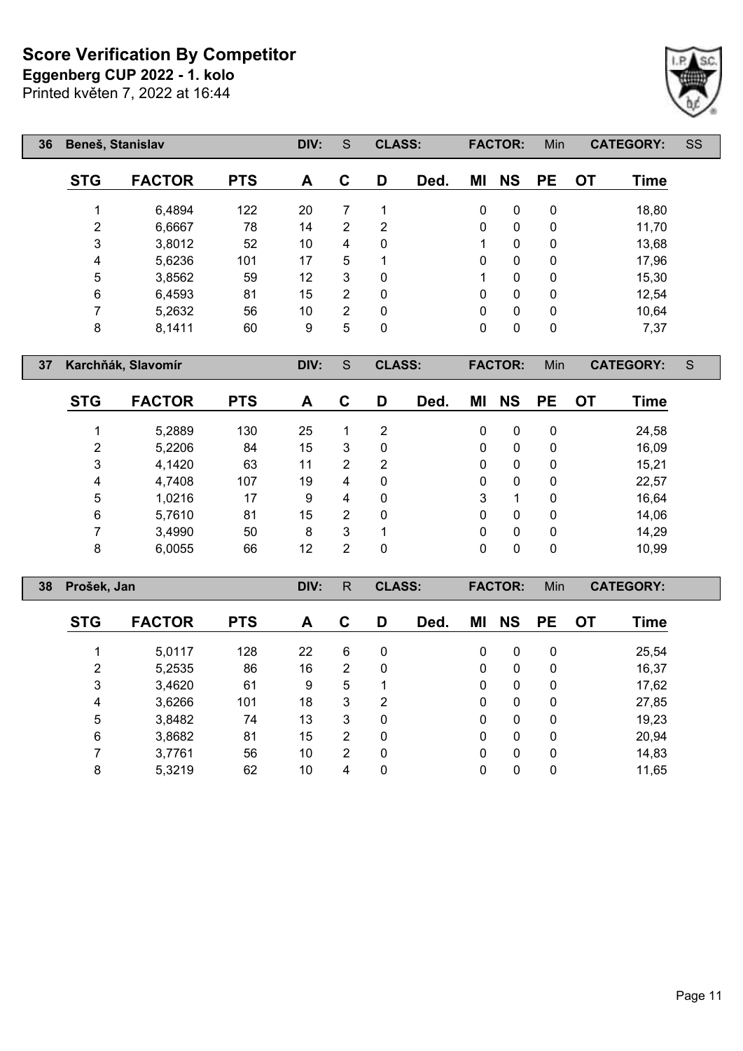# Score Verification By Competitor

**Eggenberg CUP 2022 - 1. kolo**

Printed květen 7, 2022 at 16:44

| 36 | Beneš, Stanislav | | DIV: | S | CLASS: | | FACTOR: | Min | | CATEGORY: | SS |
|---|---|---|---|---|---|---|---|---|---|---|---|
| **STG** | **FACTOR** | **PTS** | **A** | **C** | **D** | **Ded.** | **MI** | **NS** | **PE** | **OT** | **Time** |
| 1 | 6,4894 | 122 | 20 | 7 | 1 | | 0 | 0 | 0 | | 18,80 |
| 2 | 6,6667 | 78 | 14 | 2 | 2 | | 0 | 0 | 0 | | 11,70 |
| 3 | 3,8012 | 52 | 10 | 4 | 0 | | 1 | 0 | 0 | | 13,68 |
| 4 | 5,6236 | 101 | 17 | 5 | 1 | | 0 | 0 | 0 | | 17,96 |
| 5 | 3,8562 | 59 | 12 | 3 | 0 | | 1 | 0 | 0 | | 15,30 |
| 6 | 6,4593 | 81 | 15 | 2 | 0 | | 0 | 0 | 0 | | 12,54 |
| 7 | 5,2632 | 56 | 10 | 2 | 0 | | 0 | 0 | 0 | | 10,64 |
| 8 | 8,1411 | 60 | 9 | 5 | 0 | | 0 | 0 | 0 | | 7,37 |

| 37 | Karchňák, Slavomír | | DIV: | S | CLASS: | | FACTOR: | Min | | CATEGORY: | S |
|---|---|---|---|---|---|---|---|---|---|---|---|
| **STG** | **FACTOR** | **PTS** | **A** | **C** | **D** | **Ded.** | **MI** | **NS** | **PE** | **OT** | **Time** |
| 1 | 5,2889 | 130 | 25 | 1 | 2 | | 0 | 0 | 0 | | 24,58 |
| 2 | 5,2206 | 84 | 15 | 3 | 0 | | 0 | 0 | 0 | | 16,09 |
| 3 | 4,1420 | 63 | 11 | 2 | 2 | | 0 | 0 | 0 | | 15,21 |
| 4 | 4,7408 | 107 | 19 | 4 | 0 | | 0 | 0 | 0 | | 22,57 |
| 5 | 1,0216 | 17 | 9 | 4 | 0 | | 3 | 1 | 0 | | 16,64 |
| 6 | 5,7610 | 81 | 15 | 2 | 0 | | 0 | 0 | 0 | | 14,06 |
| 7 | 3,4990 | 50 | 8 | 3 | 1 | | 0 | 0 | 0 | | 14,29 |
| 8 | 6,0055 | 66 | 12 | 2 | 0 | | 0 | 0 | 0 | | 10,99 |

| 38 | Prošek, Jan | | DIV: | R | CLASS: | | FACTOR: | Min | | CATEGORY: | |
|---|---|---|---|---|---|---|---|---|---|---|---|
| **STG** | **FACTOR** | **PTS** | **A** | **C** | **D** | **Ded.** | **MI** | **NS** | **PE** | **OT** | **Time** |
| 1 | 5,0117 | 128 | 22 | 6 | 0 | | 0 | 0 | 0 | | 25,54 |
| 2 | 5,2535 | 86 | 16 | 2 | 0 | | 0 | 0 | 0 | | 16,37 |
| 3 | 3,4620 | 61 | 9 | 5 | 1 | | 0 | 0 | 0 | | 17,62 |
| 4 | 3,6266 | 101 | 18 | 3 | 2 | | 0 | 0 | 0 | | 27,85 |
| 5 | 3,8482 | 74 | 13 | 3 | 0 | | 0 | 0 | 0 | | 19,23 |
| 6 | 3,8682 | 81 | 15 | 2 | 0 | | 0 | 0 | 0 | | 20,94 |
| 7 | 3,7761 | 56 | 10 | 2 | 0 | | 0 | 0 | 0 | | 14,83 |
| 8 | 5,3219 | 62 | 10 | 4 | 0 | | 0 | 0 | 0 | | 11,65 |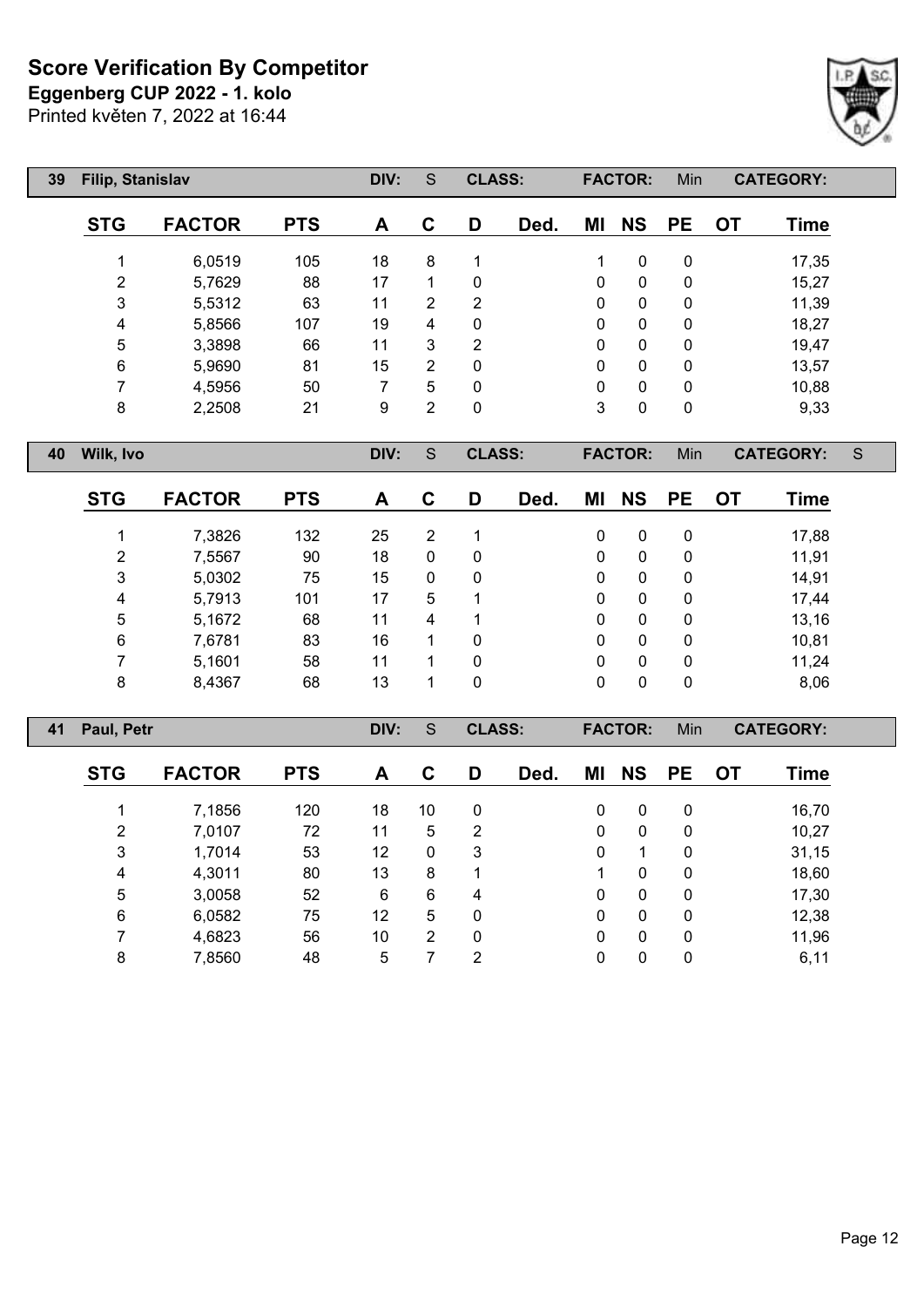# Score Verification By Competitor

**Eggenberg CUP 2022 - 1. kolo**

Printed květen 7, 2022 at 16:44

| 39 | Filip, Stanislav | | DIV: | S | CLASS: | | FACTOR: | | Min | CATEGORY: | |
|---|---|---|---|---|---|---|---|---|---|---|---|
| **STG** | **FACTOR** | **PTS** | **A** | **C** | **D** | **Ded.** | **MI** | **NS** | **PE** | **OT** | **Time** |
| 1 | 6,0519 | 105 | 18 | 8 | 1 | | 1 | 0 | 0 | | 17,35 |
| 2 | 5,7629 | 88 | 17 | 1 | 0 | | 0 | 0 | 0 | | 15,27 |
| 3 | 5,5312 | 63 | 11 | 2 | 2 | | 0 | 0 | 0 | | 11,39 |
| 4 | 5,8566 | 107 | 19 | 4 | 0 | | 0 | 0 | 0 | | 18,27 |
| 5 | 3,3898 | 66 | 11 | 3 | 2 | | 0 | 0 | 0 | | 19,47 |
| 6 | 5,9690 | 81 | 15 | 2 | 0 | | 0 | 0 | 0 | | 13,57 |
| 7 | 4,5956 | 50 | 7 | 5 | 0 | | 0 | 0 | 0 | | 10,88 |
| 8 | 2,2508 | 21 | 9 | 2 | 0 | | 3 | 0 | 0 | | 9,33 |

| 40 | Wilk, Ivo | | DIV: | S | CLASS: | | FACTOR: | | Min | CATEGORY: | S |
|---|---|---|---|---|---|---|---|---|---|---|---|
| **STG** | **FACTOR** | **PTS** | **A** | **C** | **D** | **Ded.** | **MI** | **NS** | **PE** | **OT** | **Time** |
| 1 | 7,3826 | 132 | 25 | 2 | 1 | | 0 | 0 | 0 | | 17,88 |
| 2 | 7,5567 | 90 | 18 | 0 | 0 | | 0 | 0 | 0 | | 11,91 |
| 3 | 5,0302 | 75 | 15 | 0 | 0 | | 0 | 0 | 0 | | 14,91 |
| 4 | 5,7913 | 101 | 17 | 5 | 1 | | 0 | 0 | 0 | | 17,44 |
| 5 | 5,1672 | 68 | 11 | 4 | 1 | | 0 | 0 | 0 | | 13,16 |
| 6 | 7,6781 | 83 | 16 | 1 | 0 | | 0 | 0 | 0 | | 10,81 |
| 7 | 5,1601 | 58 | 11 | 1 | 0 | | 0 | 0 | 0 | | 11,24 |
| 8 | 8,4367 | 68 | 13 | 1 | 0 | | 0 | 0 | 0 | | 8,06 |

| 41 | Paul, Petr | | DIV: | S | CLASS: | | FACTOR: | | Min | CATEGORY: | |
|---|---|---|---|---|---|---|---|---|---|---|---|
| **STG** | **FACTOR** | **PTS** | **A** | **C** | **D** | **Ded.** | **MI** | **NS** | **PE** | **OT** | **Time** |
| 1 | 7,1856 | 120 | 18 | 10 | 0 | | 0 | 0 | 0 | | 16,70 |
| 2 | 7,0107 | 72 | 11 | 5 | 2 | | 0 | 0 | 0 | | 10,27 |
| 3 | 1,7014 | 53 | 12 | 0 | 3 | | 0 | 1 | 0 | | 31,15 |
| 4 | 4,3011 | 80 | 13 | 8 | 1 | | 1 | 0 | 0 | | 18,60 |
| 5 | 3,0058 | 52 | 6 | 6 | 4 | | 0 | 0 | 0 | | 17,30 |
| 6 | 6,0582 | 75 | 12 | 5 | 0 | | 0 | 0 | 0 | | 12,38 |
| 7 | 4,6823 | 56 | 10 | 2 | 0 | | 0 | 0 | 0 | | 11,96 |
| 8 | 7,8560 | 48 | 5 | 7 | 2 | | 0 | 0 | 0 | | 6,11 |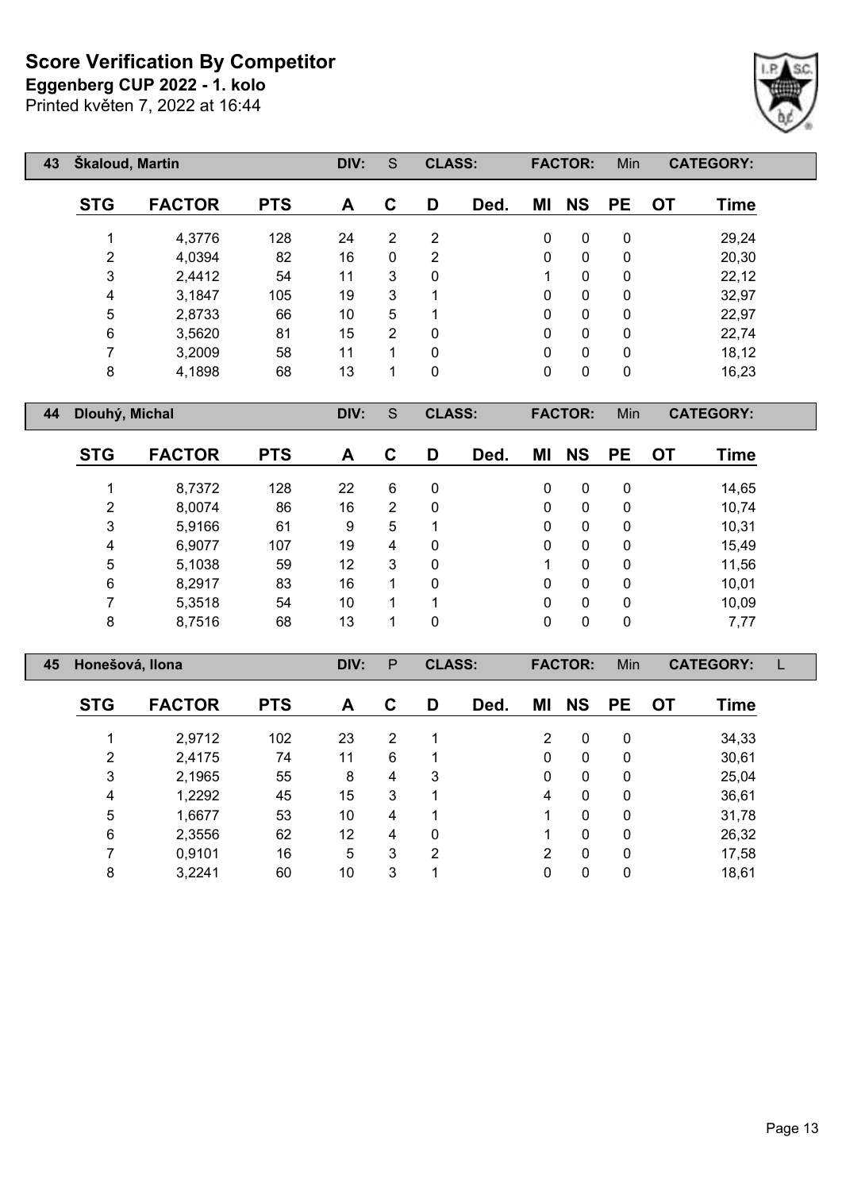# Score Verification By Competitor

**Eggenberg CUP 2022 - 1. kolo**

Printed květen 7, 2022 at 16:44

| 43 | Škaloud, Martin | DIV: | S | CLASS: | FACTOR: | Min | CATEGORY: |
|---|---|---|---|---|---|---|---|

| STG | FACTOR | PTS | A | C | D | Ded. | MI | NS | PE | OT | Time |
|---|---|---|---|---|---|---|---|---|---|---|---|
| 1 | 4,3776 | 128 | 24 | 2 | 2 | | 0 | 0 | 0 | | 29,24 |
| 2 | 4,0394 | 82 | 16 | 0 | 2 | | 0 | 0 | 0 | | 20,30 |
| 3 | 2,4412 | 54 | 11 | 3 | 0 | | 1 | 0 | 0 | | 22,12 |
| 4 | 3,1847 | 105 | 19 | 3 | 1 | | 0 | 0 | 0 | | 32,97 |
| 5 | 2,8733 | 66 | 10 | 5 | 1 | | 0 | 0 | 0 | | 22,97 |
| 6 | 3,5620 | 81 | 15 | 2 | 0 | | 0 | 0 | 0 | | 22,74 |
| 7 | 3,2009 | 58 | 11 | 1 | 0 | | 0 | 0 | 0 | | 18,12 |
| 8 | 4,1898 | 68 | 13 | 1 | 0 | | 0 | 0 | 0 | | 16,23 |

| 44 | Dlouhý, Michal | DIV: | S | CLASS: | FACTOR: | Min | CATEGORY: |
|---|---|---|---|---|---|---|---|

| STG | FACTOR | PTS | A | C | D | Ded. | MI | NS | PE | OT | Time |
|---|---|---|---|---|---|---|---|---|---|---|---|
| 1 | 8,7372 | 128 | 22 | 6 | 0 | | 0 | 0 | 0 | | 14,65 |
| 2 | 8,0074 | 86 | 16 | 2 | 0 | | 0 | 0 | 0 | | 10,74 |
| 3 | 5,9166 | 61 | 9 | 5 | 1 | | 0 | 0 | 0 | | 10,31 |
| 4 | 6,9077 | 107 | 19 | 4 | 0 | | 0 | 0 | 0 | | 15,49 |
| 5 | 5,1038 | 59 | 12 | 3 | 0 | | 1 | 0 | 0 | | 11,56 |
| 6 | 8,2917 | 83 | 16 | 1 | 0 | | 0 | 0 | 0 | | 10,01 |
| 7 | 5,3518 | 54 | 10 | 1 | 1 | | 0 | 0 | 0 | | 10,09 |
| 8 | 8,7516 | 68 | 13 | 1 | 0 | | 0 | 0 | 0 | | 7,77 |

| 45 | Honešová, Ilona | DIV: | P | CLASS: | FACTOR: | Min | CATEGORY: | L |
|---|---|---|---|---|---|---|---|---|

| STG | FACTOR | PTS | A | C | D | Ded. | MI | NS | PE | OT | Time |
|---|---|---|---|---|---|---|---|---|---|---|---|
| 1 | 2,9712 | 102 | 23 | 2 | 1 | | 2 | 0 | 0 | | 34,33 |
| 2 | 2,4175 | 74 | 11 | 6 | 1 | | 0 | 0 | 0 | | 30,61 |
| 3 | 2,1965 | 55 | 8 | 4 | 3 | | 0 | 0 | 0 | | 25,04 |
| 4 | 1,2292 | 45 | 15 | 3 | 1 | | 4 | 0 | 0 | | 36,61 |
| 5 | 1,6677 | 53 | 10 | 4 | 1 | | 1 | 0 | 0 | | 31,78 |
| 6 | 2,3556 | 62 | 12 | 4 | 0 | | 1 | 0 | 0 | | 26,32 |
| 7 | 0,9101 | 16 | 5 | 3 | 2 | | 2 | 0 | 0 | | 17,58 |
| 8 | 3,2241 | 60 | 10 | 3 | 1 | | 0 | 0 | 0 | | 18,61 |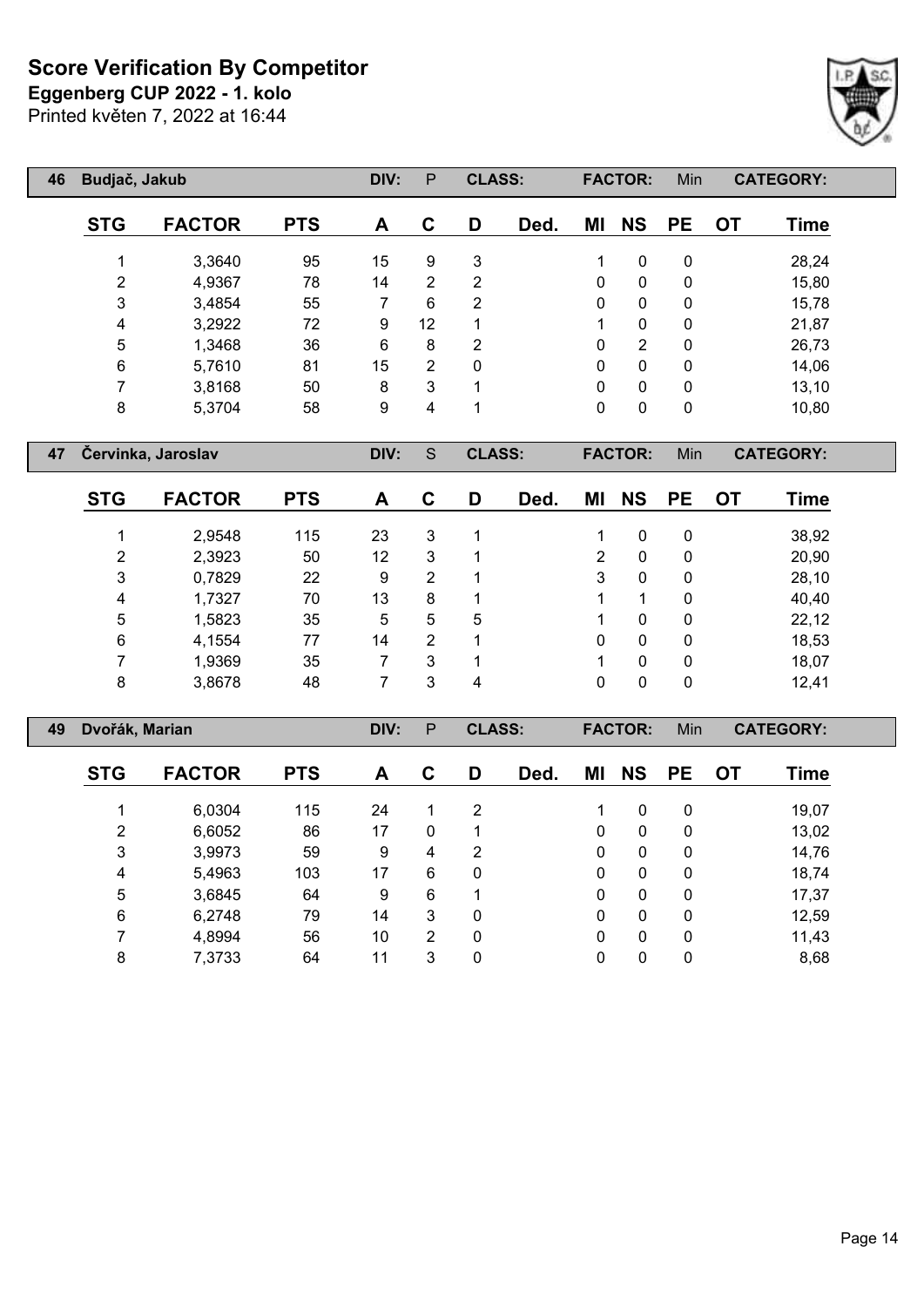# Score Verification By Competitor

**Eggenberg CUP 2022 - 1. kolo**

Printed květen 7, 2022 at 16:44

| 46 | Budjač, Jakub | | DIV: | P | CLASS: | | FACTOR: | | Min | CATEGORY: | |
|---|---|---|---|---|---|---|---|---|---|---|---|
| **STG** | **FACTOR** | **PTS** | **A** | **C** | **D** | **Ded.** | **MI** | **NS** | **PE** | **OT** | **Time** |
| 1 | 3,3640 | 95 | 15 | 9 | 3 | | 1 | 0 | 0 | | 28,24 |
| 2 | 4,9367 | 78 | 14 | 2 | 2 | | 0 | 0 | 0 | | 15,80 |
| 3 | 3,4854 | 55 | 7 | 6 | 2 | | 0 | 0 | 0 | | 15,78 |
| 4 | 3,2922 | 72 | 9 | 12 | 1 | | 1 | 0 | 0 | | 21,87 |
| 5 | 1,3468 | 36 | 6 | 8 | 2 | | 0 | 2 | 0 | | 26,73 |
| 6 | 5,7610 | 81 | 15 | 2 | 0 | | 0 | 0 | 0 | | 14,06 |
| 7 | 3,8168 | 50 | 8 | 3 | 1 | | 0 | 0 | 0 | | 13,10 |
| 8 | 5,3704 | 58 | 9 | 4 | 1 | | 0 | 0 | 0 | | 10,80 |

| 47 | Červinka, Jaroslav | | DIV: | S | CLASS: | | FACTOR: | | Min | CATEGORY: | |
|---|---|---|---|---|---|---|---|---|---|---|---|
| **STG** | **FACTOR** | **PTS** | **A** | **C** | **D** | **Ded.** | **MI** | **NS** | **PE** | **OT** | **Time** |
| 1 | 2,9548 | 115 | 23 | 3 | 1 | | 1 | 0 | 0 | | 38,92 |
| 2 | 2,3923 | 50 | 12 | 3 | 1 | | 2 | 0 | 0 | | 20,90 |
| 3 | 0,7829 | 22 | 9 | 2 | 1 | | 3 | 0 | 0 | | 28,10 |
| 4 | 1,7327 | 70 | 13 | 8 | 1 | | 1 | 1 | 0 | | 40,40 |
| 5 | 1,5823 | 35 | 5 | 5 | 5 | | 1 | 0 | 0 | | 22,12 |
| 6 | 4,1554 | 77 | 14 | 2 | 1 | | 0 | 0 | 0 | | 18,53 |
| 7 | 1,9369 | 35 | 7 | 3 | 1 | | 1 | 0 | 0 | | 18,07 |
| 8 | 3,8678 | 48 | 7 | 3 | 4 | | 0 | 0 | 0 | | 12,41 |

| 49 | Dvořák, Marian | | DIV: | P | CLASS: | | FACTOR: | | Min | CATEGORY: | |
|---|---|---|---|---|---|---|---|---|---|---|---|
| **STG** | **FACTOR** | **PTS** | **A** | **C** | **D** | **Ded.** | **MI** | **NS** | **PE** | **OT** | **Time** |
| 1 | 6,0304 | 115 | 24 | 1 | 2 | | 1 | 0 | 0 | | 19,07 |
| 2 | 6,6052 | 86 | 17 | 0 | 1 | | 0 | 0 | 0 | | 13,02 |
| 3 | 3,9973 | 59 | 9 | 4 | 2 | | 0 | 0 | 0 | | 14,76 |
| 4 | 5,4963 | 103 | 17 | 6 | 0 | | 0 | 0 | 0 | | 18,74 |
| 5 | 3,6845 | 64 | 9 | 6 | 1 | | 0 | 0 | 0 | | 17,37 |
| 6 | 6,2748 | 79 | 14 | 3 | 0 | | 0 | 0 | 0 | | 12,59 |
| 7 | 4,8994 | 56 | 10 | 2 | 0 | | 0 | 0 | 0 | | 11,43 |
| 8 | 7,3733 | 64 | 11 | 3 | 0 | | 0 | 0 | 0 | | 8,68 |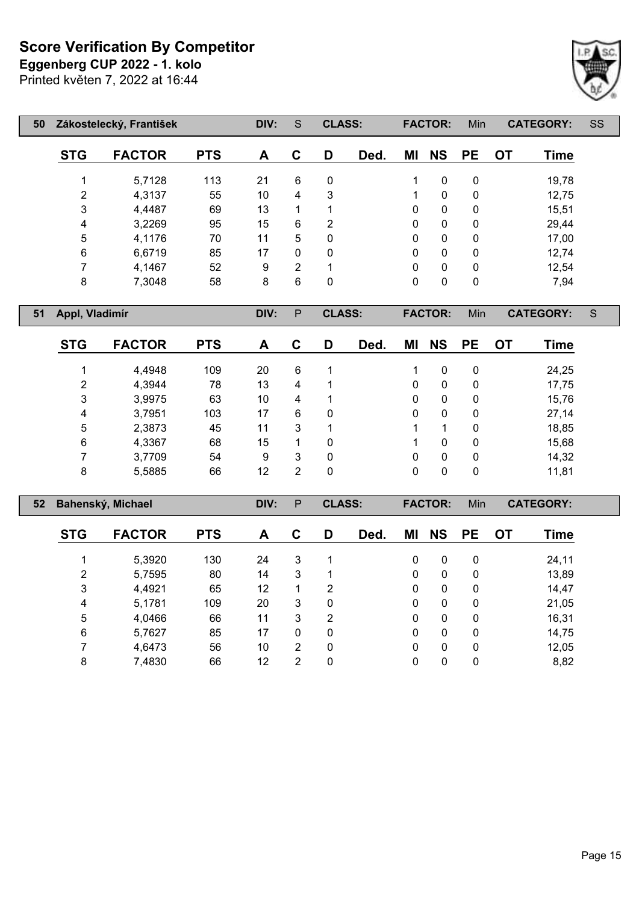# Score Verification By Competitor

**Eggenberg CUP 2022 - 1. kolo**

Printed květen 7, 2022 at 16:44

| 50 | Zákostelecký, František | | DIV: | S | CLASS: | | FACTOR: | | Min | CATEGORY: | SS |
|---|---|---|---|---|---|---|---|---|---|---|---|

| STG | FACTOR | PTS | A | C | D | Ded. | MI | NS | PE | OT | Time |
|---|---|---|---|---|---|---|---|---|---|---|---|
| 1 | 5,7128 | 113 | 21 | 6 | 0 | | 1 | 0 | 0 | | 19,78 |
| 2 | 4,3137 | 55 | 10 | 4 | 3 | | 1 | 0 | 0 | | 12,75 |
| 3 | 4,4487 | 69 | 13 | 1 | 1 | | 0 | 0 | 0 | | 15,51 |
| 4 | 3,2269 | 95 | 15 | 6 | 2 | | 0 | 0 | 0 | | 29,44 |
| 5 | 4,1176 | 70 | 11 | 5 | 0 | | 0 | 0 | 0 | | 17,00 |
| 6 | 6,6719 | 85 | 17 | 0 | 0 | | 0 | 0 | 0 | | 12,74 |
| 7 | 4,1467 | 52 | 9 | 2 | 1 | | 0 | 0 | 0 | | 12,54 |
| 8 | 7,3048 | 58 | 8 | 6 | 0 | | 0 | 0 | 0 | | 7,94 |

| 51 | Appl, Vladimír | | DIV: | P | CLASS: | | FACTOR: | | Min | CATEGORY: | S |
|---|---|---|---|---|---|---|---|---|---|---|---|

| STG | FACTOR | PTS | A | C | D | Ded. | MI | NS | PE | OT | Time |
|---|---|---|---|---|---|---|---|---|---|---|---|
| 1 | 4,4948 | 109 | 20 | 6 | 1 | | 1 | 0 | 0 | | 24,25 |
| 2 | 4,3944 | 78 | 13 | 4 | 1 | | 0 | 0 | 0 | | 17,75 |
| 3 | 3,9975 | 63 | 10 | 4 | 1 | | 0 | 0 | 0 | | 15,76 |
| 4 | 3,7951 | 103 | 17 | 6 | 0 | | 0 | 0 | 0 | | 27,14 |
| 5 | 2,3873 | 45 | 11 | 3 | 1 | | 1 | 1 | 0 | | 18,85 |
| 6 | 4,3367 | 68 | 15 | 1 | 0 | | 1 | 0 | 0 | | 15,68 |
| 7 | 3,7709 | 54 | 9 | 3 | 0 | | 0 | 0 | 0 | | 14,32 |
| 8 | 5,5885 | 66 | 12 | 2 | 0 | | 0 | 0 | 0 | | 11,81 |

| 52 | Bahenský, Michael | | DIV: | P | CLASS: | | FACTOR: | | Min | CATEGORY: | |
|---|---|---|---|---|---|---|---|---|---|---|---|

| STG | FACTOR | PTS | A | C | D | Ded. | MI | NS | PE | OT | Time |
|---|---|---|---|---|---|---|---|---|---|---|---|
| 1 | 5,3920 | 130 | 24 | 3 | 1 | | 0 | 0 | 0 | | 24,11 |
| 2 | 5,7595 | 80 | 14 | 3 | 1 | | 0 | 0 | 0 | | 13,89 |
| 3 | 4,4921 | 65 | 12 | 1 | 2 | | 0 | 0 | 0 | | 14,47 |
| 4 | 5,1781 | 109 | 20 | 3 | 0 | | 0 | 0 | 0 | | 21,05 |
| 5 | 4,0466 | 66 | 11 | 3 | 2 | | 0 | 0 | 0 | | 16,31 |
| 6 | 5,7627 | 85 | 17 | 0 | 0 | | 0 | 0 | 0 | | 14,75 |
| 7 | 4,6473 | 56 | 10 | 2 | 0 | | 0 | 0 | 0 | | 12,05 |
| 8 | 7,4830 | 66 | 12 | 2 | 0 | | 0 | 0 | 0 | | 8,82 |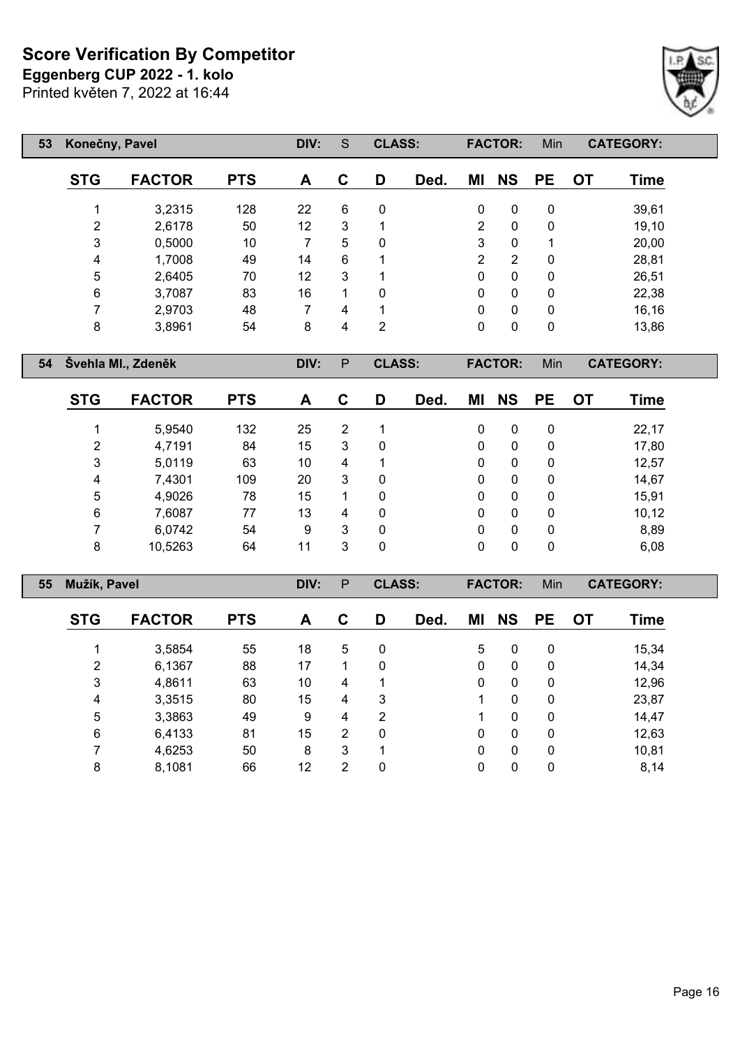# Score Verification By Competitor

**Eggenberg CUP 2022 - 1. kolo**

Printed květen 7, 2022 at 16:44

| 53 | Konečny, Pavel | | DIV: | S | CLASS: | | FACTOR: | Min | | CATEGORY: | |
|---|---|---|---|---|---|---|---|---|---|---|---|
| **STG** | **FACTOR** | **PTS** | **A** | **C** | **D** | **Ded.** | **MI** | **NS** | **PE** | **OT** | **Time** |
| 1 | 3,2315 | 128 | 22 | 6 | 0 | | 0 | 0 | 0 | | 39,61 |
| 2 | 2,6178 | 50 | 12 | 3 | 1 | | 2 | 0 | 0 | | 19,10 |
| 3 | 0,5000 | 10 | 7 | 5 | 0 | | 3 | 0 | 1 | | 20,00 |
| 4 | 1,7008 | 49 | 14 | 6 | 1 | | 2 | 2 | 0 | | 28,81 |
| 5 | 2,6405 | 70 | 12 | 3 | 1 | | 0 | 0 | 0 | | 26,51 |
| 6 | 3,7087 | 83 | 16 | 1 | 0 | | 0 | 0 | 0 | | 22,38 |
| 7 | 2,9703 | 48 | 7 | 4 | 1 | | 0 | 0 | 0 | | 16,16 |
| 8 | 3,8961 | 54 | 8 | 4 | 2 | | 0 | 0 | 0 | | 13,86 |

| 54 | Švehla Ml., Zdeněk | | DIV: | P | CLASS: | | FACTOR: | Min | | CATEGORY: | |
|---|---|---|---|---|---|---|---|---|---|---|---|
| **STG** | **FACTOR** | **PTS** | **A** | **C** | **D** | **Ded.** | **MI** | **NS** | **PE** | **OT** | **Time** |
| 1 | 5,9540 | 132 | 25 | 2 | 1 | | 0 | 0 | 0 | | 22,17 |
| 2 | 4,7191 | 84 | 15 | 3 | 0 | | 0 | 0 | 0 | | 17,80 |
| 3 | 5,0119 | 63 | 10 | 4 | 1 | | 0 | 0 | 0 | | 12,57 |
| 4 | 7,4301 | 109 | 20 | 3 | 0 | | 0 | 0 | 0 | | 14,67 |
| 5 | 4,9026 | 78 | 15 | 1 | 0 | | 0 | 0 | 0 | | 15,91 |
| 6 | 7,6087 | 77 | 13 | 4 | 0 | | 0 | 0 | 0 | | 10,12 |
| 7 | 6,0742 | 54 | 9 | 3 | 0 | | 0 | 0 | 0 | | 8,89 |
| 8 | 10,5263 | 64 | 11 | 3 | 0 | | 0 | 0 | 0 | | 6,08 |

| 55 | Mužík, Pavel | | DIV: | P | CLASS: | | FACTOR: | Min | | CATEGORY: | |
|---|---|---|---|---|---|---|---|---|---|---|---|
| **STG** | **FACTOR** | **PTS** | **A** | **C** | **D** | **Ded.** | **MI** | **NS** | **PE** | **OT** | **Time** |
| 1 | 3,5854 | 55 | 18 | 5 | 0 | | 5 | 0 | 0 | | 15,34 |
| 2 | 6,1367 | 88 | 17 | 1 | 0 | | 0 | 0 | 0 | | 14,34 |
| 3 | 4,8611 | 63 | 10 | 4 | 1 | | 0 | 0 | 0 | | 12,96 |
| 4 | 3,3515 | 80 | 15 | 4 | 3 | | 1 | 0 | 0 | | 23,87 |
| 5 | 3,3863 | 49 | 9 | 4 | 2 | | 1 | 0 | 0 | | 14,47 |
| 6 | 6,4133 | 81 | 15 | 2 | 0 | | 0 | 0 | 0 | | 12,63 |
| 7 | 4,6253 | 50 | 8 | 3 | 1 | | 0 | 0 | 0 | | 10,81 |
| 8 | 8,1081 | 66 | 12 | 2 | 0 | | 0 | 0 | 0 | | 8,14 |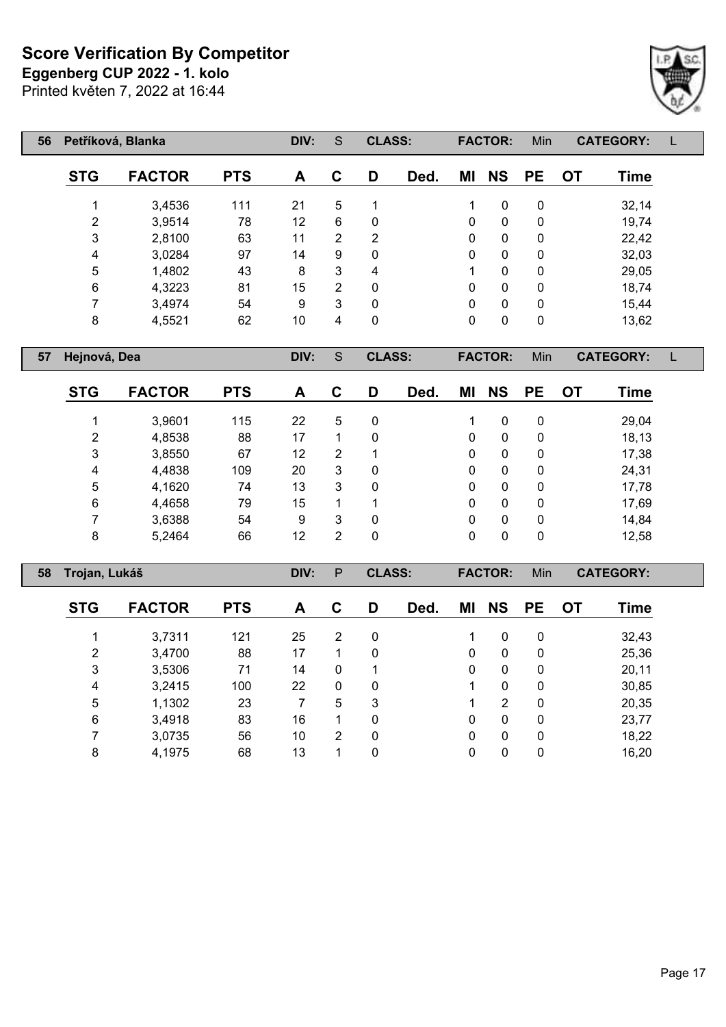# Score Verification By Competitor

**Eggenberg CUP 2022 - 1. kolo**

Printed květen 7, 2022 at 16:44

| 56 | Petříková, Blanka | | DIV: | S | CLASS: | | FACTOR: | | Min | CATEGORY: | L |
|---|---|---|---|---|---|---|---|---|---|---|---|

| STG | FACTOR | PTS | A | C | D | Ded. | MI | NS | PE | OT | Time |
|---|---|---|---|---|---|---|---|---|---|---|---|
| 1 | 3,4536 | 111 | 21 | 5 | 1 | | 1 | 0 | 0 | | 32,14 |
| 2 | 3,9514 | 78 | 12 | 6 | 0 | | 0 | 0 | 0 | | 19,74 |
| 3 | 2,8100 | 63 | 11 | 2 | 2 | | 0 | 0 | 0 | | 22,42 |
| 4 | 3,0284 | 97 | 14 | 9 | 0 | | 0 | 0 | 0 | | 32,03 |
| 5 | 1,4802 | 43 | 8 | 3 | 4 | | 1 | 0 | 0 | | 29,05 |
| 6 | 4,3223 | 81 | 15 | 2 | 0 | | 0 | 0 | 0 | | 18,74 |
| 7 | 3,4974 | 54 | 9 | 3 | 0 | | 0 | 0 | 0 | | 15,44 |
| 8 | 4,5521 | 62 | 10 | 4 | 0 | | 0 | 0 | 0 | | 13,62 |

| 57 | Hejnová, Dea | | DIV: | S | CLASS: | | FACTOR: | | Min | CATEGORY: | L |
|---|---|---|---|---|---|---|---|---|---|---|---|

| STG | FACTOR | PTS | A | C | D | Ded. | MI | NS | PE | OT | Time |
|---|---|---|---|---|---|---|---|---|---|---|---|
| 1 | 3,9601 | 115 | 22 | 5 | 0 | | 1 | 0 | 0 | | 29,04 |
| 2 | 4,8538 | 88 | 17 | 1 | 0 | | 0 | 0 | 0 | | 18,13 |
| 3 | 3,8550 | 67 | 12 | 2 | 1 | | 0 | 0 | 0 | | 17,38 |
| 4 | 4,4838 | 109 | 20 | 3 | 0 | | 0 | 0 | 0 | | 24,31 |
| 5 | 4,1620 | 74 | 13 | 3 | 0 | | 0 | 0 | 0 | | 17,78 |
| 6 | 4,4658 | 79 | 15 | 1 | 1 | | 0 | 0 | 0 | | 17,69 |
| 7 | 3,6388 | 54 | 9 | 3 | 0 | | 0 | 0 | 0 | | 14,84 |
| 8 | 5,2464 | 66 | 12 | 2 | 0 | | 0 | 0 | 0 | | 12,58 |

| 58 | Trojan, Lukáš | | DIV: | P | CLASS: | | FACTOR: | | Min | CATEGORY: | |
|---|---|---|---|---|---|---|---|---|---|---|---|

| STG | FACTOR | PTS | A | C | D | Ded. | MI | NS | PE | OT | Time |
|---|---|---|---|---|---|---|---|---|---|---|---|
| 1 | 3,7311 | 121 | 25 | 2 | 0 | | 1 | 0 | 0 | | 32,43 |
| 2 | 3,4700 | 88 | 17 | 1 | 0 | | 0 | 0 | 0 | | 25,36 |
| 3 | 3,5306 | 71 | 14 | 0 | 1 | | 0 | 0 | 0 | | 20,11 |
| 4 | 3,2415 | 100 | 22 | 0 | 0 | | 1 | 0 | 0 | | 30,85 |
| 5 | 1,1302 | 23 | 7 | 5 | 3 | | 1 | 2 | 0 | | 20,35 |
| 6 | 3,4918 | 83 | 16 | 1 | 0 | | 0 | 0 | 0 | | 23,77 |
| 7 | 3,0735 | 56 | 10 | 2 | 0 | | 0 | 0 | 0 | | 18,22 |
| 8 | 4,1975 | 68 | 13 | 1 | 0 | | 0 | 0 | 0 | | 16,20 |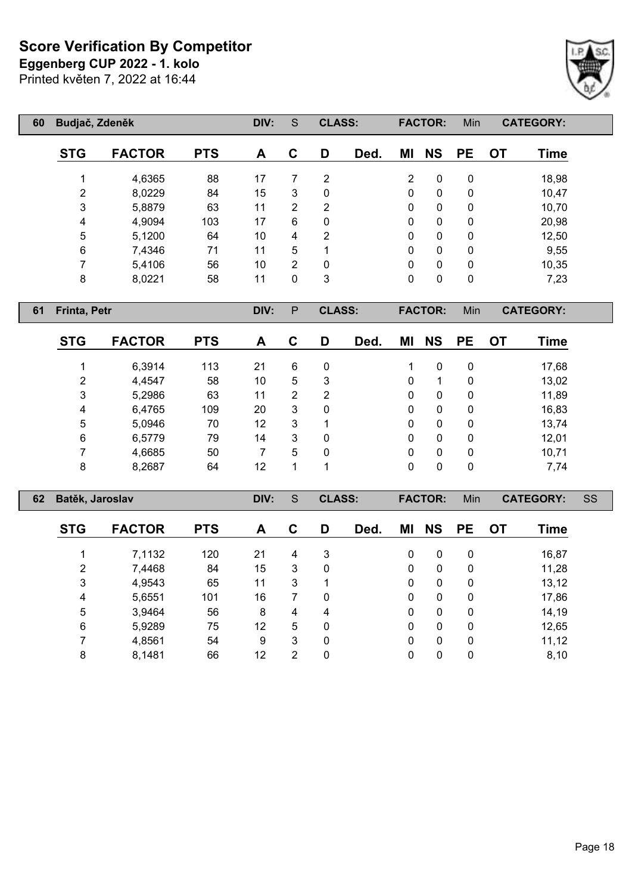# Score Verification By Competitor

**Eggenberg CUP 2022 - 1. kolo**

Printed květen 7, 2022 at 16:44

| 60 | Budjač, Zdeněk | | DIV: | S | CLASS: | | | FACTOR: | | Min | CATEGORY: | |
|---|---|---|---|---|---|---|---|---|---|---|---|---|
| | **STG** | **FACTOR** | **PTS** | **A** | **C** | **D** | **Ded.** | **MI** | **NS** | **PE** | **OT** | **Time** |
| | 1 | 4,6365 | 88 | 17 | 7 | 2 | | 2 | 0 | 0 | | 18,98 |
| | 2 | 8,0229 | 84 | 15 | 3 | 0 | | 0 | 0 | 0 | | 10,47 |
| | 3 | 5,8879 | 63 | 11 | 2 | 2 | | 0 | 0 | 0 | | 10,70 |
| | 4 | 4,9094 | 103 | 17 | 6 | 0 | | 0 | 0 | 0 | | 20,98 |
| | 5 | 5,1200 | 64 | 10 | 4 | 2 | | 0 | 0 | 0 | | 12,50 |
| | 6 | 7,4346 | 71 | 11 | 5 | 1 | | 0 | 0 | 0 | | 9,55 |
| | 7 | 5,4106 | 56 | 10 | 2 | 0 | | 0 | 0 | 0 | | 10,35 |
| | 8 | 8,0221 | 58 | 11 | 0 | 3 | | 0 | 0 | 0 | | 7,23 |

| 61 | Frinta, Petr | | DIV: | P | CLASS: | | | FACTOR: | | Min | CATEGORY: | |
|---|---|---|---|---|---|---|---|---|---|---|---|---|
| | **STG** | **FACTOR** | **PTS** | **A** | **C** | **D** | **Ded.** | **MI** | **NS** | **PE** | **OT** | **Time** |
| | 1 | 6,3914 | 113 | 21 | 6 | 0 | | 1 | 0 | 0 | | 17,68 |
| | 2 | 4,4547 | 58 | 10 | 5 | 3 | | 0 | 1 | 0 | | 13,02 |
| | 3 | 5,2986 | 63 | 11 | 2 | 2 | | 0 | 0 | 0 | | 11,89 |
| | 4 | 6,4765 | 109 | 20 | 3 | 0 | | 0 | 0 | 0 | | 16,83 |
| | 5 | 5,0946 | 70 | 12 | 3 | 1 | | 0 | 0 | 0 | | 13,74 |
| | 6 | 6,5779 | 79 | 14 | 3 | 0 | | 0 | 0 | 0 | | 12,01 |
| | 7 | 4,6685 | 50 | 7 | 5 | 0 | | 0 | 0 | 0 | | 10,71 |
| | 8 | 8,2687 | 64 | 12 | 1 | 1 | | 0 | 0 | 0 | | 7,74 |

| 62 | Batěk, Jaroslav | | DIV: | S | CLASS: | | | FACTOR: | | Min | CATEGORY: | SS |
|---|---|---|---|---|---|---|---|---|---|---|---|---|
| | **STG** | **FACTOR** | **PTS** | **A** | **C** | **D** | **Ded.** | **MI** | **NS** | **PE** | **OT** | **Time** |
| | 1 | 7,1132 | 120 | 21 | 4 | 3 | | 0 | 0 | 0 | | 16,87 |
| | 2 | 7,4468 | 84 | 15 | 3 | 0 | | 0 | 0 | 0 | | 11,28 |
| | 3 | 4,9543 | 65 | 11 | 3 | 1 | | 0 | 0 | 0 | | 13,12 |
| | 4 | 5,6551 | 101 | 16 | 7 | 0 | | 0 | 0 | 0 | | 17,86 |
| | 5 | 3,9464 | 56 | 8 | 4 | 4 | | 0 | 0 | 0 | | 14,19 |
| | 6 | 5,9289 | 75 | 12 | 5 | 0 | | 0 | 0 | 0 | | 12,65 |
| | 7 | 4,8561 | 54 | 9 | 3 | 0 | | 0 | 0 | 0 | | 11,12 |
| | 8 | 8,1481 | 66 | 12 | 2 | 0 | | 0 | 0 | 0 | | 8,10 |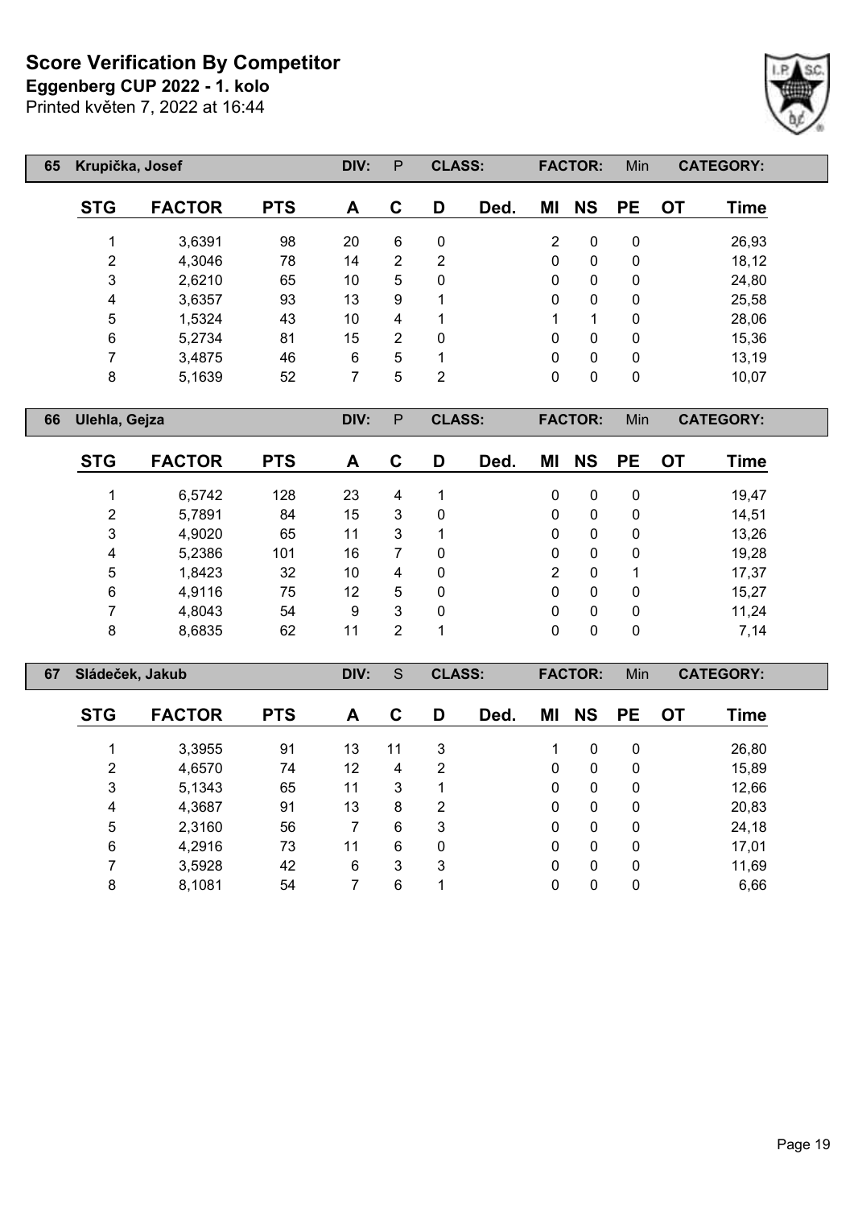# Score Verification By Competitor

**Eggenberg CUP 2022 - 1. kolo**

Printed květen 7, 2022 at 16:44

| 65 | Krupička, Josef | | DIV: | P | CLASS: | | FACTOR: | Min | CATEGORY: | | |
|---|---|---|---|---|---|---|---|---|---|---|---|

| STG | FACTOR | PTS | A | C | D | Ded. | MI | NS | PE | OT | Time |
|---|---|---|---|---|---|---|---|---|---|---|---|
| 1 | 3,6391 | 98 | 20 | 6 | 0 | | 2 | 0 | 0 | | 26,93 |
| 2 | 4,3046 | 78 | 14 | 2 | 2 | | 0 | 0 | 0 | | 18,12 |
| 3 | 2,6210 | 65 | 10 | 5 | 0 | | 0 | 0 | 0 | | 24,80 |
| 4 | 3,6357 | 93 | 13 | 9 | 1 | | 0 | 0 | 0 | | 25,58 |
| 5 | 1,5324 | 43 | 10 | 4 | 1 | | 1 | 1 | 0 | | 28,06 |
| 6 | 5,2734 | 81 | 15 | 2 | 0 | | 0 | 0 | 0 | | 15,36 |
| 7 | 3,4875 | 46 | 6 | 5 | 1 | | 0 | 0 | 0 | | 13,19 |
| 8 | 5,1639 | 52 | 7 | 5 | 2 | | 0 | 0 | 0 | | 10,07 |

| 66 | Ulehla, Gejza | | DIV: | P | CLASS: | | FACTOR: | Min | CATEGORY: | | |
|---|---|---|---|---|---|---|---|---|---|---|---|

| STG | FACTOR | PTS | A | C | D | Ded. | MI | NS | PE | OT | Time |
|---|---|---|---|---|---|---|---|---|---|---|---|
| 1 | 6,5742 | 128 | 23 | 4 | 1 | | 0 | 0 | 0 | | 19,47 |
| 2 | 5,7891 | 84 | 15 | 3 | 0 | | 0 | 0 | 0 | | 14,51 |
| 3 | 4,9020 | 65 | 11 | 3 | 1 | | 0 | 0 | 0 | | 13,26 |
| 4 | 5,2386 | 101 | 16 | 7 | 0 | | 0 | 0 | 0 | | 19,28 |
| 5 | 1,8423 | 32 | 10 | 4 | 0 | | 2 | 0 | 1 | | 17,37 |
| 6 | 4,9116 | 75 | 12 | 5 | 0 | | 0 | 0 | 0 | | 15,27 |
| 7 | 4,8043 | 54 | 9 | 3 | 0 | | 0 | 0 | 0 | | 11,24 |
| 8 | 8,6835 | 62 | 11 | 2 | 1 | | 0 | 0 | 0 | | 7,14 |

| 67 | Sládeček, Jakub | | DIV: | S | CLASS: | | FACTOR: | Min | CATEGORY: | | |
|---|---|---|---|---|---|---|---|---|---|---|---|

| STG | FACTOR | PTS | A | C | D | Ded. | MI | NS | PE | OT | Time |
|---|---|---|---|---|---|---|---|---|---|---|---|
| 1 | 3,3955 | 91 | 13 | 11 | 3 | | 1 | 0 | 0 | | 26,80 |
| 2 | 4,6570 | 74 | 12 | 4 | 2 | | 0 | 0 | 0 | | 15,89 |
| 3 | 5,1343 | 65 | 11 | 3 | 1 | | 0 | 0 | 0 | | 12,66 |
| 4 | 4,3687 | 91 | 13 | 8 | 2 | | 0 | 0 | 0 | | 20,83 |
| 5 | 2,3160 | 56 | 7 | 6 | 3 | | 0 | 0 | 0 | | 24,18 |
| 6 | 4,2916 | 73 | 11 | 6 | 0 | | 0 | 0 | 0 | | 17,01 |
| 7 | 3,5928 | 42 | 6 | 3 | 3 | | 0 | 0 | 0 | | 11,69 |
| 8 | 8,1081 | 54 | 7 | 6 | 1 | | 0 | 0 | 0 | | 6,66 |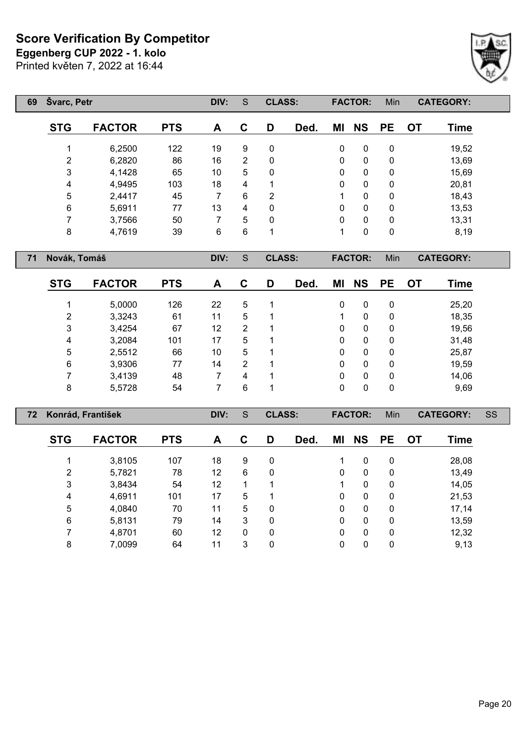# Score Verification By Competitor

**Eggenberg CUP 2022 - 1. kolo**

Printed květen 7, 2022 at 16:44

**69 Švarc, Petr** — DIV: S — CLASS: — FACTOR: Min — CATEGORY:

| STG | FACTOR | PTS | A | C | D | Ded. | MI | NS | PE | OT | Time |
|---|---|---|---|---|---|---|---|---|---|---|---|
| 1 | 6,2500 | 122 | 19 | 9 | 0 | | 0 | 0 | 0 | | 19,52 |
| 2 | 6,2820 | 86 | 16 | 2 | 0 | | 0 | 0 | 0 | | 13,69 |
| 3 | 4,1428 | 65 | 10 | 5 | 0 | | 0 | 0 | 0 | | 15,69 |
| 4 | 4,9495 | 103 | 18 | 4 | 1 | | 0 | 0 | 0 | | 20,81 |
| 5 | 2,4417 | 45 | 7 | 6 | 2 | | 1 | 0 | 0 | | 18,43 |
| 6 | 5,6911 | 77 | 13 | 4 | 0 | | 0 | 0 | 0 | | 13,53 |
| 7 | 3,7566 | 50 | 7 | 5 | 0 | | 0 | 0 | 0 | | 13,31 |
| 8 | 4,7619 | 39 | 6 | 6 | 1 | | 1 | 0 | 0 | | 8,19 |

**71 Novák, Tomáš** — DIV: S — CLASS: — FACTOR: Min — CATEGORY:

| STG | FACTOR | PTS | A | C | D | Ded. | MI | NS | PE | OT | Time |
|---|---|---|---|---|---|---|---|---|---|---|---|
| 1 | 5,0000 | 126 | 22 | 5 | 1 | | 0 | 0 | 0 | | 25,20 |
| 2 | 3,3243 | 61 | 11 | 5 | 1 | | 1 | 0 | 0 | | 18,35 |
| 3 | 3,4254 | 67 | 12 | 2 | 1 | | 0 | 0 | 0 | | 19,56 |
| 4 | 3,2084 | 101 | 17 | 5 | 1 | | 0 | 0 | 0 | | 31,48 |
| 5 | 2,5512 | 66 | 10 | 5 | 1 | | 0 | 0 | 0 | | 25,87 |
| 6 | 3,9306 | 77 | 14 | 2 | 1 | | 0 | 0 | 0 | | 19,59 |
| 7 | 3,4139 | 48 | 7 | 4 | 1 | | 0 | 0 | 0 | | 14,06 |
| 8 | 5,5728 | 54 | 7 | 6 | 1 | | 0 | 0 | 0 | | 9,69 |

**72 Konrád, František** — DIV: S — CLASS: — FACTOR: Min — CATEGORY: SS

| STG | FACTOR | PTS | A | C | D | Ded. | MI | NS | PE | OT | Time |
|---|---|---|---|---|---|---|---|---|---|---|---|
| 1 | 3,8105 | 107 | 18 | 9 | 0 | | 1 | 0 | 0 | | 28,08 |
| 2 | 5,7821 | 78 | 12 | 6 | 0 | | 0 | 0 | 0 | | 13,49 |
| 3 | 3,8434 | 54 | 12 | 1 | 1 | | 1 | 0 | 0 | | 14,05 |
| 4 | 4,6911 | 101 | 17 | 5 | 1 | | 0 | 0 | 0 | | 21,53 |
| 5 | 4,0840 | 70 | 11 | 5 | 0 | | 0 | 0 | 0 | | 17,14 |
| 6 | 5,8131 | 79 | 14 | 3 | 0 | | 0 | 0 | 0 | | 13,59 |
| 7 | 4,8701 | 60 | 12 | 0 | 0 | | 0 | 0 | 0 | | 12,32 |
| 8 | 7,0099 | 64 | 11 | 3 | 0 | | 0 | 0 | 0 | | 9,13 |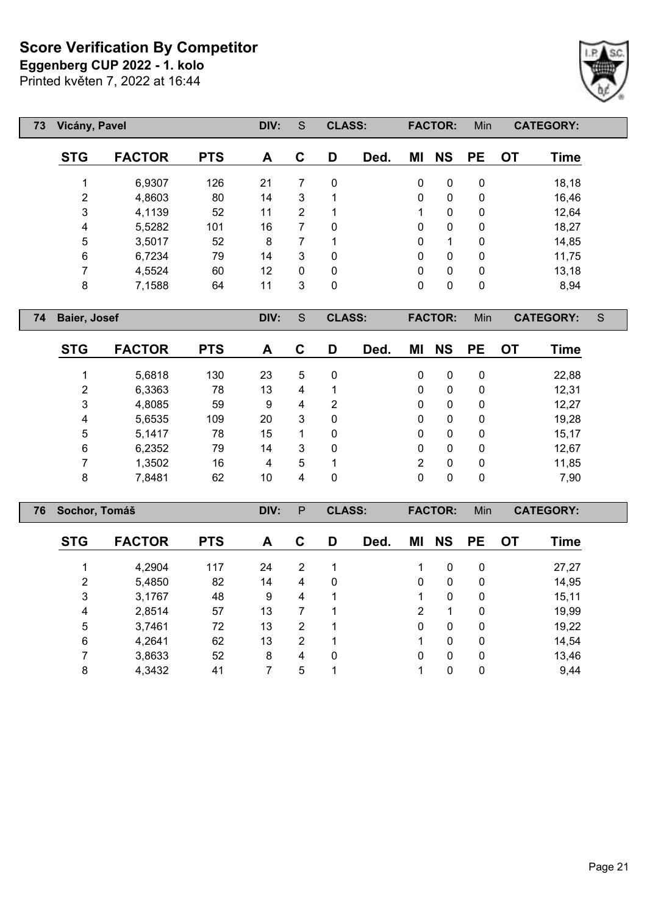# Score Verification By Competitor

**Eggenberg CUP 2022 - 1. kolo**

Printed květen 7, 2022 at 16:44

| 73 | Vicány, Pavel | | DIV: | S | CLASS: | | FACTOR: | | Min | | CATEGORY: |
|---|---|---|---|---|---|---|---|---|---|---|---|

| STG | FACTOR | PTS | A | C | D | Ded. | MI | NS | PE | OT | Time |
|---|---|---|---|---|---|---|---|---|---|---|---|
| 1 | 6,9307 | 126 | 21 | 7 | 0 | | 0 | 0 | 0 | | 18,18 |
| 2 | 4,8603 | 80 | 14 | 3 | 1 | | 0 | 0 | 0 | | 16,46 |
| 3 | 4,1139 | 52 | 11 | 2 | 1 | | 1 | 0 | 0 | | 12,64 |
| 4 | 5,5282 | 101 | 16 | 7 | 0 | | 0 | 0 | 0 | | 18,27 |
| 5 | 3,5017 | 52 | 8 | 7 | 1 | | 0 | 1 | 0 | | 14,85 |
| 6 | 6,7234 | 79 | 14 | 3 | 0 | | 0 | 0 | 0 | | 11,75 |
| 7 | 4,5524 | 60 | 12 | 0 | 0 | | 0 | 0 | 0 | | 13,18 |
| 8 | 7,1588 | 64 | 11 | 3 | 0 | | 0 | 0 | 0 | | 8,94 |

| 74 | Baier, Josef | | DIV: | S | CLASS: | | FACTOR: | | Min | | CATEGORY: | S |
|---|---|---|---|---|---|---|---|---|---|---|---|---|

| STG | FACTOR | PTS | A | C | D | Ded. | MI | NS | PE | OT | Time |
|---|---|---|---|---|---|---|---|---|---|---|---|
| 1 | 5,6818 | 130 | 23 | 5 | 0 | | 0 | 0 | 0 | | 22,88 |
| 2 | 6,3363 | 78 | 13 | 4 | 1 | | 0 | 0 | 0 | | 12,31 |
| 3 | 4,8085 | 59 | 9 | 4 | 2 | | 0 | 0 | 0 | | 12,27 |
| 4 | 5,6535 | 109 | 20 | 3 | 0 | | 0 | 0 | 0 | | 19,28 |
| 5 | 5,1417 | 78 | 15 | 1 | 0 | | 0 | 0 | 0 | | 15,17 |
| 6 | 6,2352 | 79 | 14 | 3 | 0 | | 0 | 0 | 0 | | 12,67 |
| 7 | 1,3502 | 16 | 4 | 5 | 1 | | 2 | 0 | 0 | | 11,85 |
| 8 | 7,8481 | 62 | 10 | 4 | 0 | | 0 | 0 | 0 | | 7,90 |

| 76 | Sochor, Tomáš | | DIV: | P | CLASS: | | FACTOR: | | Min | | CATEGORY: |
|---|---|---|---|---|---|---|---|---|---|---|---|

| STG | FACTOR | PTS | A | C | D | Ded. | MI | NS | PE | OT | Time |
|---|---|---|---|---|---|---|---|---|---|---|---|
| 1 | 4,2904 | 117 | 24 | 2 | 1 | | 1 | 0 | 0 | | 27,27 |
| 2 | 5,4850 | 82 | 14 | 4 | 0 | | 0 | 0 | 0 | | 14,95 |
| 3 | 3,1767 | 48 | 9 | 4 | 1 | | 1 | 0 | 0 | | 15,11 |
| 4 | 2,8514 | 57 | 13 | 7 | 1 | | 2 | 1 | 0 | | 19,99 |
| 5 | 3,7461 | 72 | 13 | 2 | 1 | | 0 | 0 | 0 | | 19,22 |
| 6 | 4,2641 | 62 | 13 | 2 | 1 | | 1 | 0 | 0 | | 14,54 |
| 7 | 3,8633 | 52 | 8 | 4 | 0 | | 0 | 0 | 0 | | 13,46 |
| 8 | 4,3432 | 41 | 7 | 5 | 1 | | 1 | 0 | 0 | | 9,44 |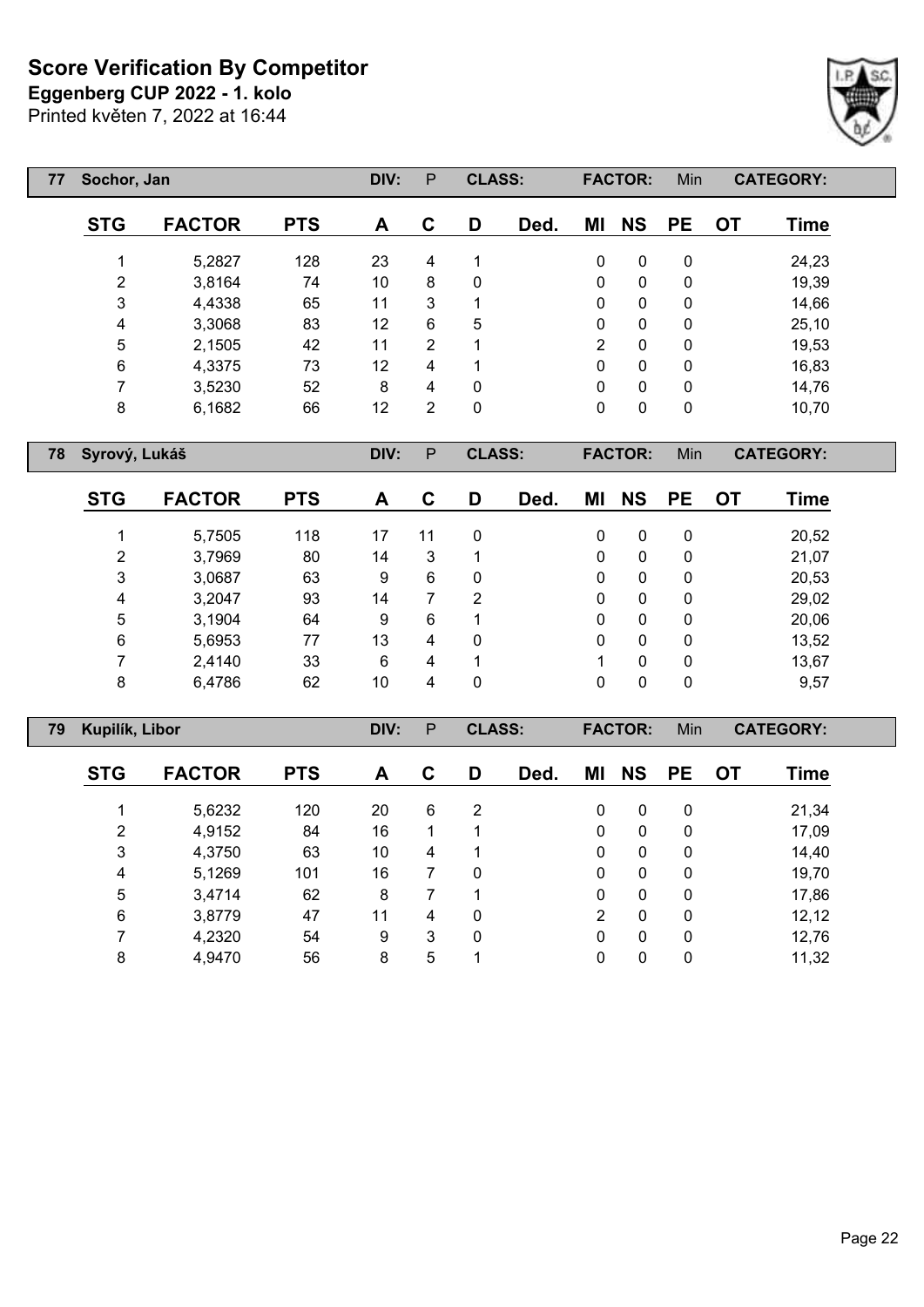# Score Verification By Competitor

**Eggenberg CUP 2022 - 1. kolo**

Printed květen 7, 2022 at 16:44

| 77 | Sochor, Jan | | DIV: | P | CLASS: | | FACTOR: | | Min | | CATEGORY: |
|---|---|---|---|---|---|---|---|---|---|---|---|

| STG | FACTOR | PTS | A | C | D | Ded. | MI | NS | PE | OT | Time |
|---|---|---|---|---|---|---|---|---|---|---|---|
| 1 | 5,2827 | 128 | 23 | 4 | 1 | | 0 | 0 | 0 | | 24,23 |
| 2 | 3,8164 | 74 | 10 | 8 | 0 | | 0 | 0 | 0 | | 19,39 |
| 3 | 4,4338 | 65 | 11 | 3 | 1 | | 0 | 0 | 0 | | 14,66 |
| 4 | 3,3068 | 83 | 12 | 6 | 5 | | 0 | 0 | 0 | | 25,10 |
| 5 | 2,1505 | 42 | 11 | 2 | 1 | | 2 | 0 | 0 | | 19,53 |
| 6 | 4,3375 | 73 | 12 | 4 | 1 | | 0 | 0 | 0 | | 16,83 |
| 7 | 3,5230 | 52 | 8 | 4 | 0 | | 0 | 0 | 0 | | 14,76 |
| 8 | 6,1682 | 66 | 12 | 2 | 0 | | 0 | 0 | 0 | | 10,70 |

| 78 | Syrový, Lukáš | | DIV: | P | CLASS: | | FACTOR: | | Min | | CATEGORY: |
|---|---|---|---|---|---|---|---|---|---|---|---|

| STG | FACTOR | PTS | A | C | D | Ded. | MI | NS | PE | OT | Time |
|---|---|---|---|---|---|---|---|---|---|---|---|
| 1 | 5,7505 | 118 | 17 | 11 | 0 | | 0 | 0 | 0 | | 20,52 |
| 2 | 3,7969 | 80 | 14 | 3 | 1 | | 0 | 0 | 0 | | 21,07 |
| 3 | 3,0687 | 63 | 9 | 6 | 0 | | 0 | 0 | 0 | | 20,53 |
| 4 | 3,2047 | 93 | 14 | 7 | 2 | | 0 | 0 | 0 | | 29,02 |
| 5 | 3,1904 | 64 | 9 | 6 | 1 | | 0 | 0 | 0 | | 20,06 |
| 6 | 5,6953 | 77 | 13 | 4 | 0 | | 0 | 0 | 0 | | 13,52 |
| 7 | 2,4140 | 33 | 6 | 4 | 1 | | 1 | 0 | 0 | | 13,67 |
| 8 | 6,4786 | 62 | 10 | 4 | 0 | | 0 | 0 | 0 | | 9,57 |

| 79 | Kupilík, Libor | | DIV: | P | CLASS: | | FACTOR: | | Min | | CATEGORY: |
|---|---|---|---|---|---|---|---|---|---|---|---|

| STG | FACTOR | PTS | A | C | D | Ded. | MI | NS | PE | OT | Time |
|---|---|---|---|---|---|---|---|---|---|---|---|
| 1 | 5,6232 | 120 | 20 | 6 | 2 | | 0 | 0 | 0 | | 21,34 |
| 2 | 4,9152 | 84 | 16 | 1 | 1 | | 0 | 0 | 0 | | 17,09 |
| 3 | 4,3750 | 63 | 10 | 4 | 1 | | 0 | 0 | 0 | | 14,40 |
| 4 | 5,1269 | 101 | 16 | 7 | 0 | | 0 | 0 | 0 | | 19,70 |
| 5 | 3,4714 | 62 | 8 | 7 | 1 | | 0 | 0 | 0 | | 17,86 |
| 6 | 3,8779 | 47 | 11 | 4 | 0 | | 2 | 0 | 0 | | 12,12 |
| 7 | 4,2320 | 54 | 9 | 3 | 0 | | 0 | 0 | 0 | | 12,76 |
| 8 | 4,9470 | 56 | 8 | 5 | 1 | | 0 | 0 | 0 | | 11,32 |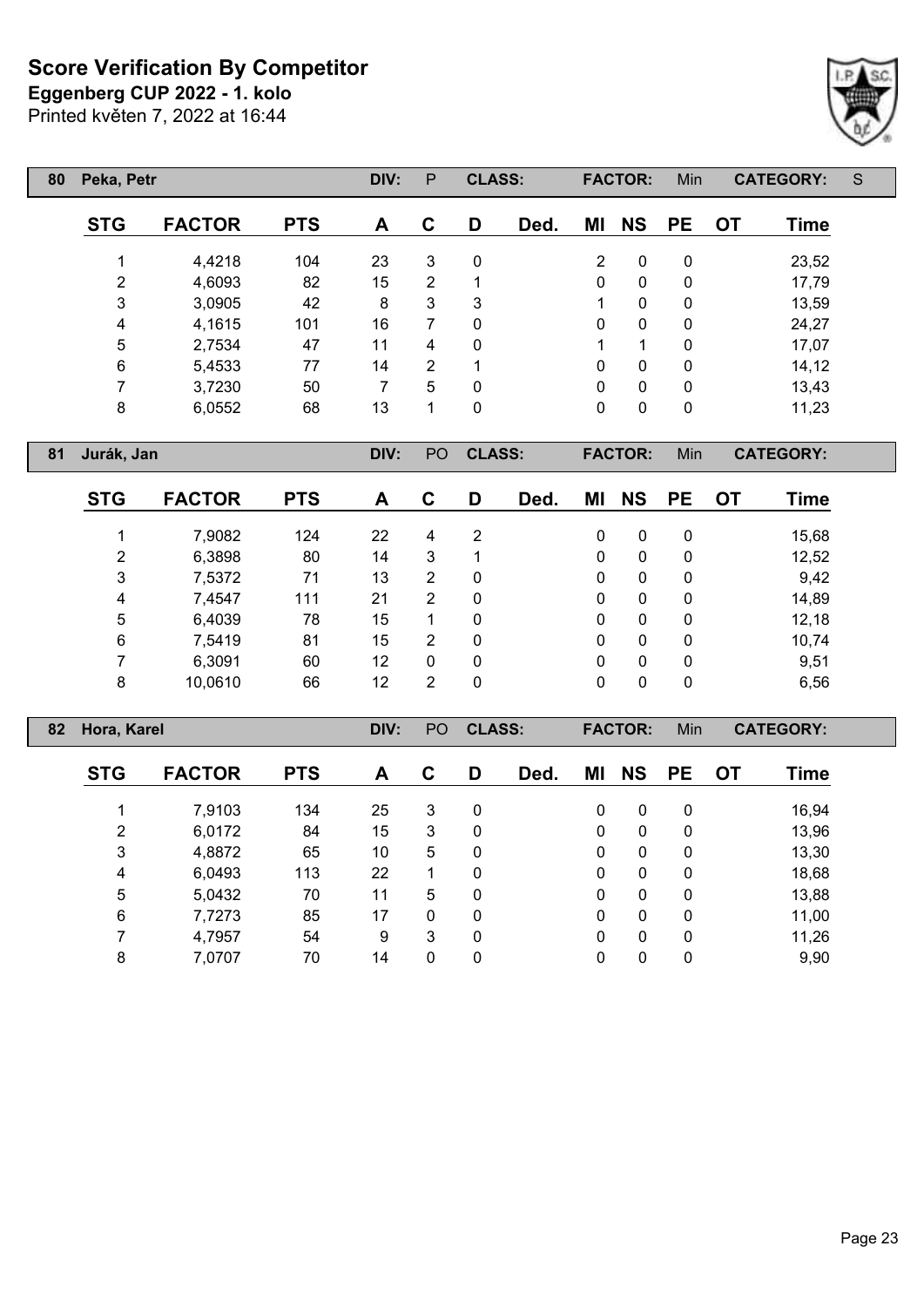# Score Verification By Competitor

**Eggenberg CUP 2022 - 1. kolo**

Printed květen 7, 2022 at 16:44

| 80 | Peka, Petr | | DIV: | P | CLASS: | | FACTOR: | Min | | CATEGORY: | S |
|---|---|---|---|---|---|---|---|---|---|---|---|

| STG | FACTOR | PTS | A | C | D | Ded. | MI | NS | PE | OT | Time |
|---|---|---|---|---|---|---|---|---|---|---|---|
| 1 | 4,4218 | 104 | 23 | 3 | 0 | | 2 | 0 | 0 | | 23,52 |
| 2 | 4,6093 | 82 | 15 | 2 | 1 | | 0 | 0 | 0 | | 17,79 |
| 3 | 3,0905 | 42 | 8 | 3 | 3 | | 1 | 0 | 0 | | 13,59 |
| 4 | 4,1615 | 101 | 16 | 7 | 0 | | 0 | 0 | 0 | | 24,27 |
| 5 | 2,7534 | 47 | 11 | 4 | 0 | | 1 | 1 | 0 | | 17,07 |
| 6 | 5,4533 | 77 | 14 | 2 | 1 | | 0 | 0 | 0 | | 14,12 |
| 7 | 3,7230 | 50 | 7 | 5 | 0 | | 0 | 0 | 0 | | 13,43 |
| 8 | 6,0552 | 68 | 13 | 1 | 0 | | 0 | 0 | 0 | | 11,23 |

| 81 | Jurák, Jan | | DIV: | PO | CLASS: | | FACTOR: | Min | | CATEGORY: | |
|---|---|---|---|---|---|---|---|---|---|---|---|

| STG | FACTOR | PTS | A | C | D | Ded. | MI | NS | PE | OT | Time |
|---|---|---|---|---|---|---|---|---|---|---|---|
| 1 | 7,9082 | 124 | 22 | 4 | 2 | | 0 | 0 | 0 | | 15,68 |
| 2 | 6,3898 | 80 | 14 | 3 | 1 | | 0 | 0 | 0 | | 12,52 |
| 3 | 7,5372 | 71 | 13 | 2 | 0 | | 0 | 0 | 0 | | 9,42 |
| 4 | 7,4547 | 111 | 21 | 2 | 0 | | 0 | 0 | 0 | | 14,89 |
| 5 | 6,4039 | 78 | 15 | 1 | 0 | | 0 | 0 | 0 | | 12,18 |
| 6 | 7,5419 | 81 | 15 | 2 | 0 | | 0 | 0 | 0 | | 10,74 |
| 7 | 6,3091 | 60 | 12 | 0 | 0 | | 0 | 0 | 0 | | 9,51 |
| 8 | 10,0610 | 66 | 12 | 2 | 0 | | 0 | 0 | 0 | | 6,56 |

| 82 | Hora, Karel | | DIV: | PO | CLASS: | | FACTOR: | Min | | CATEGORY: | |
|---|---|---|---|---|---|---|---|---|---|---|---|

| STG | FACTOR | PTS | A | C | D | Ded. | MI | NS | PE | OT | Time |
|---|---|---|---|---|---|---|---|---|---|---|---|
| 1 | 7,9103 | 134 | 25 | 3 | 0 | | 0 | 0 | 0 | | 16,94 |
| 2 | 6,0172 | 84 | 15 | 3 | 0 | | 0 | 0 | 0 | | 13,96 |
| 3 | 4,8872 | 65 | 10 | 5 | 0 | | 0 | 0 | 0 | | 13,30 |
| 4 | 6,0493 | 113 | 22 | 1 | 0 | | 0 | 0 | 0 | | 18,68 |
| 5 | 5,0432 | 70 | 11 | 5 | 0 | | 0 | 0 | 0 | | 13,88 |
| 6 | 7,7273 | 85 | 17 | 0 | 0 | | 0 | 0 | 0 | | 11,00 |
| 7 | 4,7957 | 54 | 9 | 3 | 0 | | 0 | 0 | 0 | | 11,26 |
| 8 | 7,0707 | 70 | 14 | 0 | 0 | | 0 | 0 | 0 | | 9,90 |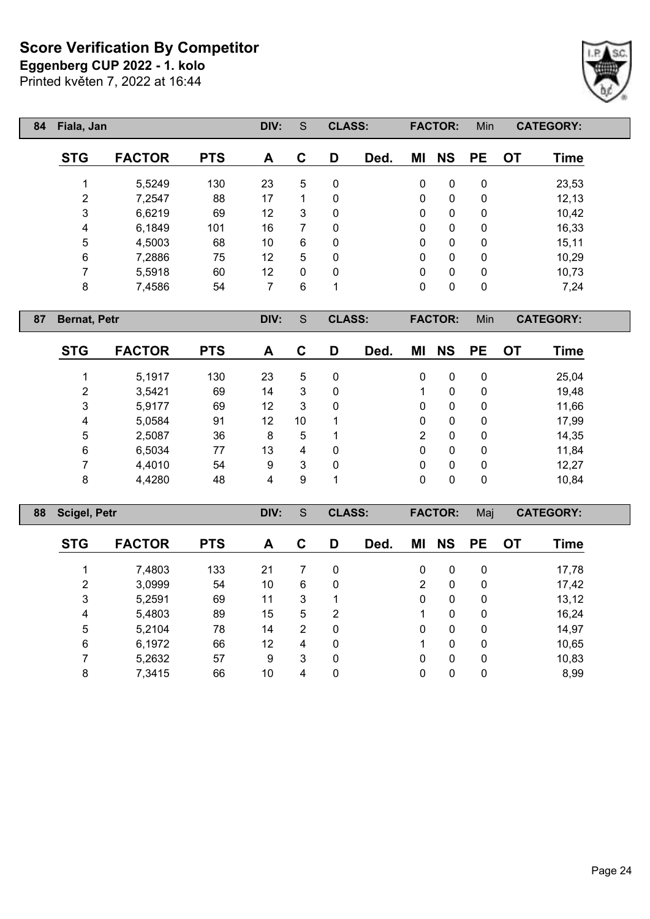# Score Verification By Competitor

**Eggenberg CUP 2022 - 1. kolo**

Printed květen 7, 2022 at 16:44

| 84 | Fiala, Jan | | DIV: | S | CLASS: | | FACTOR: | | Min | CATEGORY: | |
|---|---|---|---|---|---|---|---|---|---|---|---|

| STG | FACTOR | PTS | A | C | D | Ded. | MI | NS | PE | OT | Time |
|---|---|---|---|---|---|---|---|---|---|---|---|
| 1 | 5,5249 | 130 | 23 | 5 | 0 | | 0 | 0 | 0 | | 23,53 |
| 2 | 7,2547 | 88 | 17 | 1 | 0 | | 0 | 0 | 0 | | 12,13 |
| 3 | 6,6219 | 69 | 12 | 3 | 0 | | 0 | 0 | 0 | | 10,42 |
| 4 | 6,1849 | 101 | 16 | 7 | 0 | | 0 | 0 | 0 | | 16,33 |
| 5 | 4,5003 | 68 | 10 | 6 | 0 | | 0 | 0 | 0 | | 15,11 |
| 6 | 7,2886 | 75 | 12 | 5 | 0 | | 0 | 0 | 0 | | 10,29 |
| 7 | 5,5918 | 60 | 12 | 0 | 0 | | 0 | 0 | 0 | | 10,73 |
| 8 | 7,4586 | 54 | 7 | 6 | 1 | | 0 | 0 | 0 | | 7,24 |

| 87 | Bernat, Petr | | DIV: | S | CLASS: | | FACTOR: | | Min | CATEGORY: | |
|---|---|---|---|---|---|---|---|---|---|---|---|

| STG | FACTOR | PTS | A | C | D | Ded. | MI | NS | PE | OT | Time |
|---|---|---|---|---|---|---|---|---|---|---|---|
| 1 | 5,1917 | 130 | 23 | 5 | 0 | | 0 | 0 | 0 | | 25,04 |
| 2 | 3,5421 | 69 | 14 | 3 | 0 | | 1 | 0 | 0 | | 19,48 |
| 3 | 5,9177 | 69 | 12 | 3 | 0 | | 0 | 0 | 0 | | 11,66 |
| 4 | 5,0584 | 91 | 12 | 10 | 1 | | 0 | 0 | 0 | | 17,99 |
| 5 | 2,5087 | 36 | 8 | 5 | 1 | | 2 | 0 | 0 | | 14,35 |
| 6 | 6,5034 | 77 | 13 | 4 | 0 | | 0 | 0 | 0 | | 11,84 |
| 7 | 4,4010 | 54 | 9 | 3 | 0 | | 0 | 0 | 0 | | 12,27 |
| 8 | 4,4280 | 48 | 4 | 9 | 1 | | 0 | 0 | 0 | | 10,84 |

| 88 | Scigel, Petr | | DIV: | S | CLASS: | | FACTOR: | | Maj | CATEGORY: | |
|---|---|---|---|---|---|---|---|---|---|---|---|

| STG | FACTOR | PTS | A | C | D | Ded. | MI | NS | PE | OT | Time |
|---|---|---|---|---|---|---|---|---|---|---|---|
| 1 | 7,4803 | 133 | 21 | 7 | 0 | | 0 | 0 | 0 | | 17,78 |
| 2 | 3,0999 | 54 | 10 | 6 | 0 | | 2 | 0 | 0 | | 17,42 |
| 3 | 5,2591 | 69 | 11 | 3 | 1 | | 0 | 0 | 0 | | 13,12 |
| 4 | 5,4803 | 89 | 15 | 5 | 2 | | 1 | 0 | 0 | | 16,24 |
| 5 | 5,2104 | 78 | 14 | 2 | 0 | | 0 | 0 | 0 | | 14,97 |
| 6 | 6,1972 | 66 | 12 | 4 | 0 | | 1 | 0 | 0 | | 10,65 |
| 7 | 5,2632 | 57 | 9 | 3 | 0 | | 0 | 0 | 0 | | 10,83 |
| 8 | 7,3415 | 66 | 10 | 4 | 0 | | 0 | 0 | 0 | | 8,99 |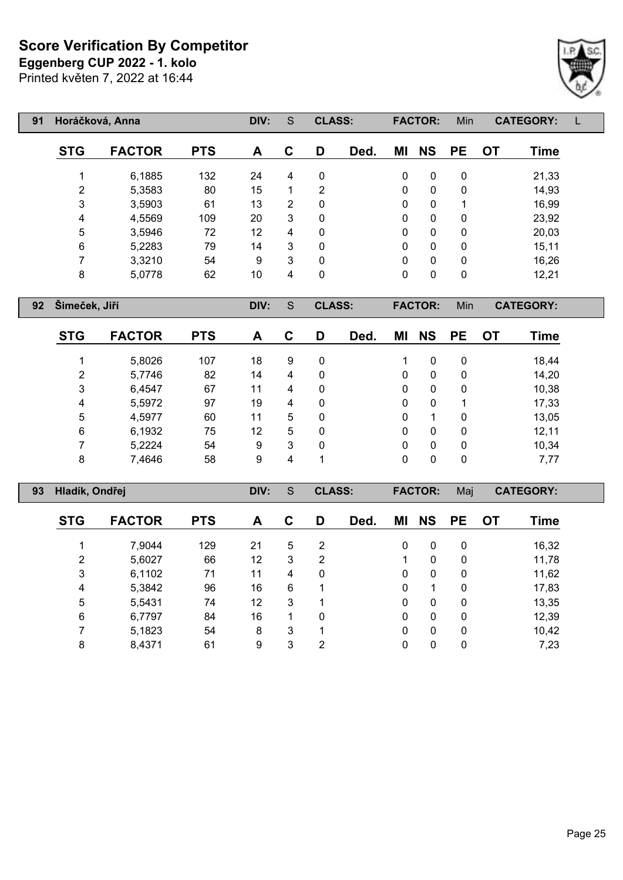# Score Verification By Competitor

**Eggenberg CUP 2022 - 1. kolo**

Printed květen 7, 2022 at 16:44

| 91 | Horáčková, Anna | | DIV: | S | CLASS: | | FACTOR: | | Min | CATEGORY: | L |
|---|---|---|---|---|---|---|---|---|---|---|---|

| STG | FACTOR | PTS | A | C | D | Ded. | MI | NS | PE | OT | Time |
|---|---|---|---|---|---|---|---|---|---|---|---|
| 1 | 6,1885 | 132 | 24 | 4 | 0 | | 0 | 0 | 0 | | 21,33 |
| 2 | 5,3583 | 80 | 15 | 1 | 2 | | 0 | 0 | 0 | | 14,93 |
| 3 | 3,5903 | 61 | 13 | 2 | 0 | | 0 | 0 | 1 | | 16,99 |
| 4 | 4,5569 | 109 | 20 | 3 | 0 | | 0 | 0 | 0 | | 23,92 |
| 5 | 3,5946 | 72 | 12 | 4 | 0 | | 0 | 0 | 0 | | 20,03 |
| 6 | 5,2283 | 79 | 14 | 3 | 0 | | 0 | 0 | 0 | | 15,11 |
| 7 | 3,3210 | 54 | 9 | 3 | 0 | | 0 | 0 | 0 | | 16,26 |
| 8 | 5,0778 | 62 | 10 | 4 | 0 | | 0 | 0 | 0 | | 12,21 |

| 92 | Šimeček, Jiří | | DIV: | S | CLASS: | | FACTOR: | | Min | CATEGORY: | |
|---|---|---|---|---|---|---|---|---|---|---|---|

| STG | FACTOR | PTS | A | C | D | Ded. | MI | NS | PE | OT | Time |
|---|---|---|---|---|---|---|---|---|---|---|---|
| 1 | 5,8026 | 107 | 18 | 9 | 0 | | 1 | 0 | 0 | | 18,44 |
| 2 | 5,7746 | 82 | 14 | 4 | 0 | | 0 | 0 | 0 | | 14,20 |
| 3 | 6,4547 | 67 | 11 | 4 | 0 | | 0 | 0 | 0 | | 10,38 |
| 4 | 5,5972 | 97 | 19 | 4 | 0 | | 0 | 0 | 1 | | 17,33 |
| 5 | 4,5977 | 60 | 11 | 5 | 0 | | 0 | 1 | 0 | | 13,05 |
| 6 | 6,1932 | 75 | 12 | 5 | 0 | | 0 | 0 | 0 | | 12,11 |
| 7 | 5,2224 | 54 | 9 | 3 | 0 | | 0 | 0 | 0 | | 10,34 |
| 8 | 7,4646 | 58 | 9 | 4 | 1 | | 0 | 0 | 0 | | 7,77 |

| 93 | Hladík, Ondřej | | DIV: | S | CLASS: | | FACTOR: | | Maj | CATEGORY: | |
|---|---|---|---|---|---|---|---|---|---|---|---|

| STG | FACTOR | PTS | A | C | D | Ded. | MI | NS | PE | OT | Time |
|---|---|---|---|---|---|---|---|---|---|---|---|
| 1 | 7,9044 | 129 | 21 | 5 | 2 | | 0 | 0 | 0 | | 16,32 |
| 2 | 5,6027 | 66 | 12 | 3 | 2 | | 1 | 0 | 0 | | 11,78 |
| 3 | 6,1102 | 71 | 11 | 4 | 0 | | 0 | 0 | 0 | | 11,62 |
| 4 | 5,3842 | 96 | 16 | 6 | 1 | | 0 | 1 | 0 | | 17,83 |
| 5 | 5,5431 | 74 | 12 | 3 | 1 | | 0 | 0 | 0 | | 13,35 |
| 6 | 6,7797 | 84 | 16 | 1 | 0 | | 0 | 0 | 0 | | 12,39 |
| 7 | 5,1823 | 54 | 8 | 3 | 1 | | 0 | 0 | 0 | | 10,42 |
| 8 | 8,4371 | 61 | 9 | 3 | 2 | | 0 | 0 | 0 | | 7,23 |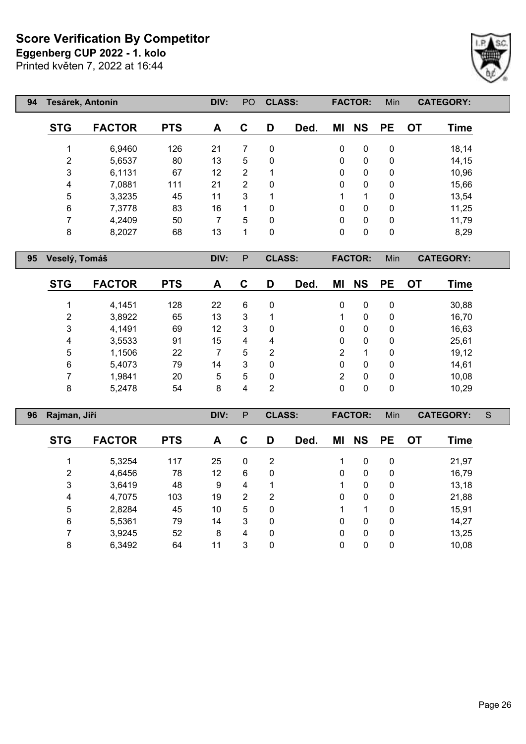# Score Verification By Competitor

**Eggenberg CUP 2022 - 1. kolo**

Printed květen 7, 2022 at 16:44

| 94 | Tesárek, Antonín | | DIV: | PO | CLASS: | | FACTOR: | | Min | CATEGORY: | |
|---|---|---|---|---|---|---|---|---|---|---|---|

| STG | FACTOR | PTS | A | C | D | Ded. | MI | NS | PE | OT | Time |
|---|---|---|---|---|---|---|---|---|---|---|---|
| 1 | 6,9460 | 126 | 21 | 7 | 0 | | 0 | 0 | 0 | | 18,14 |
| 2 | 5,6537 | 80 | 13 | 5 | 0 | | 0 | 0 | 0 | | 14,15 |
| 3 | 6,1131 | 67 | 12 | 2 | 1 | | 0 | 0 | 0 | | 10,96 |
| 4 | 7,0881 | 111 | 21 | 2 | 0 | | 0 | 0 | 0 | | 15,66 |
| 5 | 3,3235 | 45 | 11 | 3 | 1 | | 1 | 1 | 0 | | 13,54 |
| 6 | 7,3778 | 83 | 16 | 1 | 0 | | 0 | 0 | 0 | | 11,25 |
| 7 | 4,2409 | 50 | 7 | 5 | 0 | | 0 | 0 | 0 | | 11,79 |
| 8 | 8,2027 | 68 | 13 | 1 | 0 | | 0 | 0 | 0 | | 8,29 |

| 95 | Veselý, Tomáš | | DIV: | P | CLASS: | | FACTOR: | | Min | CATEGORY: | |
|---|---|---|---|---|---|---|---|---|---|---|---|

| STG | FACTOR | PTS | A | C | D | Ded. | MI | NS | PE | OT | Time |
|---|---|---|---|---|---|---|---|---|---|---|---|
| 1 | 4,1451 | 128 | 22 | 6 | 0 | | 0 | 0 | 0 | | 30,88 |
| 2 | 3,8922 | 65 | 13 | 3 | 1 | | 1 | 0 | 0 | | 16,70 |
| 3 | 4,1491 | 69 | 12 | 3 | 0 | | 0 | 0 | 0 | | 16,63 |
| 4 | 3,5533 | 91 | 15 | 4 | 4 | | 0 | 0 | 0 | | 25,61 |
| 5 | 1,1506 | 22 | 7 | 5 | 2 | | 2 | 1 | 0 | | 19,12 |
| 6 | 5,4073 | 79 | 14 | 3 | 0 | | 0 | 0 | 0 | | 14,61 |
| 7 | 1,9841 | 20 | 5 | 5 | 0 | | 2 | 0 | 0 | | 10,08 |
| 8 | 5,2478 | 54 | 8 | 4 | 2 | | 0 | 0 | 0 | | 10,29 |

| 96 | Rajman, Jiří | | DIV: | P | CLASS: | | FACTOR: | | Min | CATEGORY: | S |
|---|---|---|---|---|---|---|---|---|---|---|---|

| STG | FACTOR | PTS | A | C | D | Ded. | MI | NS | PE | OT | Time |
|---|---|---|---|---|---|---|---|---|---|---|---|
| 1 | 5,3254 | 117 | 25 | 0 | 2 | | 1 | 0 | 0 | | 21,97 |
| 2 | 4,6456 | 78 | 12 | 6 | 0 | | 0 | 0 | 0 | | 16,79 |
| 3 | 3,6419 | 48 | 9 | 4 | 1 | | 1 | 0 | 0 | | 13,18 |
| 4 | 4,7075 | 103 | 19 | 2 | 2 | | 0 | 0 | 0 | | 21,88 |
| 5 | 2,8284 | 45 | 10 | 5 | 0 | | 1 | 1 | 0 | | 15,91 |
| 6 | 5,5361 | 79 | 14 | 3 | 0 | | 0 | 0 | 0 | | 14,27 |
| 7 | 3,9245 | 52 | 8 | 4 | 0 | | 0 | 0 | 0 | | 13,25 |
| 8 | 6,3492 | 64 | 11 | 3 | 0 | | 0 | 0 | 0 | | 10,08 |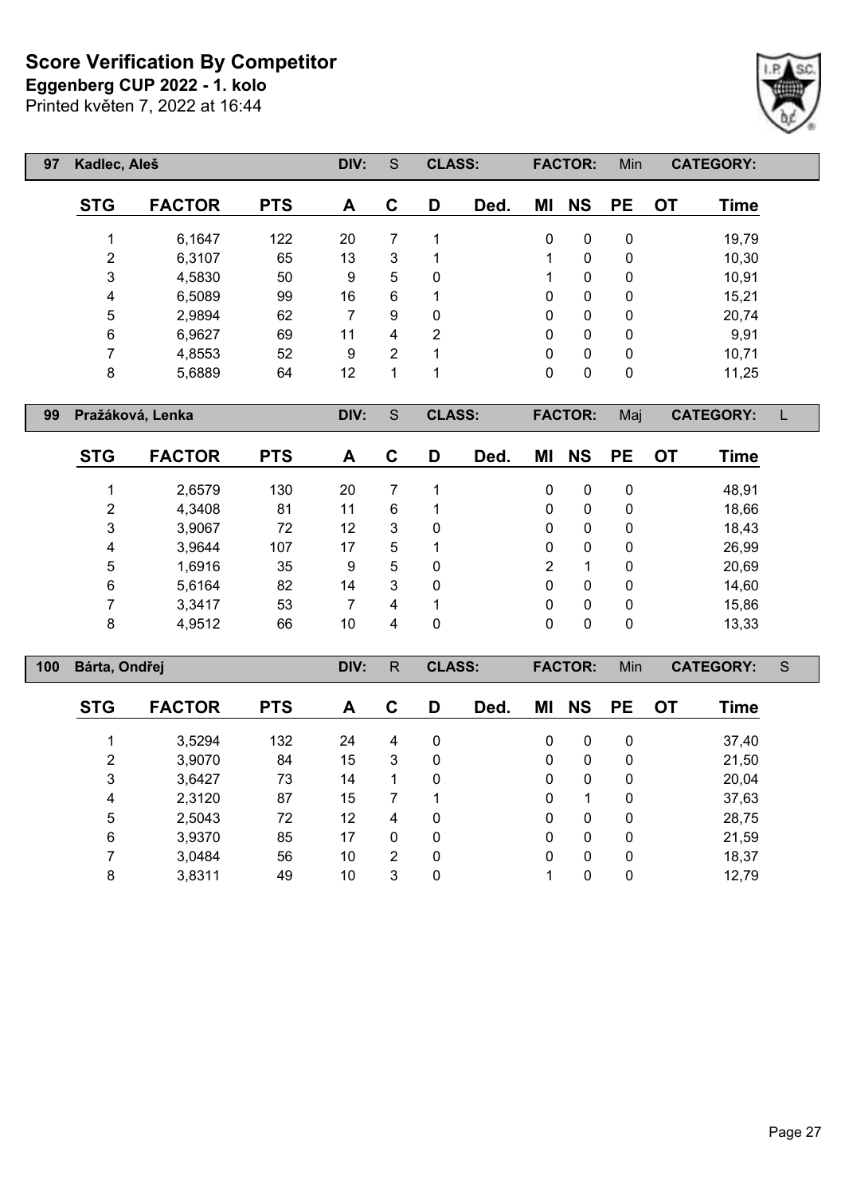# Score Verification By Competitor

**Eggenberg CUP 2022 - 1. kolo**

Printed květen 7, 2022 at 16:44

| 97 | Kadlec, Aleš | | DIV: | S | CLASS: | | FACTOR: | Min | CATEGORY: | |
|---|---|---|---|---|---|---|---|---|---|---|

| STG | FACTOR | PTS | A | C | D | Ded. | MI | NS | PE | OT | Time |
|---|---|---|---|---|---|---|---|---|---|---|---|
| 1 | 6,1647 | 122 | 20 | 7 | 1 | | 0 | 0 | 0 | | 19,79 |
| 2 | 6,3107 | 65 | 13 | 3 | 1 | | 1 | 0 | 0 | | 10,30 |
| 3 | 4,5830 | 50 | 9 | 5 | 0 | | 1 | 0 | 0 | | 10,91 |
| 4 | 6,5089 | 99 | 16 | 6 | 1 | | 0 | 0 | 0 | | 15,21 |
| 5 | 2,9894 | 62 | 7 | 9 | 0 | | 0 | 0 | 0 | | 20,74 |
| 6 | 6,9627 | 69 | 11 | 4 | 2 | | 0 | 0 | 0 | | 9,91 |
| 7 | 4,8553 | 52 | 9 | 2 | 1 | | 0 | 0 | 0 | | 10,71 |
| 8 | 5,6889 | 64 | 12 | 1 | 1 | | 0 | 0 | 0 | | 11,25 |

| 99 | Pražáková, Lenka | | DIV: | S | CLASS: | | FACTOR: | Maj | CATEGORY: | L |
|---|---|---|---|---|---|---|---|---|---|---|

| STG | FACTOR | PTS | A | C | D | Ded. | MI | NS | PE | OT | Time |
|---|---|---|---|---|---|---|---|---|---|---|---|
| 1 | 2,6579 | 130 | 20 | 7 | 1 | | 0 | 0 | 0 | | 48,91 |
| 2 | 4,3408 | 81 | 11 | 6 | 1 | | 0 | 0 | 0 | | 18,66 |
| 3 | 3,9067 | 72 | 12 | 3 | 0 | | 0 | 0 | 0 | | 18,43 |
| 4 | 3,9644 | 107 | 17 | 5 | 1 | | 0 | 0 | 0 | | 26,99 |
| 5 | 1,6916 | 35 | 9 | 5 | 0 | | 2 | 1 | 0 | | 20,69 |
| 6 | 5,6164 | 82 | 14 | 3 | 0 | | 0 | 0 | 0 | | 14,60 |
| 7 | 3,3417 | 53 | 7 | 4 | 1 | | 0 | 0 | 0 | | 15,86 |
| 8 | 4,9512 | 66 | 10 | 4 | 0 | | 0 | 0 | 0 | | 13,33 |

| 100 | Bárta, Ondřej | | DIV: | R | CLASS: | | FACTOR: | Min | CATEGORY: | S |
|---|---|---|---|---|---|---|---|---|---|---|

| STG | FACTOR | PTS | A | C | D | Ded. | MI | NS | PE | OT | Time |
|---|---|---|---|---|---|---|---|---|---|---|---|
| 1 | 3,5294 | 132 | 24 | 4 | 0 | | 0 | 0 | 0 | | 37,40 |
| 2 | 3,9070 | 84 | 15 | 3 | 0 | | 0 | 0 | 0 | | 21,50 |
| 3 | 3,6427 | 73 | 14 | 1 | 0 | | 0 | 0 | 0 | | 20,04 |
| 4 | 2,3120 | 87 | 15 | 7 | 1 | | 0 | 1 | 0 | | 37,63 |
| 5 | 2,5043 | 72 | 12 | 4 | 0 | | 0 | 0 | 0 | | 28,75 |
| 6 | 3,9370 | 85 | 17 | 0 | 0 | | 0 | 0 | 0 | | 21,59 |
| 7 | 3,0484 | 56 | 10 | 2 | 0 | | 0 | 0 | 0 | | 18,37 |
| 8 | 3,8311 | 49 | 10 | 3 | 0 | | 1 | 0 | 0 | | 12,79 |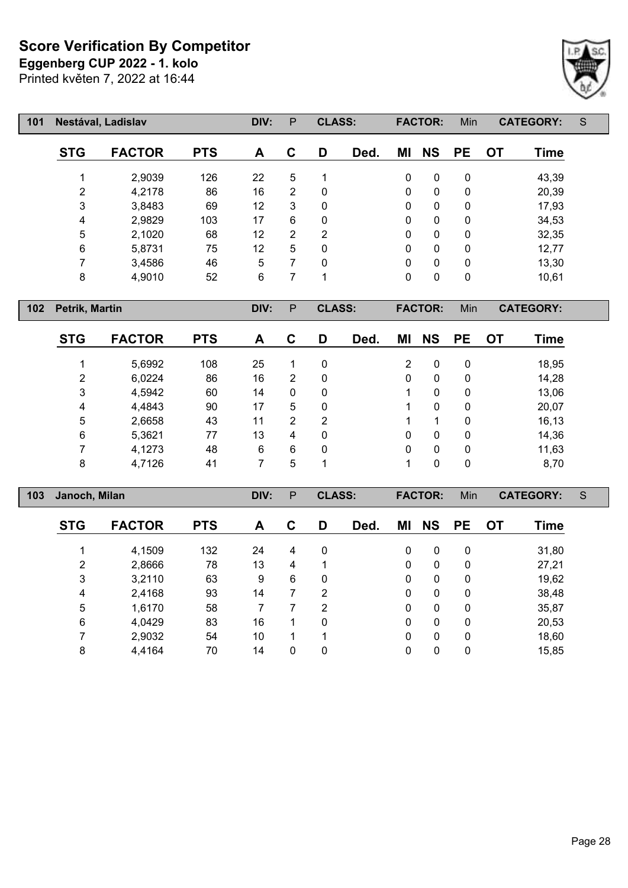# Score Verification By Competitor

**Eggenberg CUP 2022 - 1. kolo**

Printed květen 7, 2022 at 16:44

| 101 | Nestával, Ladislav | | DIV: | P | CLASS: | | FACTOR: | | Min | | CATEGORY: | S |
|---|---|---|---|---|---|---|---|---|---|---|---|---|
| **STG** | **FACTOR** | **PTS** | **A** | **C** | **D** | **Ded.** | **MI** | **NS** | **PE** | **OT** | **Time** | |
| 1 | 2,9039 | 126 | 22 | 5 | 1 | | 0 | 0 | 0 | | 43,39 | |
| 2 | 4,2178 | 86 | 16 | 2 | 0 | | 0 | 0 | 0 | | 20,39 | |
| 3 | 3,8483 | 69 | 12 | 3 | 0 | | 0 | 0 | 0 | | 17,93 | |
| 4 | 2,9829 | 103 | 17 | 6 | 0 | | 0 | 0 | 0 | | 34,53 | |
| 5 | 2,1020 | 68 | 12 | 2 | 2 | | 0 | 0 | 0 | | 32,35 | |
| 6 | 5,8731 | 75 | 12 | 5 | 0 | | 0 | 0 | 0 | | 12,77 | |
| 7 | 3,4586 | 46 | 5 | 7 | 0 | | 0 | 0 | 0 | | 13,30 | |
| 8 | 4,9010 | 52 | 6 | 7 | 1 | | 0 | 0 | 0 | | 10,61 | |

| 102 | Petrik, Martin | | DIV: | P | CLASS: | | FACTOR: | | Min | | CATEGORY: | |
|---|---|---|---|---|---|---|---|---|---|---|---|---|
| **STG** | **FACTOR** | **PTS** | **A** | **C** | **D** | **Ded.** | **MI** | **NS** | **PE** | **OT** | **Time** | |
| 1 | 5,6992 | 108 | 25 | 1 | 0 | | 2 | 0 | 0 | | 18,95 | |
| 2 | 6,0224 | 86 | 16 | 2 | 0 | | 0 | 0 | 0 | | 14,28 | |
| 3 | 4,5942 | 60 | 14 | 0 | 0 | | 1 | 0 | 0 | | 13,06 | |
| 4 | 4,4843 | 90 | 17 | 5 | 0 | | 1 | 0 | 0 | | 20,07 | |
| 5 | 2,6658 | 43 | 11 | 2 | 2 | | 1 | 1 | 0 | | 16,13 | |
| 6 | 5,3621 | 77 | 13 | 4 | 0 | | 0 | 0 | 0 | | 14,36 | |
| 7 | 4,1273 | 48 | 6 | 6 | 0 | | 0 | 0 | 0 | | 11,63 | |
| 8 | 4,7126 | 41 | 7 | 5 | 1 | | 1 | 0 | 0 | | 8,70 | |

| 103 | Janoch, Milan | | DIV: | P | CLASS: | | FACTOR: | | Min | | CATEGORY: | S |
|---|---|---|---|---|---|---|---|---|---|---|---|---|
| **STG** | **FACTOR** | **PTS** | **A** | **C** | **D** | **Ded.** | **MI** | **NS** | **PE** | **OT** | **Time** | |
| 1 | 4,1509 | 132 | 24 | 4 | 0 | | 0 | 0 | 0 | | 31,80 | |
| 2 | 2,8666 | 78 | 13 | 4 | 1 | | 0 | 0 | 0 | | 27,21 | |
| 3 | 3,2110 | 63 | 9 | 6 | 0 | | 0 | 0 | 0 | | 19,62 | |
| 4 | 2,4168 | 93 | 14 | 7 | 2 | | 0 | 0 | 0 | | 38,48 | |
| 5 | 1,6170 | 58 | 7 | 7 | 2 | | 0 | 0 | 0 | | 35,87 | |
| 6 | 4,0429 | 83 | 16 | 1 | 0 | | 0 | 0 | 0 | | 20,53 | |
| 7 | 2,9032 | 54 | 10 | 1 | 1 | | 0 | 0 | 0 | | 18,60 | |
| 8 | 4,4164 | 70 | 14 | 0 | 0 | | 0 | 0 | 0 | | 15,85 | |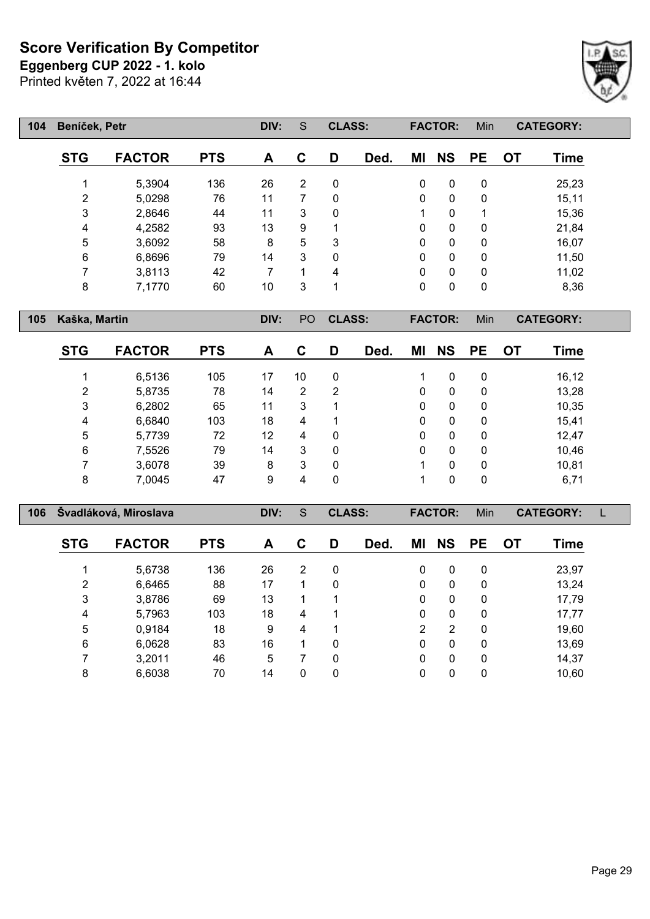# Score Verification By Competitor

**Eggenberg CUP 2022 - 1. kolo**

Printed květen 7, 2022 at 16:44

| 104 | Beníček, Petr | | DIV: | S | CLASS: | | FACTOR: | | Min | | CATEGORY: |
|---|---|---|---|---|---|---|---|---|---|---|---|
| **STG** | **FACTOR** | **PTS** | **A** | **C** | **D** | **Ded.** | **MI** | **NS** | **PE** | **OT** | **Time** |
| 1 | 5,3904 | 136 | 26 | 2 | 0 | | 0 | 0 | 0 | | 25,23 |
| 2 | 5,0298 | 76 | 11 | 7 | 0 | | 0 | 0 | 0 | | 15,11 |
| 3 | 2,8646 | 44 | 11 | 3 | 0 | | 1 | 0 | 1 | | 15,36 |
| 4 | 4,2582 | 93 | 13 | 9 | 1 | | 0 | 0 | 0 | | 21,84 |
| 5 | 3,6092 | 58 | 8 | 5 | 3 | | 0 | 0 | 0 | | 16,07 |
| 6 | 6,8696 | 79 | 14 | 3 | 0 | | 0 | 0 | 0 | | 11,50 |
| 7 | 3,8113 | 42 | 7 | 1 | 4 | | 0 | 0 | 0 | | 11,02 |
| 8 | 7,1770 | 60 | 10 | 3 | 1 | | 0 | 0 | 0 | | 8,36 |

| 105 | Kaška, Martin | | DIV: | PO | CLASS: | | FACTOR: | | Min | | CATEGORY: |
|---|---|---|---|---|---|---|---|---|---|---|---|
| **STG** | **FACTOR** | **PTS** | **A** | **C** | **D** | **Ded.** | **MI** | **NS** | **PE** | **OT** | **Time** |
| 1 | 6,5136 | 105 | 17 | 10 | 0 | | 1 | 0 | 0 | | 16,12 |
| 2 | 5,8735 | 78 | 14 | 2 | 2 | | 0 | 0 | 0 | | 13,28 |
| 3 | 6,2802 | 65 | 11 | 3 | 1 | | 0 | 0 | 0 | | 10,35 |
| 4 | 6,6840 | 103 | 18 | 4 | 1 | | 0 | 0 | 0 | | 15,41 |
| 5 | 5,7739 | 72 | 12 | 4 | 0 | | 0 | 0 | 0 | | 12,47 |
| 6 | 7,5526 | 79 | 14 | 3 | 0 | | 0 | 0 | 0 | | 10,46 |
| 7 | 3,6078 | 39 | 8 | 3 | 0 | | 1 | 0 | 0 | | 10,81 |
| 8 | 7,0045 | 47 | 9 | 4 | 0 | | 1 | 0 | 0 | | 6,71 |

| 106 | Švadláková, Miroslava | | DIV: | S | CLASS: | | FACTOR: | | Min | | CATEGORY: L |
|---|---|---|---|---|---|---|---|---|---|---|---|
| **STG** | **FACTOR** | **PTS** | **A** | **C** | **D** | **Ded.** | **MI** | **NS** | **PE** | **OT** | **Time** |
| 1 | 5,6738 | 136 | 26 | 2 | 0 | | 0 | 0 | 0 | | 23,97 |
| 2 | 6,6465 | 88 | 17 | 1 | 0 | | 0 | 0 | 0 | | 13,24 |
| 3 | 3,8786 | 69 | 13 | 1 | 1 | | 0 | 0 | 0 | | 17,79 |
| 4 | 5,7963 | 103 | 18 | 4 | 1 | | 0 | 0 | 0 | | 17,77 |
| 5 | 0,9184 | 18 | 9 | 4 | 1 | | 2 | 2 | 0 | | 19,60 |
| 6 | 6,0628 | 83 | 16 | 1 | 0 | | 0 | 0 | 0 | | 13,69 |
| 7 | 3,2011 | 46 | 5 | 7 | 0 | | 0 | 0 | 0 | | 14,37 |
| 8 | 6,6038 | 70 | 14 | 0 | 0 | | 0 | 0 | 0 | | 10,60 |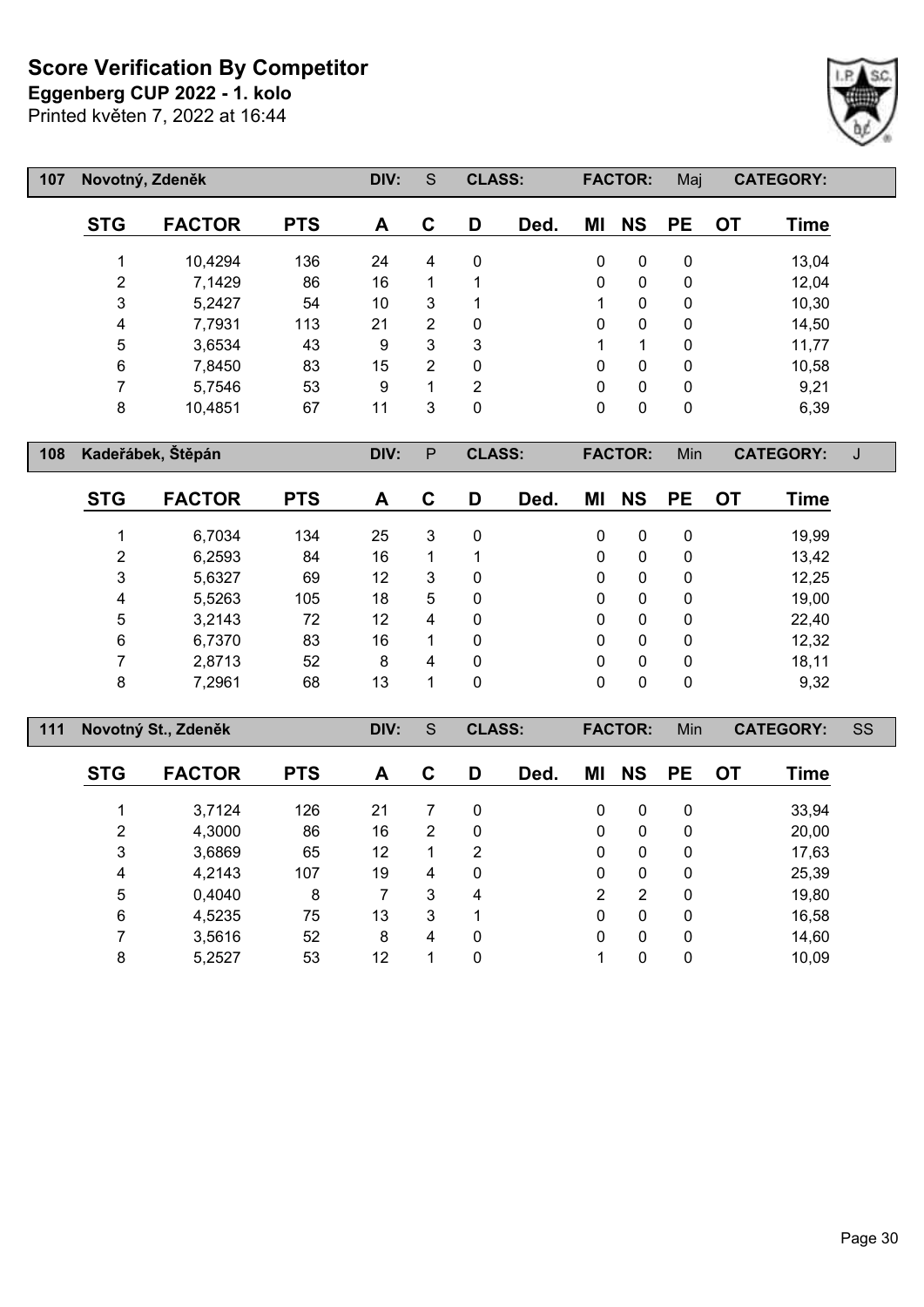# Score Verification By Competitor

**Eggenberg CUP 2022 - 1. kolo**

Printed květen 7, 2022 at 16:44

| 107 | Novotný, Zdeněk | | DIV: | S | CLASS: | | FACTOR: | | Maj | CATEGORY: | |
|---|---|---|---|---|---|---|---|---|---|---|---|
| **STG** | **FACTOR** | **PTS** | **A** | **C** | **D** | **Ded.** | **MI** | **NS** | **PE** | **OT** | **Time** |
| 1 | 10,4294 | 136 | 24 | 4 | 0 | | 0 | 0 | 0 | | 13,04 |
| 2 | 7,1429 | 86 | 16 | 1 | 1 | | 0 | 0 | 0 | | 12,04 |
| 3 | 5,2427 | 54 | 10 | 3 | 1 | | 1 | 0 | 0 | | 10,30 |
| 4 | 7,7931 | 113 | 21 | 2 | 0 | | 0 | 0 | 0 | | 14,50 |
| 5 | 3,6534 | 43 | 9 | 3 | 3 | | 1 | 1 | 0 | | 11,77 |
| 6 | 7,8450 | 83 | 15 | 2 | 0 | | 0 | 0 | 0 | | 10,58 |
| 7 | 5,7546 | 53 | 9 | 1 | 2 | | 0 | 0 | 0 | | 9,21 |
| 8 | 10,4851 | 67 | 11 | 3 | 0 | | 0 | 0 | 0 | | 6,39 |

| 108 | Kadeřábek, Štěpán | | DIV: | P | CLASS: | | FACTOR: | | Min | CATEGORY: | J |
|---|---|---|---|---|---|---|---|---|---|---|---|
| **STG** | **FACTOR** | **PTS** | **A** | **C** | **D** | **Ded.** | **MI** | **NS** | **PE** | **OT** | **Time** |
| 1 | 6,7034 | 134 | 25 | 3 | 0 | | 0 | 0 | 0 | | 19,99 |
| 2 | 6,2593 | 84 | 16 | 1 | 1 | | 0 | 0 | 0 | | 13,42 |
| 3 | 5,6327 | 69 | 12 | 3 | 0 | | 0 | 0 | 0 | | 12,25 |
| 4 | 5,5263 | 105 | 18 | 5 | 0 | | 0 | 0 | 0 | | 19,00 |
| 5 | 3,2143 | 72 | 12 | 4 | 0 | | 0 | 0 | 0 | | 22,40 |
| 6 | 6,7370 | 83 | 16 | 1 | 0 | | 0 | 0 | 0 | | 12,32 |
| 7 | 2,8713 | 52 | 8 | 4 | 0 | | 0 | 0 | 0 | | 18,11 |
| 8 | 7,2961 | 68 | 13 | 1 | 0 | | 0 | 0 | 0 | | 9,32 |

| 111 | Novotný St., Zdeněk | | DIV: | S | CLASS: | | FACTOR: | | Min | CATEGORY: | SS |
|---|---|---|---|---|---|---|---|---|---|---|---|
| **STG** | **FACTOR** | **PTS** | **A** | **C** | **D** | **Ded.** | **MI** | **NS** | **PE** | **OT** | **Time** |
| 1 | 3,7124 | 126 | 21 | 7 | 0 | | 0 | 0 | 0 | | 33,94 |
| 2 | 4,3000 | 86 | 16 | 2 | 0 | | 0 | 0 | 0 | | 20,00 |
| 3 | 3,6869 | 65 | 12 | 1 | 2 | | 0 | 0 | 0 | | 17,63 |
| 4 | 4,2143 | 107 | 19 | 4 | 0 | | 0 | 0 | 0 | | 25,39 |
| 5 | 0,4040 | 8 | 7 | 3 | 4 | | 2 | 2 | 0 | | 19,80 |
| 6 | 4,5235 | 75 | 13 | 3 | 1 | | 0 | 0 | 0 | | 16,58 |
| 7 | 3,5616 | 52 | 8 | 4 | 0 | | 0 | 0 | 0 | | 14,60 |
| 8 | 5,2527 | 53 | 12 | 1 | 0 | | 1 | 0 | 0 | | 10,09 |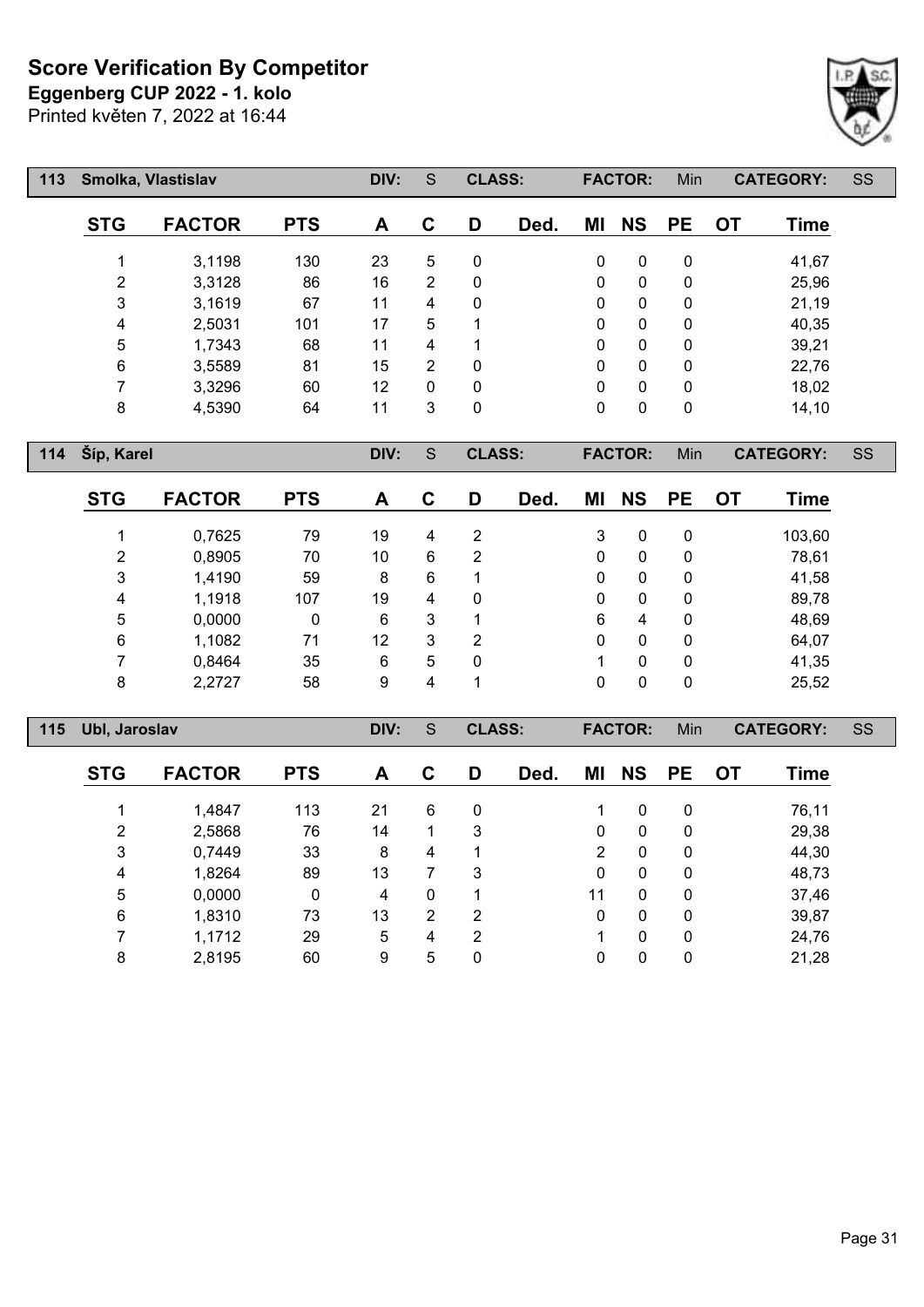# Score Verification By Competitor

**Eggenberg CUP 2022 - 1. kolo**

Printed květen 7, 2022 at 16:44

| 113 | Smolka, Vlastislav | | DIV: | S | CLASS: | | FACTOR: | | Min | CATEGORY: | SS |
|---|---|---|---|---|---|---|---|---|---|---|---|

| STG | FACTOR | PTS | A | C | D | Ded. | MI | NS | PE | OT | Time |
|---|---|---|---|---|---|---|---|---|---|---|---|
| 1 | 3,1198 | 130 | 23 | 5 | 0 | | 0 | 0 | 0 | | 41,67 |
| 2 | 3,3128 | 86 | 16 | 2 | 0 | | 0 | 0 | 0 | | 25,96 |
| 3 | 3,1619 | 67 | 11 | 4 | 0 | | 0 | 0 | 0 | | 21,19 |
| 4 | 2,5031 | 101 | 17 | 5 | 1 | | 0 | 0 | 0 | | 40,35 |
| 5 | 1,7343 | 68 | 11 | 4 | 1 | | 0 | 0 | 0 | | 39,21 |
| 6 | 3,5589 | 81 | 15 | 2 | 0 | | 0 | 0 | 0 | | 22,76 |
| 7 | 3,3296 | 60 | 12 | 0 | 0 | | 0 | 0 | 0 | | 18,02 |
| 8 | 4,5390 | 64 | 11 | 3 | 0 | | 0 | 0 | 0 | | 14,10 |

| 114 | Šíp, Karel | | DIV: | S | CLASS: | | FACTOR: | | Min | CATEGORY: | SS |
|---|---|---|---|---|---|---|---|---|---|---|---|

| STG | FACTOR | PTS | A | C | D | Ded. | MI | NS | PE | OT | Time |
|---|---|---|---|---|---|---|---|---|---|---|---|
| 1 | 0,7625 | 79 | 19 | 4 | 2 | | 3 | 0 | 0 | | 103,60 |
| 2 | 0,8905 | 70 | 10 | 6 | 2 | | 0 | 0 | 0 | | 78,61 |
| 3 | 1,4190 | 59 | 8 | 6 | 1 | | 0 | 0 | 0 | | 41,58 |
| 4 | 1,1918 | 107 | 19 | 4 | 0 | | 0 | 0 | 0 | | 89,78 |
| 5 | 0,0000 | 0 | 6 | 3 | 1 | | 6 | 4 | 0 | | 48,69 |
| 6 | 1,1082 | 71 | 12 | 3 | 2 | | 0 | 0 | 0 | | 64,07 |
| 7 | 0,8464 | 35 | 6 | 5 | 0 | | 1 | 0 | 0 | | 41,35 |
| 8 | 2,2727 | 58 | 9 | 4 | 1 | | 0 | 0 | 0 | | 25,52 |

| 115 | Ubl, Jaroslav | | DIV: | S | CLASS: | | FACTOR: | | Min | CATEGORY: | SS |
|---|---|---|---|---|---|---|---|---|---|---|---|

| STG | FACTOR | PTS | A | C | D | Ded. | MI | NS | PE | OT | Time |
|---|---|---|---|---|---|---|---|---|---|---|---|
| 1 | 1,4847 | 113 | 21 | 6 | 0 | | 1 | 0 | 0 | | 76,11 |
| 2 | 2,5868 | 76 | 14 | 1 | 3 | | 0 | 0 | 0 | | 29,38 |
| 3 | 0,7449 | 33 | 8 | 4 | 1 | | 2 | 0 | 0 | | 44,30 |
| 4 | 1,8264 | 89 | 13 | 7 | 3 | | 0 | 0 | 0 | | 48,73 |
| 5 | 0,0000 | 0 | 4 | 0 | 1 | | 11 | 0 | 0 | | 37,46 |
| 6 | 1,8310 | 73 | 13 | 2 | 2 | | 0 | 0 | 0 | | 39,87 |
| 7 | 1,1712 | 29 | 5 | 4 | 2 | | 1 | 0 | 0 | | 24,76 |
| 8 | 2,8195 | 60 | 9 | 5 | 0 | | 0 | 0 | 0 | | 21,28 |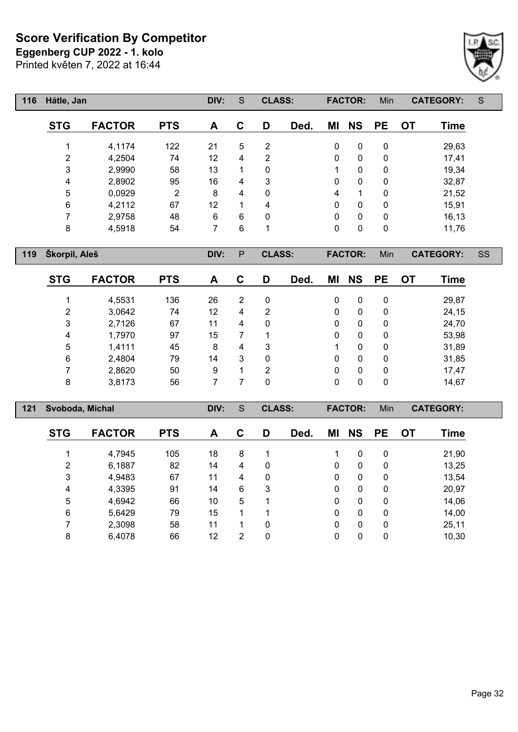# Score Verification By Competitor

**Eggenberg CUP 2022 - 1. kolo**

Printed květen 7, 2022 at 16:44

| 116 | Hátle, Jan | | DIV: | S | CLASS: | | FACTOR: | | Min | CATEGORY: | S |
|---|---|---|---|---|---|---|---|---|---|---|---|

| STG | FACTOR | PTS | A | C | D | Ded. | MI | NS | PE | OT | Time |
|---|---|---|---|---|---|---|---|---|---|---|---|
| 1 | 4,1174 | 122 | 21 | 5 | 2 | | 0 | 0 | 0 | | 29,63 |
| 2 | 4,2504 | 74 | 12 | 4 | 2 | | 0 | 0 | 0 | | 17,41 |
| 3 | 2,9990 | 58 | 13 | 1 | 0 | | 1 | 0 | 0 | | 19,34 |
| 4 | 2,8902 | 95 | 16 | 4 | 3 | | 0 | 0 | 0 | | 32,87 |
| 5 | 0,0929 | 2 | 8 | 4 | 0 | | 4 | 1 | 0 | | 21,52 |
| 6 | 4,2112 | 67 | 12 | 1 | 4 | | 0 | 0 | 0 | | 15,91 |
| 7 | 2,9758 | 48 | 6 | 6 | 0 | | 0 | 0 | 0 | | 16,13 |
| 8 | 4,5918 | 54 | 7 | 6 | 1 | | 0 | 0 | 0 | | 11,76 |

| 119 | Škorpil, Aleš | | DIV: | P | CLASS: | | FACTOR: | | Min | CATEGORY: | SS |
|---|---|---|---|---|---|---|---|---|---|---|---|

| STG | FACTOR | PTS | A | C | D | Ded. | MI | NS | PE | OT | Time |
|---|---|---|---|---|---|---|---|---|---|---|---|
| 1 | 4,5531 | 136 | 26 | 2 | 0 | | 0 | 0 | 0 | | 29,87 |
| 2 | 3,0642 | 74 | 12 | 4 | 2 | | 0 | 0 | 0 | | 24,15 |
| 3 | 2,7126 | 67 | 11 | 4 | 0 | | 0 | 0 | 0 | | 24,70 |
| 4 | 1,7970 | 97 | 15 | 7 | 1 | | 0 | 0 | 0 | | 53,98 |
| 5 | 1,4111 | 45 | 8 | 4 | 3 | | 1 | 0 | 0 | | 31,89 |
| 6 | 2,4804 | 79 | 14 | 3 | 0 | | 0 | 0 | 0 | | 31,85 |
| 7 | 2,8620 | 50 | 9 | 1 | 2 | | 0 | 0 | 0 | | 17,47 |
| 8 | 3,8173 | 56 | 7 | 7 | 0 | | 0 | 0 | 0 | | 14,67 |

| 121 | Svoboda, Michal | | DIV: | S | CLASS: | | FACTOR: | | Min | CATEGORY: | |
|---|---|---|---|---|---|---|---|---|---|---|---|

| STG | FACTOR | PTS | A | C | D | Ded. | MI | NS | PE | OT | Time |
|---|---|---|---|---|---|---|---|---|---|---|---|
| 1 | 4,7945 | 105 | 18 | 8 | 1 | | 1 | 0 | 0 | | 21,90 |
| 2 | 6,1887 | 82 | 14 | 4 | 0 | | 0 | 0 | 0 | | 13,25 |
| 3 | 4,9483 | 67 | 11 | 4 | 0 | | 0 | 0 | 0 | | 13,54 |
| 4 | 4,3395 | 91 | 14 | 6 | 3 | | 0 | 0 | 0 | | 20,97 |
| 5 | 4,6942 | 66 | 10 | 5 | 1 | | 0 | 0 | 0 | | 14,06 |
| 6 | 5,6429 | 79 | 15 | 1 | 1 | | 0 | 0 | 0 | | 14,00 |
| 7 | 2,3098 | 58 | 11 | 1 | 0 | | 0 | 0 | 0 | | 25,11 |
| 8 | 6,4078 | 66 | 12 | 2 | 0 | | 0 | 0 | 0 | | 10,30 |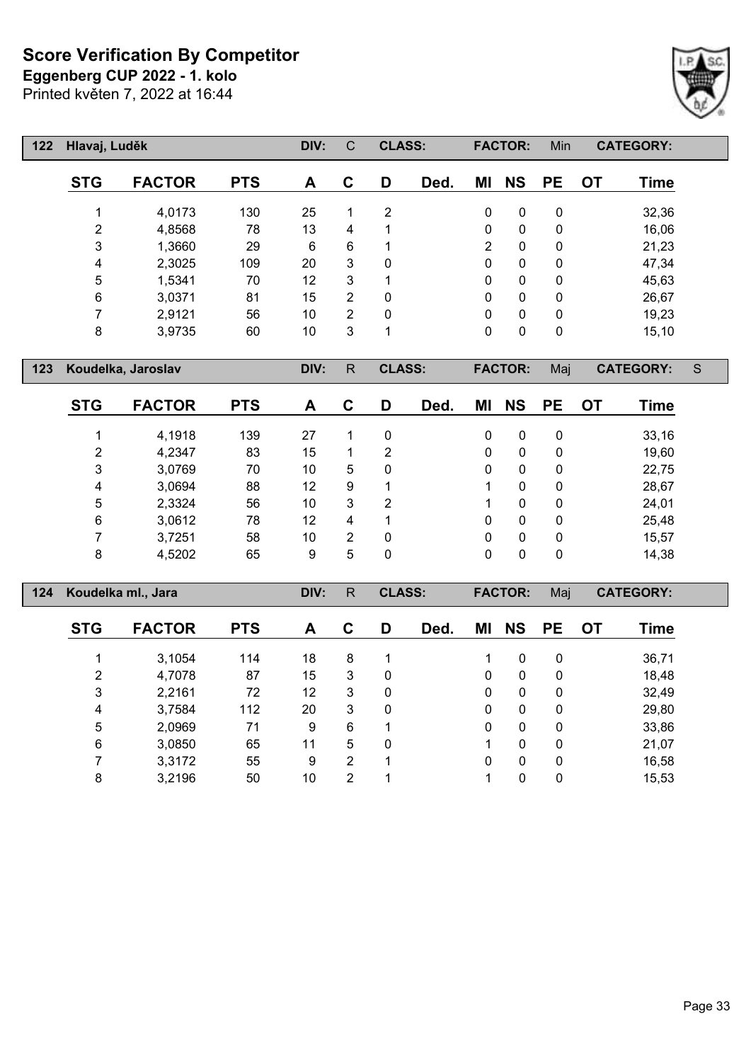# Score Verification By Competitor

**Eggenberg CUP 2022 - 1. kolo**

Printed květen 7, 2022 at 16:44

| 122 | Hlavaj, Luděk | | DIV: | C | CLASS: | | FACTOR: | | Min | CATEGORY: | |
|---|---|---|---|---|---|---|---|---|---|---|---|
| **STG** | **FACTOR** | **PTS** | **A** | **C** | **D** | **Ded.** | **MI** | **NS** | **PE** | **OT** | **Time** |
| 1 | 4,0173 | 130 | 25 | 1 | 2 | | 0 | 0 | 0 | | 32,36 |
| 2 | 4,8568 | 78 | 13 | 4 | 1 | | 0 | 0 | 0 | | 16,06 |
| 3 | 1,3660 | 29 | 6 | 6 | 1 | | 2 | 0 | 0 | | 21,23 |
| 4 | 2,3025 | 109 | 20 | 3 | 0 | | 0 | 0 | 0 | | 47,34 |
| 5 | 1,5341 | 70 | 12 | 3 | 1 | | 0 | 0 | 0 | | 45,63 |
| 6 | 3,0371 | 81 | 15 | 2 | 0 | | 0 | 0 | 0 | | 26,67 |
| 7 | 2,9121 | 56 | 10 | 2 | 0 | | 0 | 0 | 0 | | 19,23 |
| 8 | 3,9735 | 60 | 10 | 3 | 1 | | 0 | 0 | 0 | | 15,10 |

| 123 | Koudelka, Jaroslav | | DIV: | R | CLASS: | | FACTOR: | | Maj | CATEGORY: | S |
|---|---|---|---|---|---|---|---|---|---|---|---|
| **STG** | **FACTOR** | **PTS** | **A** | **C** | **D** | **Ded.** | **MI** | **NS** | **PE** | **OT** | **Time** |
| 1 | 4,1918 | 139 | 27 | 1 | 0 | | 0 | 0 | 0 | | 33,16 |
| 2 | 4,2347 | 83 | 15 | 1 | 2 | | 0 | 0 | 0 | | 19,60 |
| 3 | 3,0769 | 70 | 10 | 5 | 0 | | 0 | 0 | 0 | | 22,75 |
| 4 | 3,0694 | 88 | 12 | 9 | 1 | | 1 | 0 | 0 | | 28,67 |
| 5 | 2,3324 | 56 | 10 | 3 | 2 | | 1 | 0 | 0 | | 24,01 |
| 6 | 3,0612 | 78 | 12 | 4 | 1 | | 0 | 0 | 0 | | 25,48 |
| 7 | 3,7251 | 58 | 10 | 2 | 0 | | 0 | 0 | 0 | | 15,57 |
| 8 | 4,5202 | 65 | 9 | 5 | 0 | | 0 | 0 | 0 | | 14,38 |

| 124 | Koudelka ml., Jara | | DIV: | R | CLASS: | | FACTOR: | | Maj | CATEGORY: | |
|---|---|---|---|---|---|---|---|---|---|---|---|
| **STG** | **FACTOR** | **PTS** | **A** | **C** | **D** | **Ded.** | **MI** | **NS** | **PE** | **OT** | **Time** |
| 1 | 3,1054 | 114 | 18 | 8 | 1 | | 1 | 0 | 0 | | 36,71 |
| 2 | 4,7078 | 87 | 15 | 3 | 0 | | 0 | 0 | 0 | | 18,48 |
| 3 | 2,2161 | 72 | 12 | 3 | 0 | | 0 | 0 | 0 | | 32,49 |
| 4 | 3,7584 | 112 | 20 | 3 | 0 | | 0 | 0 | 0 | | 29,80 |
| 5 | 2,0969 | 71 | 9 | 6 | 1 | | 0 | 0 | 0 | | 33,86 |
| 6 | 3,0850 | 65 | 11 | 5 | 0 | | 1 | 0 | 0 | | 21,07 |
| 7 | 3,3172 | 55 | 9 | 2 | 1 | | 0 | 0 | 0 | | 16,58 |
| 8 | 3,2196 | 50 | 10 | 2 | 1 | | 1 | 0 | 0 | | 15,53 |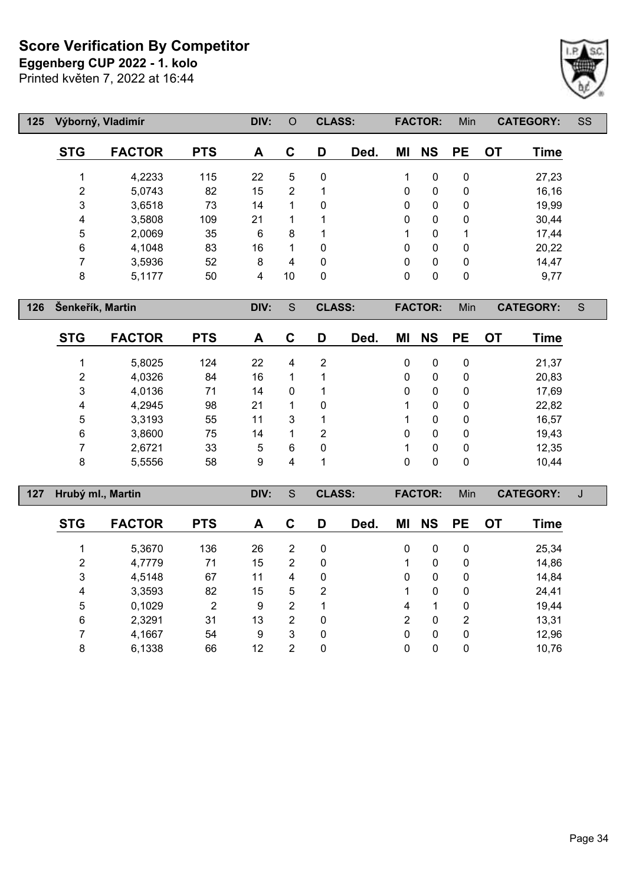# Score Verification By Competitor

**Eggenberg CUP 2022 - 1. kolo**

Printed květen 7, 2022 at 16:44

| 125 | Výborný, Vladimír | | DIV: | O | CLASS: | | FACTOR: | | Min | CATEGORY: | SS |
|---|---|---|---|---|---|---|---|---|---|---|---|

| STG | FACTOR | PTS | A | C | D | Ded. | MI | NS | PE | OT | Time |
|---|---|---|---|---|---|---|---|---|---|---|---|
| 1 | 4,2233 | 115 | 22 | 5 | 0 | | 1 | 0 | 0 | | 27,23 |
| 2 | 5,0743 | 82 | 15 | 2 | 1 | | 0 | 0 | 0 | | 16,16 |
| 3 | 3,6518 | 73 | 14 | 1 | 0 | | 0 | 0 | 0 | | 19,99 |
| 4 | 3,5808 | 109 | 21 | 1 | 1 | | 0 | 0 | 0 | | 30,44 |
| 5 | 2,0069 | 35 | 6 | 8 | 1 | | 1 | 0 | 1 | | 17,44 |
| 6 | 4,1048 | 83 | 16 | 1 | 0 | | 0 | 0 | 0 | | 20,22 |
| 7 | 3,5936 | 52 | 8 | 4 | 0 | | 0 | 0 | 0 | | 14,47 |
| 8 | 5,1177 | 50 | 4 | 10 | 0 | | 0 | 0 | 0 | | 9,77 |

| 126 | Šenkeřík, Martin | | DIV: | S | CLASS: | | FACTOR: | | Min | CATEGORY: | S |
|---|---|---|---|---|---|---|---|---|---|---|---|

| STG | FACTOR | PTS | A | C | D | Ded. | MI | NS | PE | OT | Time |
|---|---|---|---|---|---|---|---|---|---|---|---|
| 1 | 5,8025 | 124 | 22 | 4 | 2 | | 0 | 0 | 0 | | 21,37 |
| 2 | 4,0326 | 84 | 16 | 1 | 1 | | 0 | 0 | 0 | | 20,83 |
| 3 | 4,0136 | 71 | 14 | 0 | 1 | | 0 | 0 | 0 | | 17,69 |
| 4 | 4,2945 | 98 | 21 | 1 | 0 | | 1 | 0 | 0 | | 22,82 |
| 5 | 3,3193 | 55 | 11 | 3 | 1 | | 1 | 0 | 0 | | 16,57 |
| 6 | 3,8600 | 75 | 14 | 1 | 2 | | 0 | 0 | 0 | | 19,43 |
| 7 | 2,6721 | 33 | 5 | 6 | 0 | | 1 | 0 | 0 | | 12,35 |
| 8 | 5,5556 | 58 | 9 | 4 | 1 | | 0 | 0 | 0 | | 10,44 |

| 127 | Hrubý ml., Martin | | DIV: | S | CLASS: | | FACTOR: | | Min | CATEGORY: | J |
|---|---|---|---|---|---|---|---|---|---|---|---|

| STG | FACTOR | PTS | A | C | D | Ded. | MI | NS | PE | OT | Time |
|---|---|---|---|---|---|---|---|---|---|---|---|
| 1 | 5,3670 | 136 | 26 | 2 | 0 | | 0 | 0 | 0 | | 25,34 |
| 2 | 4,7779 | 71 | 15 | 2 | 0 | | 1 | 0 | 0 | | 14,86 |
| 3 | 4,5148 | 67 | 11 | 4 | 0 | | 0 | 0 | 0 | | 14,84 |
| 4 | 3,3593 | 82 | 15 | 5 | 2 | | 1 | 0 | 0 | | 24,41 |
| 5 | 0,1029 | 2 | 9 | 2 | 1 | | 4 | 1 | 0 | | 19,44 |
| 6 | 2,3291 | 31 | 13 | 2 | 0 | | 2 | 0 | 2 | | 13,31 |
| 7 | 4,1667 | 54 | 9 | 3 | 0 | | 0 | 0 | 0 | | 12,96 |
| 8 | 6,1338 | 66 | 12 | 2 | 0 | | 0 | 0 | 0 | | 10,76 |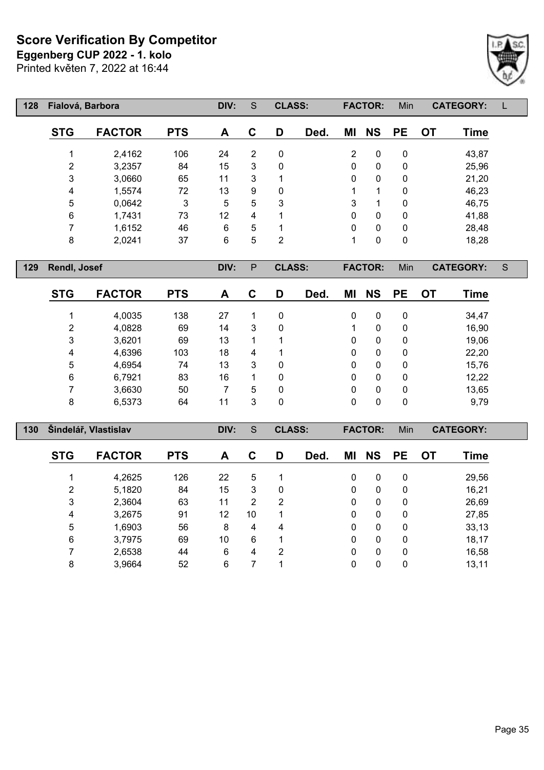# Score Verification By Competitor

**Eggenberg CUP 2022 - 1. kolo**

Printed květen 7, 2022 at 16:44

| 128 | Fialová, Barbora | | DIV: S | | CLASS: | | FACTOR: Min | | | CATEGORY: L | |
|---|---|---|---|---|---|---|---|---|---|---|---|
| **STG** | **FACTOR** | **PTS** | **A** | **C** | **D** | **Ded.** | **MI** | **NS** | **PE** | **OT** | **Time** |
| 1 | 2,4162 | 106 | 24 | 2 | 0 | | 2 | 0 | 0 | | 43,87 |
| 2 | 3,2357 | 84 | 15 | 3 | 0 | | 0 | 0 | 0 | | 25,96 |
| 3 | 3,0660 | 65 | 11 | 3 | 1 | | 0 | 0 | 0 | | 21,20 |
| 4 | 1,5574 | 72 | 13 | 9 | 0 | | 1 | 1 | 0 | | 46,23 |
| 5 | 0,0642 | 3 | 5 | 5 | 3 | | 3 | 1 | 0 | | 46,75 |
| 6 | 1,7431 | 73 | 12 | 4 | 1 | | 0 | 0 | 0 | | 41,88 |
| 7 | 1,6152 | 46 | 6 | 5 | 1 | | 0 | 0 | 0 | | 28,48 |
| 8 | 2,0241 | 37 | 6 | 5 | 2 | | 1 | 0 | 0 | | 18,28 |

| 129 | Rendl, Josef | | DIV: P | | CLASS: | | FACTOR: Min | | | CATEGORY: S | |
|---|---|---|---|---|---|---|---|---|---|---|---|
| **STG** | **FACTOR** | **PTS** | **A** | **C** | **D** | **Ded.** | **MI** | **NS** | **PE** | **OT** | **Time** |
| 1 | 4,0035 | 138 | 27 | 1 | 0 | | 0 | 0 | 0 | | 34,47 |
| 2 | 4,0828 | 69 | 14 | 3 | 0 | | 1 | 0 | 0 | | 16,90 |
| 3 | 3,6201 | 69 | 13 | 1 | 1 | | 0 | 0 | 0 | | 19,06 |
| 4 | 4,6396 | 103 | 18 | 4 | 1 | | 0 | 0 | 0 | | 22,20 |
| 5 | 4,6954 | 74 | 13 | 3 | 0 | | 0 | 0 | 0 | | 15,76 |
| 6 | 6,7921 | 83 | 16 | 1 | 0 | | 0 | 0 | 0 | | 12,22 |
| 7 | 3,6630 | 50 | 7 | 5 | 0 | | 0 | 0 | 0 | | 13,65 |
| 8 | 6,5373 | 64 | 11 | 3 | 0 | | 0 | 0 | 0 | | 9,79 |

| 130 | Šindelář, Vlastislav | | DIV: S | | CLASS: | | FACTOR: Min | | | CATEGORY: | |
|---|---|---|---|---|---|---|---|---|---|---|---|
| **STG** | **FACTOR** | **PTS** | **A** | **C** | **D** | **Ded.** | **MI** | **NS** | **PE** | **OT** | **Time** |
| 1 | 4,2625 | 126 | 22 | 5 | 1 | | 0 | 0 | 0 | | 29,56 |
| 2 | 5,1820 | 84 | 15 | 3 | 0 | | 0 | 0 | 0 | | 16,21 |
| 3 | 2,3604 | 63 | 11 | 2 | 2 | | 0 | 0 | 0 | | 26,69 |
| 4 | 3,2675 | 91 | 12 | 10 | 1 | | 0 | 0 | 0 | | 27,85 |
| 5 | 1,6903 | 56 | 8 | 4 | 4 | | 0 | 0 | 0 | | 33,13 |
| 6 | 3,7975 | 69 | 10 | 6 | 1 | | 0 | 0 | 0 | | 18,17 |
| 7 | 2,6538 | 44 | 6 | 4 | 2 | | 0 | 0 | 0 | | 16,58 |
| 8 | 3,9664 | 52 | 6 | 7 | 1 | | 0 | 0 | 0 | | 13,11 |